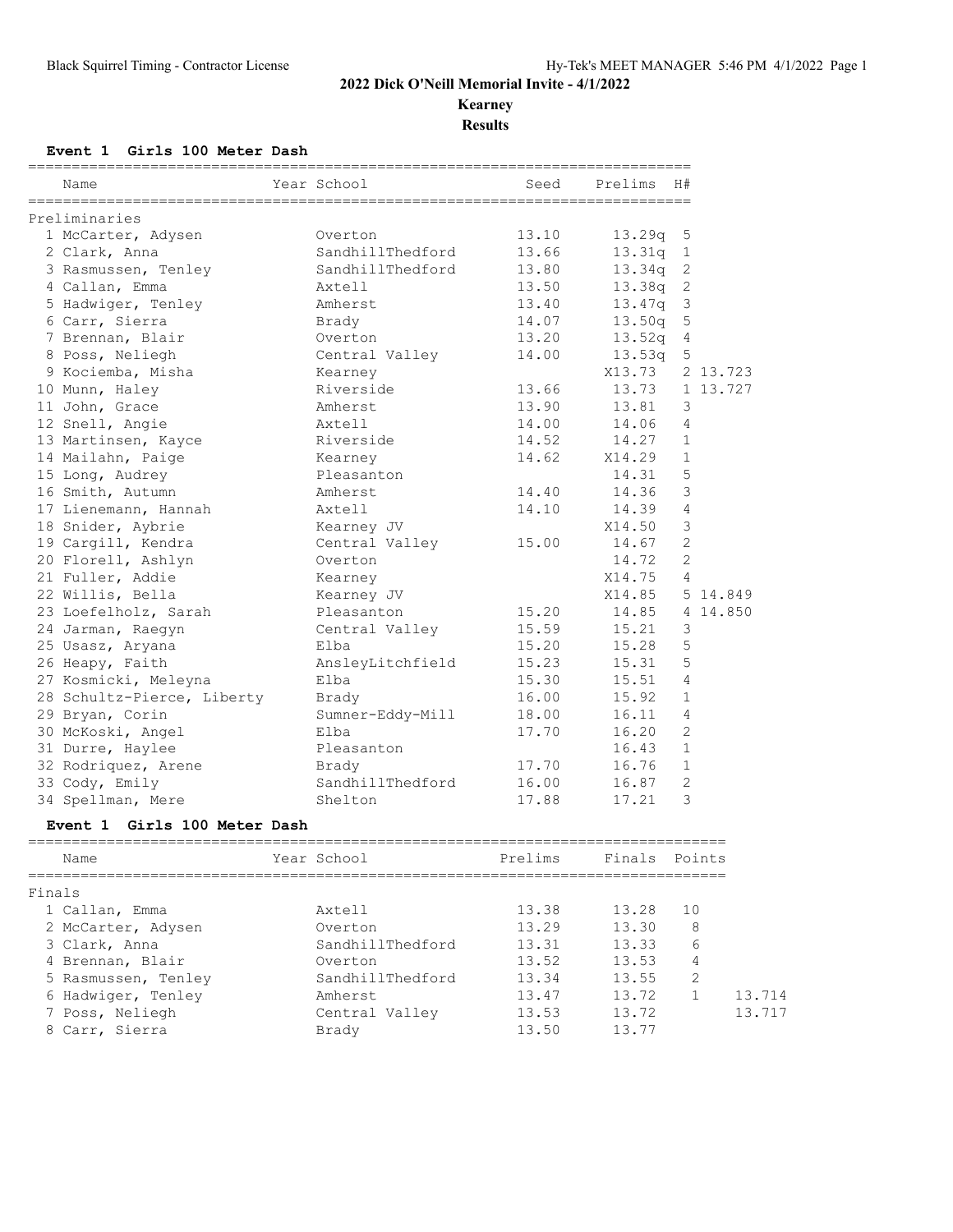# 2022 Dick O'Neill Memorial Invite - 4/1/2022

**Kearney**

**Results**

### Event 1 Girls 100 Meter Dash

**Preliminaries**

| Place | Name | Year | School | Seed | Prelims | H# | Tiebreak |
|---|---|---|---|---|---|---|---|
| 1 | McCarter, Adysen | | Overton | 13.10 | 13.29q | 5 | |
| 2 | Clark, Anna | | SandhillThedford | 13.66 | 13.31q | 1 | |
| 3 | Rasmussen, Tenley | | SandhillThedford | 13.80 | 13.34q | 2 | |
| 4 | Callan, Emma | | Axtell | 13.50 | 13.38q | 2 | |
| 5 | Hadwiger, Tenley | | Amherst | 13.40 | 13.47q | 3 | |
| 6 | Carr, Sierra | | Brady | 14.07 | 13.50q | 5 | |
| 7 | Brennan, Blair | | Overton | 13.20 | 13.52q | 4 | |
| 8 | Poss, Neliegh | | Central Valley | 14.00 | 13.53q | 5 | |
| 9 | Kociemba, Misha | | Kearney | | X13.73 | 2 | 13.723 |
| 10 | Munn, Haley | | Riverside | 13.66 | 13.73 | 1 | 13.727 |
| 11 | John, Grace | | Amherst | 13.90 | 13.81 | 3 | |
| 12 | Snell, Angie | | Axtell | 14.00 | 14.06 | 4 | |
| 13 | Martinsen, Kayce | | Riverside | 14.52 | 14.27 | 1 | |
| 14 | Mailahn, Paige | | Kearney | 14.62 | X14.29 | 1 | |
| 15 | Long, Audrey | | Pleasanton | | 14.31 | 5 | |
| 16 | Smith, Autumn | | Amherst | 14.40 | 14.36 | 3 | |
| 17 | Lienemann, Hannah | | Axtell | 14.10 | 14.39 | 4 | |
| 18 | Snider, Aybrie | | Kearney JV | | X14.50 | 3 | |
| 19 | Cargill, Kendra | | Central Valley | 15.00 | 14.67 | 2 | |
| 20 | Florell, Ashlyn | | Overton | | 14.72 | 2 | |
| 21 | Fuller, Addie | | Kearney | | X14.75 | 4 | |
| 22 | Willis, Bella | | Kearney JV | | X14.85 | 5 | 14.849 |
| 23 | Loefelholz, Sarah | | Pleasanton | 15.20 | 14.85 | 4 | 14.850 |
| 24 | Jarman, Raegyn | | Central Valley | 15.59 | 15.21 | 3 | |
| 25 | Usasz, Aryana | | Elba | 15.20 | 15.28 | 5 | |
| 26 | Heapy, Faith | | AnsleyLitchfield | 15.23 | 15.31 | 5 | |
| 27 | Kosmicki, Meleyna | | Elba | 15.30 | 15.51 | 4 | |
| 28 | Schultz-Pierce, Liberty | | Brady | 16.00 | 15.92 | 1 | |
| 29 | Bryan, Corin | | Sumner-Eddy-Mill | 18.00 | 16.11 | 4 | |
| 30 | McKoski, Angel | | Elba | 17.70 | 16.20 | 2 | |
| 31 | Durre, Haylee | | Pleasanton | | 16.43 | 1 | |
| 32 | Rodriquez, Arene | | Brady | 17.70 | 16.76 | 1 | |
| 33 | Cody, Emily | | SandhillThedford | 16.00 | 16.87 | 2 | |
| 34 | Spellman, Mere | | Shelton | 17.88 | 17.21 | 3 | |

### Event 1 Girls 100 Meter Dash

**Finals**

| Place | Name | Year | School | Prelims | Finals | Points | Tiebreak |
|---|---|---|---|---|---|---|---|
| 1 | Callan, Emma | | Axtell | 13.38 | 13.28 | 10 | |
| 2 | McCarter, Adysen | | Overton | 13.29 | 13.30 | 8 | |
| 3 | Clark, Anna | | SandhillThedford | 13.31 | 13.33 | 6 | |
| 4 | Brennan, Blair | | Overton | 13.52 | 13.53 | 4 | |
| 5 | Rasmussen, Tenley | | SandhillThedford | 13.34 | 13.55 | 2 | |
| 6 | Hadwiger, Tenley | | Amherst | 13.47 | 13.72 | 1 | 13.714 |
| 7 | Poss, Neliegh | | Central Valley | 13.53 | 13.72 | | 13.717 |
| 8 | Carr, Sierra | | Brady | 13.50 | 13.77 | | |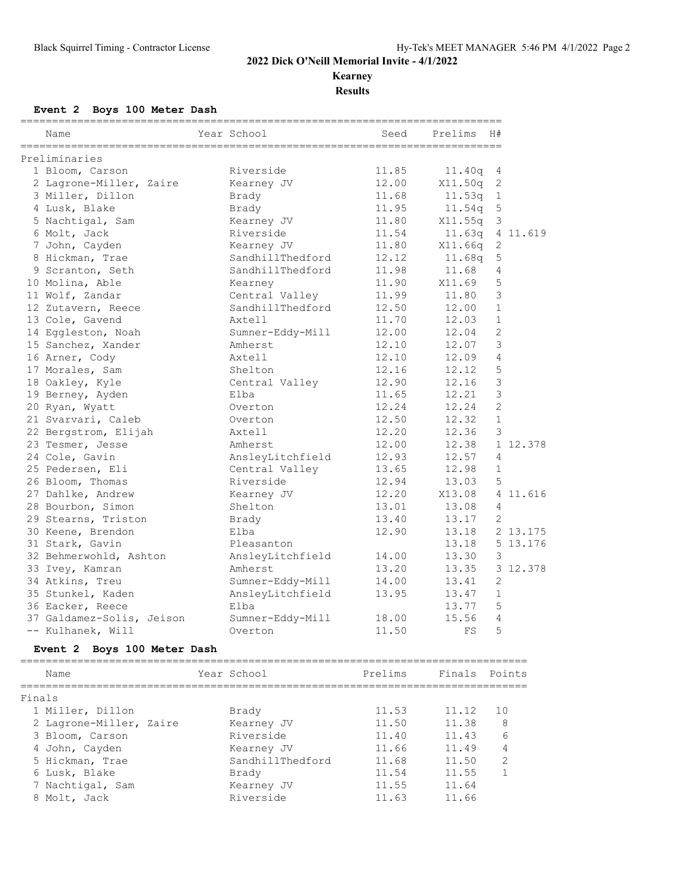## 2022 Dick O'Neill Memorial Invite - 4/1/2022

**Kearney**

**Results**

### Event 2 Boys 100 Meter Dash

**Preliminaries**

| Place | Name | Year | School | Seed | Prelims | H# | |
|---|---|---|---|---|---|---|---|
| 1 | Bloom, Carson | | Riverside | 11.85 | 11.40q | 4 | |
| 2 | Lagrone-Miller, Zaire | | Kearney JV | 12.00 | X11.50q | 2 | |
| 3 | Miller, Dillon | | Brady | 11.68 | 11.53q | 1 | |
| 4 | Lusk, Blake | | Brady | 11.95 | 11.54q | 5 | |
| 5 | Nachtigal, Sam | | Kearney JV | 11.80 | X11.55q | 3 | |
| 6 | Molt, Jack | | Riverside | 11.54 | 11.63q | 4 | 11.619 |
| 7 | John, Cayden | | Kearney JV | 11.80 | X11.66q | 2 | |
| 8 | Hickman, Trae | | SandhillThedford | 12.12 | 11.68q | 5 | |
| 9 | Scranton, Seth | | SandhillThedford | 11.98 | 11.68 | 4 | |
| 10 | Molina, Able | | Kearney | 11.90 | X11.69 | 5 | |
| 11 | Wolf, Zandar | | Central Valley | 11.99 | 11.80 | 3 | |
| 12 | Zutavern, Reece | | SandhillThedford | 12.50 | 12.00 | 1 | |
| 13 | Cole, Gavend | | Axtell | 11.70 | 12.03 | 1 | |
| 14 | Eggleston, Noah | | Sumner-Eddy-Mill | 12.00 | 12.04 | 2 | |
| 15 | Sanchez, Xander | | Amherst | 12.10 | 12.07 | 3 | |
| 16 | Arner, Cody | | Axtell | 12.10 | 12.09 | 4 | |
| 17 | Morales, Sam | | Shelton | 12.16 | 12.12 | 5 | |
| 18 | Oakley, Kyle | | Central Valley | 12.90 | 12.16 | 3 | |
| 19 | Berney, Ayden | | Elba | 11.65 | 12.21 | 3 | |
| 20 | Ryan, Wyatt | | Overton | 12.24 | 12.24 | 2 | |
| 21 | Svarvari, Caleb | | Overton | 12.50 | 12.32 | 1 | |
| 22 | Bergstrom, Elijah | | Axtell | 12.20 | 12.36 | 3 | |
| 23 | Tesmer, Jesse | | Amherst | 12.00 | 12.38 | 1 | 12.378 |
| 24 | Cole, Gavin | | AnsleyLitchfield | 12.93 | 12.57 | 4 | |
| 25 | Pedersen, Eli | | Central Valley | 13.65 | 12.98 | 1 | |
| 26 | Bloom, Thomas | | Riverside | 12.94 | 13.03 | 5 | |
| 27 | Dahlke, Andrew | | Kearney JV | 12.20 | X13.08 | 4 | 11.616 |
| 28 | Bourbon, Simon | | Shelton | 13.01 | 13.08 | 4 | |
| 29 | Stearns, Triston | | Brady | 13.40 | 13.17 | 2 | |
| 30 | Keene, Brendon | | Elba | 12.90 | 13.18 | 2 | 13.175 |
| 31 | Stark, Gavin | | Pleasanton | | 13.18 | 5 | 13.176 |
| 32 | Behmerwohld, Ashton | | AnsleyLitchfield | 14.00 | 13.30 | 3 | |
| 33 | Ivey, Kamran | | Amherst | 13.20 | 13.35 | 3 | 12.378 |
| 34 | Atkins, Treu | | Sumner-Eddy-Mill | 14.00 | 13.41 | 2 | |
| 35 | Stunkel, Kaden | | AnsleyLitchfield | 13.95 | 13.47 | 1 | |
| 36 | Eacker, Reece | | Elba | | 13.77 | 5 | |
| 37 | Galdamez-Solis, Jeison | | Sumner-Eddy-Mill | 18.00 | 15.56 | 4 | |
| -- | Kulhanek, Will | | Overton | 11.50 | FS | 5 | |

### Event 2 Boys 100 Meter Dash

**Finals**

| Place | Name | Year | School | Prelims | Finals | Points |
|---|---|---|---|---|---|---|
| 1 | Miller, Dillon | | Brady | 11.53 | 11.12 | 10 |
| 2 | Lagrone-Miller, Zaire | | Kearney JV | 11.50 | 11.38 | 8 |
| 3 | Bloom, Carson | | Riverside | 11.40 | 11.43 | 6 |
| 4 | John, Cayden | | Kearney JV | 11.66 | 11.49 | 4 |
| 5 | Hickman, Trae | | SandhillThedford | 11.68 | 11.50 | 2 |
| 6 | Lusk, Blake | | Brady | 11.54 | 11.55 | 1 |
| 7 | Nachtigal, Sam | | Kearney JV | 11.55 | 11.64 | |
| 8 | Molt, Jack | | Riverside | 11.63 | 11.66 | |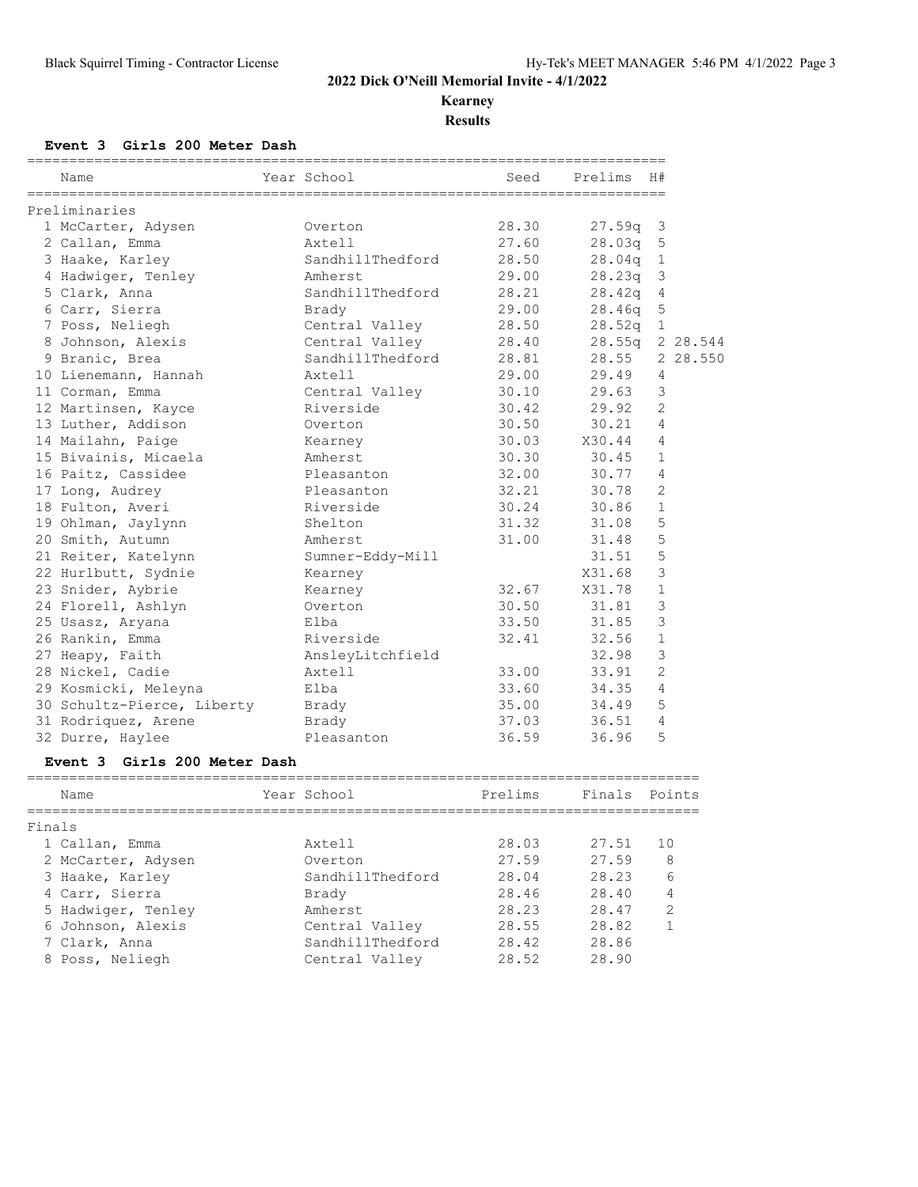## 2022 Dick O'Neill Memorial Invite - 4/1/2022

**Kearney**

**Results**

### Event 3 Girls 200 Meter Dash

**Preliminaries**

| | Name | Year School | Seed | Prelims | H# | |
|---|---|---|---|---|---|---|
| 1 | McCarter, Adysen | Overton | 28.30 | 27.59q | 3 | |
| 2 | Callan, Emma | Axtell | 27.60 | 28.03q | 5 | |
| 3 | Haake, Karley | SandhillThedford | 28.50 | 28.04q | 1 | |
| 4 | Hadwiger, Tenley | Amherst | 29.00 | 28.23q | 3 | |
| 5 | Clark, Anna | SandhillThedford | 28.21 | 28.42q | 4 | |
| 6 | Carr, Sierra | Brady | 29.00 | 28.46q | 5 | |
| 7 | Poss, Neliegh | Central Valley | 28.50 | 28.52q | 1 | |
| 8 | Johnson, Alexis | Central Valley | 28.40 | 28.55q | 2 | 28.544 |
| 9 | Branic, Brea | SandhillThedford | 28.81 | 28.55 | 2 | 28.550 |
| 10 | Lienemann, Hannah | Axtell | 29.00 | 29.49 | 4 | |
| 11 | Corman, Emma | Central Valley | 30.10 | 29.63 | 3 | |
| 12 | Martinsen, Kayce | Riverside | 30.42 | 29.92 | 2 | |
| 13 | Luther, Addison | Overton | 30.50 | 30.21 | 4 | |
| 14 | Mailahn, Paige | Kearney | 30.03 | X30.44 | 4 | |
| 15 | Bivainis, Micaela | Amherst | 30.30 | 30.45 | 1 | |
| 16 | Paitz, Cassidee | Pleasanton | 32.00 | 30.77 | 4 | |
| 17 | Long, Audrey | Pleasanton | 32.21 | 30.78 | 2 | |
| 18 | Fulton, Averi | Riverside | 30.24 | 30.86 | 1 | |
| 19 | Ohlman, Jaylynn | Shelton | 31.32 | 31.08 | 5 | |
| 20 | Smith, Autumn | Amherst | 31.00 | 31.48 | 5 | |
| 21 | Reiter, Katelynn | Sumner-Eddy-Mill | | 31.51 | 5 | |
| 22 | Hurlbutt, Sydnie | Kearney | | X31.68 | 3 | |
| 23 | Snider, Aybrie | Kearney | 32.67 | X31.78 | 1 | |
| 24 | Florell, Ashlyn | Overton | 30.50 | 31.81 | 3 | |
| 25 | Usasz, Aryana | Elba | 33.50 | 31.85 | 3 | |
| 26 | Rankin, Emma | Riverside | 32.41 | 32.56 | 1 | |
| 27 | Heapy, Faith | AnsleyLitchfield | | 32.98 | 3 | |
| 28 | Nickel, Cadie | Axtell | 33.00 | 33.91 | 2 | |
| 29 | Kosmicki, Meleyna | Elba | 33.60 | 34.35 | 4 | |
| 30 | Schultz-Pierce, Liberty | Brady | 35.00 | 34.49 | 5 | |
| 31 | Rodriquez, Arene | Brady | 37.03 | 36.51 | 4 | |
| 32 | Durre, Haylee | Pleasanton | 36.59 | 36.96 | 5 | |

### Event 3 Girls 200 Meter Dash

**Finals**

| | Name | Year School | Prelims | Finals | Points |
|---|---|---|---|---|---|
| 1 | Callan, Emma | Axtell | 28.03 | 27.51 | 10 |
| 2 | McCarter, Adysen | Overton | 27.59 | 27.59 | 8 |
| 3 | Haake, Karley | SandhillThedford | 28.04 | 28.23 | 6 |
| 4 | Carr, Sierra | Brady | 28.46 | 28.40 | 4 |
| 5 | Hadwiger, Tenley | Amherst | 28.23 | 28.47 | 2 |
| 6 | Johnson, Alexis | Central Valley | 28.55 | 28.82 | 1 |
| 7 | Clark, Anna | SandhillThedford | 28.42 | 28.86 | |
| 8 | Poss, Neliegh | Central Valley | 28.52 | 28.90 | |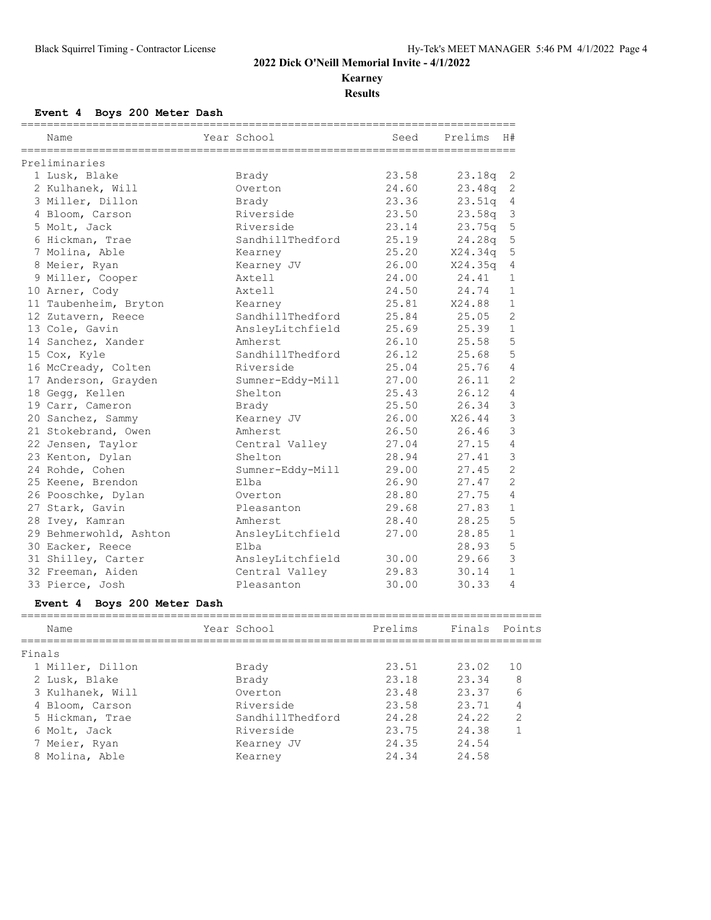**2022 Dick O'Neill Memorial Invite - 4/1/2022**

**Kearney**

**Results**

### Event 4 Boys 200 Meter Dash

Preliminaries

| Place | Name | Year | School | Seed | Prelims | H# |
|---|---|---|---|---|---|---|
| 1 | Lusk, Blake | | Brady | 23.58 | 23.18q | 2 |
| 2 | Kulhanek, Will | | Overton | 24.60 | 23.48q | 2 |
| 3 | Miller, Dillon | | Brady | 23.36 | 23.51q | 4 |
| 4 | Bloom, Carson | | Riverside | 23.50 | 23.58q | 3 |
| 5 | Molt, Jack | | Riverside | 23.14 | 23.75q | 5 |
| 6 | Hickman, Trae | | SandhillThedford | 25.19 | 24.28q | 5 |
| 7 | Molina, Able | | Kearney | 25.20 | X24.34q | 5 |
| 8 | Meier, Ryan | | Kearney JV | 26.00 | X24.35q | 4 |
| 9 | Miller, Cooper | | Axtell | 24.00 | 24.41 | 1 |
| 10 | Arner, Cody | | Axtell | 24.50 | 24.74 | 1 |
| 11 | Taubenheim, Bryton | | Kearney | 25.81 | X24.88 | 1 |
| 12 | Zutavern, Reece | | SandhillThedford | 25.84 | 25.05 | 2 |
| 13 | Cole, Gavin | | AnsleyLitchfield | 25.69 | 25.39 | 1 |
| 14 | Sanchez, Xander | | Amherst | 26.10 | 25.58 | 5 |
| 15 | Cox, Kyle | | SandhillThedford | 26.12 | 25.68 | 5 |
| 16 | McCready, Colten | | Riverside | 25.04 | 25.76 | 4 |
| 17 | Anderson, Grayden | | Sumner-Eddy-Mill | 27.00 | 26.11 | 2 |
| 18 | Gegg, Kellen | | Shelton | 25.43 | 26.12 | 4 |
| 19 | Carr, Cameron | | Brady | 25.50 | 26.34 | 3 |
| 20 | Sanchez, Sammy | | Kearney JV | 26.00 | X26.44 | 3 |
| 21 | Stokebrand, Owen | | Amherst | 26.50 | 26.46 | 3 |
| 22 | Jensen, Taylor | | Central Valley | 27.04 | 27.15 | 4 |
| 23 | Kenton, Dylan | | Shelton | 28.94 | 27.41 | 3 |
| 24 | Rohde, Cohen | | Sumner-Eddy-Mill | 29.00 | 27.45 | 2 |
| 25 | Keene, Brendon | | Elba | 26.90 | 27.47 | 2 |
| 26 | Pooschke, Dylan | | Overton | 28.80 | 27.75 | 4 |
| 27 | Stark, Gavin | | Pleasanton | 29.68 | 27.83 | 1 |
| 28 | Ivey, Kamran | | Amherst | 28.40 | 28.25 | 5 |
| 29 | Behmerwohld, Ashton | | AnsleyLitchfield | 27.00 | 28.85 | 1 |
| 30 | Eacker, Reece | | Elba | | 28.93 | 5 |
| 31 | Shilley, Carter | | AnsleyLitchfield | 30.00 | 29.66 | 3 |
| 32 | Freeman, Aiden | | Central Valley | 29.83 | 30.14 | 1 |
| 33 | Pierce, Josh | | Pleasanton | 30.00 | 30.33 | 4 |

### Event 4 Boys 200 Meter Dash

Finals

| Place | Name | Year | School | Prelims | Finals | Points |
|---|---|---|---|---|---|---|
| 1 | Miller, Dillon | | Brady | 23.51 | 23.02 | 10 |
| 2 | Lusk, Blake | | Brady | 23.18 | 23.34 | 8 |
| 3 | Kulhanek, Will | | Overton | 23.48 | 23.37 | 6 |
| 4 | Bloom, Carson | | Riverside | 23.58 | 23.71 | 4 |
| 5 | Hickman, Trae | | SandhillThedford | 24.28 | 24.22 | 2 |
| 6 | Molt, Jack | | Riverside | 23.75 | 24.38 | 1 |
| 7 | Meier, Ryan | | Kearney JV | 24.35 | 24.54 | |
| 8 | Molina, Able | | Kearney | 24.34 | 24.58 | |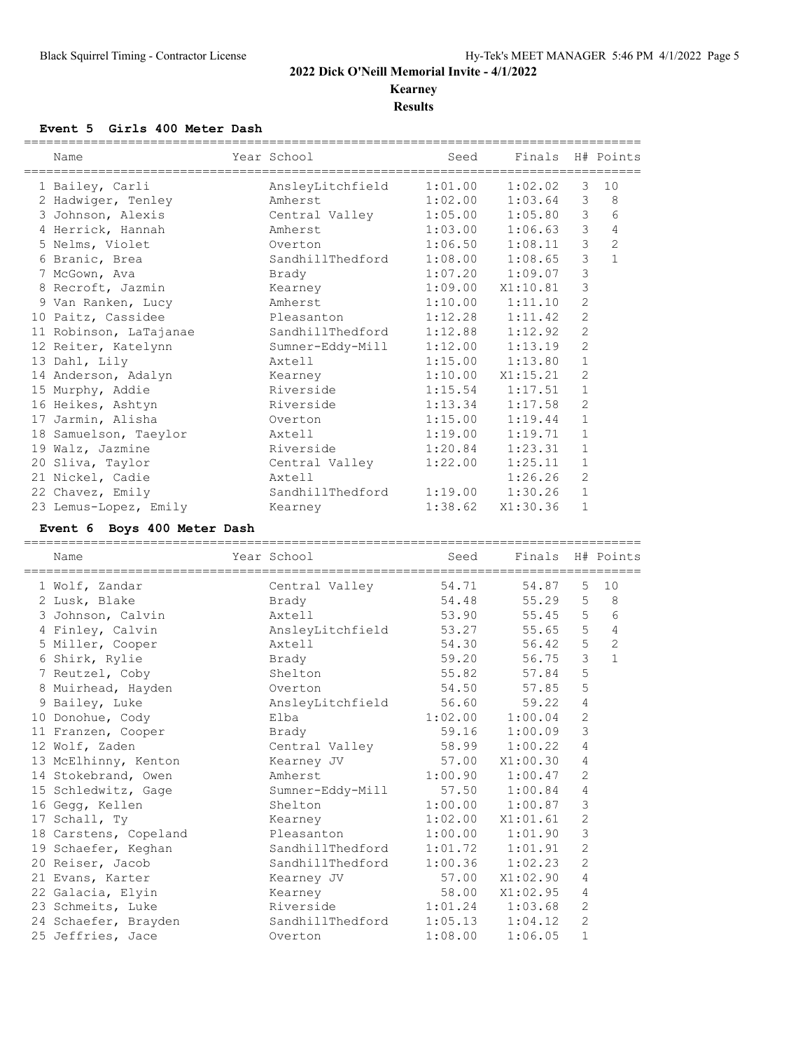## 2022 Dick O'Neill Memorial Invite - 4/1/2022

**Kearney**

**Results**

### Event 5 Girls 400 Meter Dash

| | Name | Year | School | Seed | Finals | H# | Points |
|---|---|---|---|---|---|---|---|
| 1 | Bailey, Carli | | AnsleyLitchfield | 1:01.00 | 1:02.02 | 3 | 10 |
| 2 | Hadwiger, Tenley | | Amherst | 1:02.00 | 1:03.64 | 3 | 8 |
| 3 | Johnson, Alexis | | Central Valley | 1:05.00 | 1:05.80 | 3 | 6 |
| 4 | Herrick, Hannah | | Amherst | 1:03.00 | 1:06.63 | 3 | 4 |
| 5 | Nelms, Violet | | Overton | 1:06.50 | 1:08.11 | 3 | 2 |
| 6 | Branic, Brea | | SandhillThedford | 1:08.00 | 1:08.65 | 3 | 1 |
| 7 | McGown, Ava | | Brady | 1:07.20 | 1:09.07 | 3 | |
| 8 | Recroft, Jazmin | | Kearney | 1:09.00 | X1:10.81 | 3 | |
| 9 | Van Ranken, Lucy | | Amherst | 1:10.00 | 1:11.10 | 2 | |
| 10 | Paitz, Cassidee | | Pleasanton | 1:12.28 | 1:11.42 | 2 | |
| 11 | Robinson, LaTajanae | | SandhillThedford | 1:12.88 | 1:12.92 | 2 | |
| 12 | Reiter, Katelynn | | Sumner-Eddy-Mill | 1:12.00 | 1:13.19 | 2 | |
| 13 | Dahl, Lily | | Axtell | 1:15.00 | 1:13.80 | 1 | |
| 14 | Anderson, Adalyn | | Kearney | 1:10.00 | X1:15.21 | 2 | |
| 15 | Murphy, Addie | | Riverside | 1:15.54 | 1:17.51 | 1 | |
| 16 | Heikes, Ashtyn | | Riverside | 1:13.34 | 1:17.58 | 2 | |
| 17 | Jarmin, Alisha | | Overton | 1:15.00 | 1:19.44 | 1 | |
| 18 | Samuelson, Taeylor | | Axtell | 1:19.00 | 1:19.71 | 1 | |
| 19 | Walz, Jazmine | | Riverside | 1:20.84 | 1:23.31 | 1 | |
| 20 | Sliva, Taylor | | Central Valley | 1:22.00 | 1:25.11 | 1 | |
| 21 | Nickel, Cadie | | Axtell | | 1:26.26 | 2 | |
| 22 | Chavez, Emily | | SandhillThedford | 1:19.00 | 1:30.26 | 1 | |
| 23 | Lemus-Lopez, Emily | | Kearney | 1:38.62 | X1:30.36 | 1 | |

### Event 6 Boys 400 Meter Dash

| | Name | Year | School | Seed | Finals | H# | Points |
|---|---|---|---|---|---|---|---|
| 1 | Wolf, Zandar | | Central Valley | 54.71 | 54.87 | 5 | 10 |
| 2 | Lusk, Blake | | Brady | 54.48 | 55.29 | 5 | 8 |
| 3 | Johnson, Calvin | | Axtell | 53.90 | 55.45 | 5 | 6 |
| 4 | Finley, Calvin | | AnsleyLitchfield | 53.27 | 55.65 | 5 | 4 |
| 5 | Miller, Cooper | | Axtell | 54.30 | 56.42 | 5 | 2 |
| 6 | Shirk, Rylie | | Brady | 59.20 | 56.75 | 3 | 1 |
| 7 | Reutzel, Coby | | Shelton | 55.82 | 57.84 | 5 | |
| 8 | Muirhead, Hayden | | Overton | 54.50 | 57.85 | 5 | |
| 9 | Bailey, Luke | | AnsleyLitchfield | 56.60 | 59.22 | 4 | |
| 10 | Donohue, Cody | | Elba | 1:02.00 | 1:00.04 | 2 | |
| 11 | Franzen, Cooper | | Brady | 59.16 | 1:00.09 | 3 | |
| 12 | Wolf, Zaden | | Central Valley | 58.99 | 1:00.22 | 4 | |
| 13 | McElhinny, Kenton | | Kearney JV | 57.00 | X1:00.30 | 4 | |
| 14 | Stokebrand, Owen | | Amherst | 1:00.90 | 1:00.47 | 2 | |
| 15 | Schledwitz, Gage | | Sumner-Eddy-Mill | 57.50 | 1:00.84 | 4 | |
| 16 | Gegg, Kellen | | Shelton | 1:00.00 | 1:00.87 | 3 | |
| 17 | Schall, Ty | | Kearney | 1:02.00 | X1:01.61 | 2 | |
| 18 | Carstens, Copeland | | Pleasanton | 1:00.00 | 1:01.90 | 3 | |
| 19 | Schaefer, Keghan | | SandhillThedford | 1:01.72 | 1:01.91 | 2 | |
| 20 | Reiser, Jacob | | SandhillThedford | 1:00.36 | 1:02.23 | 2 | |
| 21 | Evans, Karter | | Kearney JV | 57.00 | X1:02.90 | 4 | |
| 22 | Galacia, Elyin | | Kearney | 58.00 | X1:02.95 | 4 | |
| 23 | Schmeits, Luke | | Riverside | 1:01.24 | 1:03.68 | 2 | |
| 24 | Schaefer, Brayden | | SandhillThedford | 1:05.13 | 1:04.12 | 2 | |
| 25 | Jeffries, Jace | | Overton | 1:08.00 | 1:06.05 | 1 | |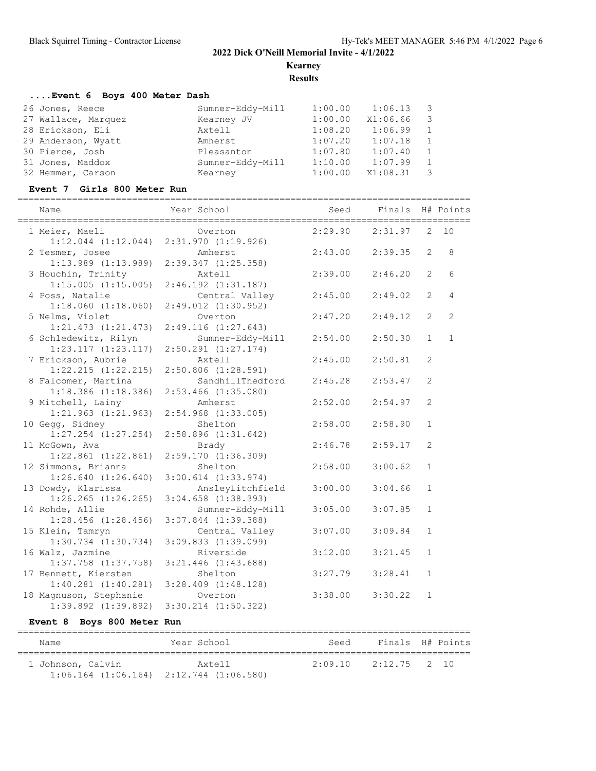**2022 Dick O'Neill Memorial Invite - 4/1/2022**

**Kearney**

**Results**

### ....Event 6 Boys 400 Meter Dash

| Place | Name | School | Seed | Finals | H# |
|---|---|---|---|---|---|
| 26 | Jones, Reece | Sumner-Eddy-Mill | 1:00.00 | 1:06.13 | 3 |
| 27 | Wallace, Marquez | Kearney JV | 1:00.00 | X1:06.66 | 3 |
| 28 | Erickson, Eli | Axtell | 1:08.20 | 1:06.99 | 1 |
| 29 | Anderson, Wyatt | Amherst | 1:07.20 | 1:07.18 | 1 |
| 30 | Pierce, Josh | Pleasanton | 1:07.80 | 1:07.40 | 1 |
| 31 | Jones, Maddox | Sumner-Eddy-Mill | 1:10.00 | 1:07.99 | 1 |
| 32 | Hemmer, Carson | Kearney | 1:00.00 | X1:08.31 | 3 |

### Event 7 Girls 800 Meter Run

| Place | Name | Year School | Seed | Finals | H# | Points | Splits |
|---|---|---|---|---|---|---|---|
| 1 | Meier, Maeli | Overton | 2:29.90 | 2:31.97 | 2 | 10 | 1:12.044 (1:12.044) 2:31.970 (1:19.926) |
| 2 | Tesmer, Josee | Amherst | 2:43.00 | 2:39.35 | 2 | 8 | 1:13.989 (1:13.989) 2:39.347 (1:25.358) |
| 3 | Houchin, Trinity | Axtell | 2:39.00 | 2:46.20 | 2 | 6 | 1:15.005 (1:15.005) 2:46.192 (1:31.187) |
| 4 | Poss, Natalie | Central Valley | 2:45.00 | 2:49.02 | 2 | 4 | 1:18.060 (1:18.060) 2:49.012 (1:30.952) |
| 5 | Nelms, Violet | Overton | 2:47.20 | 2:49.12 | 2 | 2 | 1:21.473 (1:21.473) 2:49.116 (1:27.643) |
| 6 | Schledewitz, Rilyn | Sumner-Eddy-Mill | 2:54.00 | 2:50.30 | 1 | 1 | 1:23.117 (1:23.117) 2:50.291 (1:27.174) |
| 7 | Erickson, Aubrie | Axtell | 2:45.00 | 2:50.81 | 2 | | 1:22.215 (1:22.215) 2:50.806 (1:28.591) |
| 8 | Falcomer, Martina | SandhillThedford | 2:45.28 | 2:53.47 | 2 | | 1:18.386 (1:18.386) 2:53.466 (1:35.080) |
| 9 | Mitchell, Lainy | Amherst | 2:52.00 | 2:54.97 | 2 | | 1:21.963 (1:21.963) 2:54.968 (1:33.005) |
| 10 | Gegg, Sidney | Shelton | 2:58.00 | 2:58.90 | 1 | | 1:27.254 (1:27.254) 2:58.896 (1:31.642) |
| 11 | McGown, Ava | Brady | 2:46.78 | 2:59.17 | 2 | | 1:22.861 (1:22.861) 2:59.170 (1:36.309) |
| 12 | Simmons, Brianna | Shelton | 2:58.00 | 3:00.62 | 1 | | 1:26.640 (1:26.640) 3:00.614 (1:33.974) |
| 13 | Dowdy, Klarissa | AnsleyLitchfield | 3:00.00 | 3:04.66 | 1 | | 1:26.265 (1:26.265) 3:04.658 (1:38.393) |
| 14 | Rohde, Allie | Sumner-Eddy-Mill | 3:05.00 | 3:07.85 | 1 | | 1:28.456 (1:28.456) 3:07.844 (1:39.388) |
| 15 | Klein, Tamryn | Central Valley | 3:07.00 | 3:09.84 | 1 | | 1:30.734 (1:30.734) 3:09.833 (1:39.099) |
| 16 | Walz, Jazmine | Riverside | 3:12.00 | 3:21.45 | 1 | | 1:37.758 (1:37.758) 3:21.446 (1:43.688) |
| 17 | Bennett, Kiersten | Shelton | 3:27.79 | 3:28.41 | 1 | | 1:40.281 (1:40.281) 3:28.409 (1:48.128) |
| 18 | Magnuson, Stephanie | Overton | 3:38.00 | 3:30.22 | 1 | | 1:39.892 (1:39.892) 3:30.214 (1:50.322) |

### Event 8 Boys 800 Meter Run

| Place | Name | Year School | Seed | Finals | H# | Points | Splits |
|---|---|---|---|---|---|---|---|
| 1 | Johnson, Calvin | Axtell | 2:09.10 | 2:12.75 | 2 | 10 | 1:06.164 (1:06.164) 2:12.744 (1:06.580) |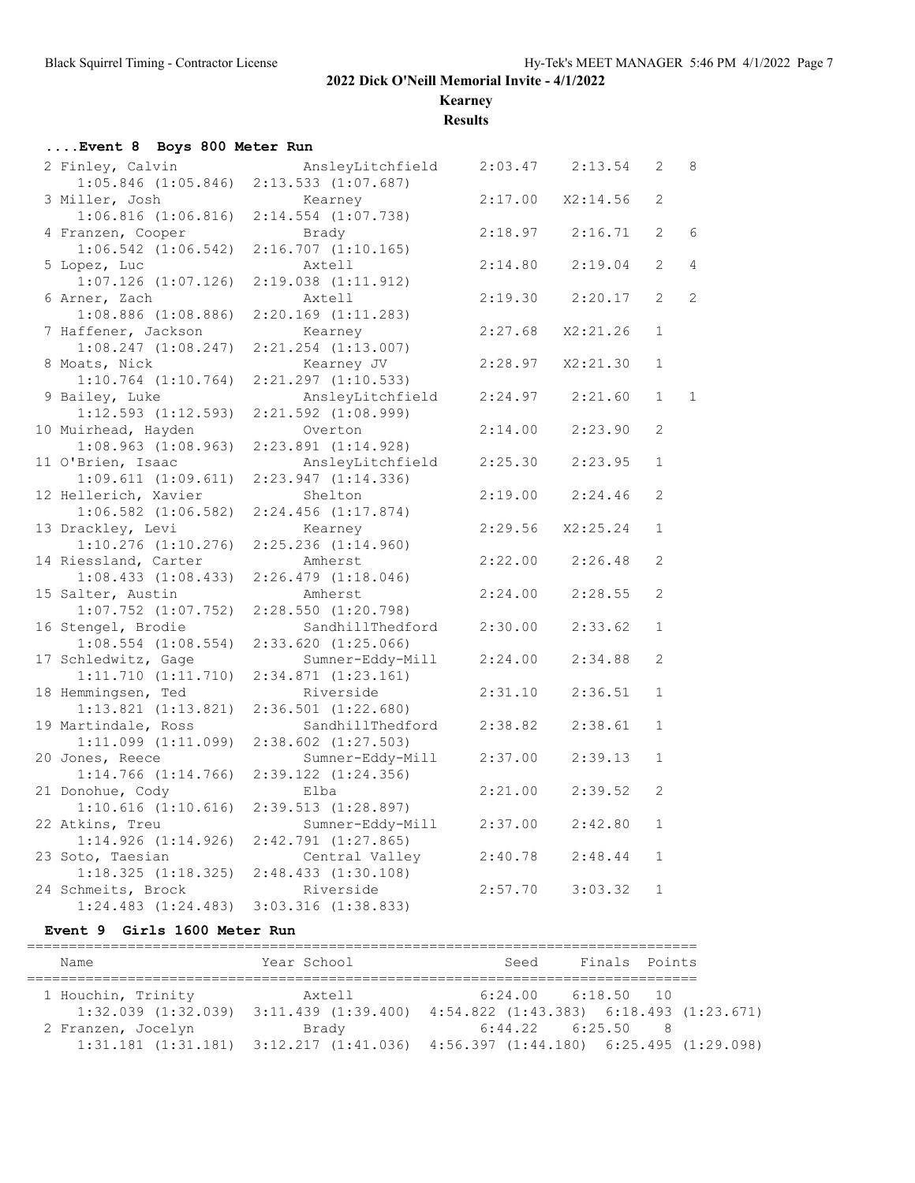## 2022 Dick O'Neill Memorial Invite - 4/1/2022

**Kearney**

**Results**

### ....Event 8 Boys 800 Meter Run

| Place | Name | School | Seed | Finals | H# | Points |
|---|---|---|---|---|---|---|
| 2 | Finley, Calvin | AnsleyLitchfield | 2:03.47 | 2:13.54 | 2 | 8 |
| | 1:05.846 (1:05.846) 2:13.533 (1:07.687) | | | | | |
| 3 | Miller, Josh | Kearney | 2:17.00 | X2:14.56 | 2 | |
| | 1:06.816 (1:06.816) 2:14.554 (1:07.738) | | | | | |
| 4 | Franzen, Cooper | Brady | 2:18.97 | 2:16.71 | 2 | 6 |
| | 1:06.542 (1:06.542) 2:16.707 (1:10.165) | | | | | |
| 5 | Lopez, Luc | Axtell | 2:14.80 | 2:19.04 | 2 | 4 |
| | 1:07.126 (1:07.126) 2:19.038 (1:11.912) | | | | | |
| 6 | Arner, Zach | Axtell | 2:19.30 | 2:20.17 | 2 | 2 |
| | 1:08.886 (1:08.886) 2:20.169 (1:11.283) | | | | | |
| 7 | Haffener, Jackson | Kearney | 2:27.68 | X2:21.26 | 1 | |
| | 1:08.247 (1:08.247) 2:21.254 (1:13.007) | | | | | |
| 8 | Moats, Nick | Kearney JV | 2:28.97 | X2:21.30 | 1 | |
| | 1:10.764 (1:10.764) 2:21.297 (1:10.533) | | | | | |
| 9 | Bailey, Luke | AnsleyLitchfield | 2:24.97 | 2:21.60 | 1 | 1 |
| | 1:12.593 (1:12.593) 2:21.592 (1:08.999) | | | | | |
| 10 | Muirhead, Hayden | Overton | 2:14.00 | 2:23.90 | 2 | |
| | 1:08.963 (1:08.963) 2:23.891 (1:14.928) | | | | | |
| 11 | O'Brien, Isaac | AnsleyLitchfield | 2:25.30 | 2:23.95 | 1 | |
| | 1:09.611 (1:09.611) 2:23.947 (1:14.336) | | | | | |
| 12 | Hellerich, Xavier | Shelton | 2:19.00 | 2:24.46 | 2 | |
| | 1:06.582 (1:06.582) 2:24.456 (1:17.874) | | | | | |
| 13 | Drackley, Levi | Kearney | 2:29.56 | X2:25.24 | 1 | |
| | 1:10.276 (1:10.276) 2:25.236 (1:14.960) | | | | | |
| 14 | Riessland, Carter | Amherst | 2:22.00 | 2:26.48 | 2 | |
| | 1:08.433 (1:08.433) 2:26.479 (1:18.046) | | | | | |
| 15 | Salter, Austin | Amherst | 2:24.00 | 2:28.55 | 2 | |
| | 1:07.752 (1:07.752) 2:28.550 (1:20.798) | | | | | |
| 16 | Stengel, Brodie | SandhillThedford | 2:30.00 | 2:33.62 | 1 | |
| | 1:08.554 (1:08.554) 2:33.620 (1:25.066) | | | | | |
| 17 | Schledwitz, Gage | Sumner-Eddy-Mill | 2:24.00 | 2:34.88 | 2 | |
| | 1:11.710 (1:11.710) 2:34.871 (1:23.161) | | | | | |
| 18 | Hemmingsen, Ted | Riverside | 2:31.10 | 2:36.51 | 1 | |
| | 1:13.821 (1:13.821) 2:36.501 (1:22.680) | | | | | |
| 19 | Martindale, Ross | SandhillThedford | 2:38.82 | 2:38.61 | 1 | |
| | 1:11.099 (1:11.099) 2:38.602 (1:27.503) | | | | | |
| 20 | Jones, Reece | Sumner-Eddy-Mill | 2:37.00 | 2:39.13 | 1 | |
| | 1:14.766 (1:14.766) 2:39.122 (1:24.356) | | | | | |
| 21 | Donohue, Cody | Elba | 2:21.00 | 2:39.52 | 2 | |
| | 1:10.616 (1:10.616) 2:39.513 (1:28.897) | | | | | |
| 22 | Atkins, Treu | Sumner-Eddy-Mill | 2:37.00 | 2:42.80 | 1 | |
| | 1:14.926 (1:14.926) 2:42.791 (1:27.865) | | | | | |
| 23 | Soto, Taesian | Central Valley | 2:40.78 | 2:48.44 | 1 | |
| | 1:18.325 (1:18.325) 2:48.433 (1:30.108) | | | | | |
| 24 | Schmeits, Brock | Riverside | 2:57.70 | 3:03.32 | 1 | |
| | 1:24.483 (1:24.483) 3:03.316 (1:38.833) | | | | | |

### Event 9 Girls 1600 Meter Run

| Place | Name | Year | School | Seed | Finals | Points |
|---|---|---|---|---|---|---|
| 1 | Houchin, Trinity | | Axtell | 6:24.00 | 6:18.50 | 10 |
| | 1:32.039 (1:32.039) 3:11.439 (1:39.400) 4:54.822 (1:43.383) 6:18.493 (1:23.671) | | | | | |
| 2 | Franzen, Jocelyn | | Brady | 6:44.22 | 6:25.50 | 8 |
| | 1:31.181 (1:31.181) 3:12.217 (1:41.036) 4:56.397 (1:44.180) 6:25.495 (1:29.098) | | | | | |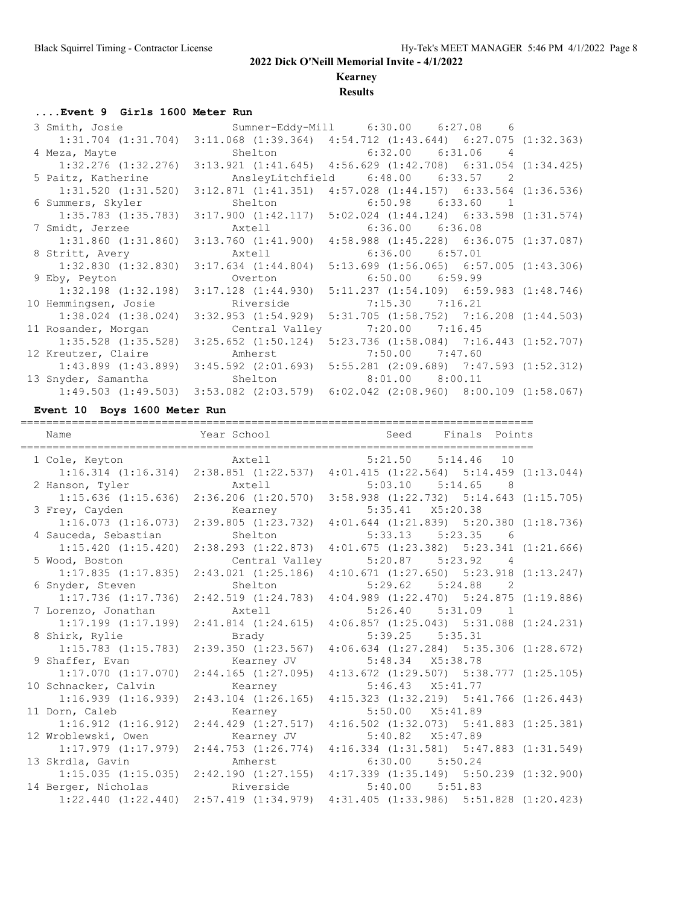# 2022 Dick O'Neill Memorial Invite - 4/1/2022

## Kearney

### Results

#### ....Event 9 Girls 1600 Meter Run

| Place | Name | Year | School | Seed | Finals | Points |
|---|---|---|---|---|---|---|
| 3 | Smith, Josie | | Sumner-Eddy-Mill | 6:30.00 | 6:27.08 | 6 |
| | 1:31.704 (1:31.704) 3:11.068 (1:39.364) 4:54.712 (1:43.644) 6:27.075 (1:32.363) | | | | | |
| 4 | Meza, Mayte | | Shelton | 6:32.00 | 6:31.06 | 4 |
| | 1:32.276 (1:32.276) 3:13.921 (1:41.645) 4:56.629 (1:42.708) 6:31.054 (1:34.425) | | | | | |
| 5 | Paitz, Katherine | | AnsleyLitchfield | 6:48.00 | 6:33.57 | 2 |
| | 1:31.520 (1:31.520) 3:12.871 (1:41.351) 4:57.028 (1:44.157) 6:33.564 (1:36.536) | | | | | |
| 6 | Summers, Skyler | | Shelton | 6:50.98 | 6:33.60 | 1 |
| | 1:35.783 (1:35.783) 3:17.900 (1:42.117) 5:02.024 (1:44.124) 6:33.598 (1:31.574) | | | | | |
| 7 | Smidt, Jerzee | | Axtell | 6:36.00 | 6:36.08 | |
| | 1:31.860 (1:31.860) 3:13.760 (1:41.900) 4:58.988 (1:45.228) 6:36.075 (1:37.087) | | | | | |
| 8 | Stritt, Avery | | Axtell | 6:36.00 | 6:57.01 | |
| | 1:32.830 (1:32.830) 3:17.634 (1:44.804) 5:13.699 (1:56.065) 6:57.005 (1:43.306) | | | | | |
| 9 | Eby, Peyton | | Overton | 6:50.00 | 6:59.99 | |
| | 1:32.198 (1:32.198) 3:17.128 (1:44.930) 5:11.237 (1:54.109) 6:59.983 (1:48.746) | | | | | |
| 10 | Hemmingsen, Josie | | Riverside | 7:15.30 | 7:16.21 | |
| | 1:38.024 (1:38.024) 3:32.953 (1:54.929) 5:31.705 (1:58.752) 7:16.208 (1:44.503) | | | | | |
| 11 | Rosander, Morgan | | Central Valley | 7:20.00 | 7:16.45 | |
| | 1:35.528 (1:35.528) 3:25.652 (1:50.124) 5:23.736 (1:58.084) 7:16.443 (1:52.707) | | | | | |
| 12 | Kreutzer, Claire | | Amherst | 7:50.00 | 7:47.60 | |
| | 1:43.899 (1:43.899) 3:45.592 (2:01.693) 5:55.281 (2:09.689) 7:47.593 (1:52.312) | | | | | |
| 13 | Snyder, Samantha | | Shelton | 8:01.00 | 8:00.11 | |
| | 1:49.503 (1:49.503) 3:53.082 (2:03.579) 6:02.042 (2:08.960) 8:00.109 (1:58.067) | | | | | |

#### Event 10 Boys 1600 Meter Run

| Place | Name | Year | School | Seed | Finals | Points |
|---|---|---|---|---|---|---|
| 1 | Cole, Keyton | | Axtell | 5:21.50 | 5:14.46 | 10 |
| | 1:16.314 (1:16.314) 2:38.851 (1:22.537) 4:01.415 (1:22.564) 5:14.459 (1:13.044) | | | | | |
| 2 | Hanson, Tyler | | Axtell | 5:03.10 | 5:14.65 | 8 |
| | 1:15.636 (1:15.636) 2:36.206 (1:20.570) 3:58.938 (1:22.732) 5:14.643 (1:15.705) | | | | | |
| 3 | Frey, Cayden | | Kearney | 5:35.41 | X5:20.38 | |
| | 1:16.073 (1:16.073) 2:39.805 (1:23.732) 4:01.644 (1:21.839) 5:20.380 (1:18.736) | | | | | |
| 4 | Sauceda, Sebastian | | Shelton | 5:33.13 | 5:23.35 | 6 |
| | 1:15.420 (1:15.420) 2:38.293 (1:22.873) 4:01.675 (1:23.382) 5:23.341 (1:21.666) | | | | | |
| 5 | Wood, Boston | | Central Valley | 5:20.87 | 5:23.92 | 4 |
| | 1:17.835 (1:17.835) 2:43.021 (1:25.186) 4:10.671 (1:27.650) 5:23.918 (1:13.247) | | | | | |
| 6 | Snyder, Steven | | Shelton | 5:29.62 | 5:24.88 | 2 |
| | 1:17.736 (1:17.736) 2:42.519 (1:24.783) 4:04.989 (1:22.470) 5:24.875 (1:19.886) | | | | | |
| 7 | Lorenzo, Jonathan | | Axtell | 5:26.40 | 5:31.09 | 1 |
| | 1:17.199 (1:17.199) 2:41.814 (1:24.615) 4:06.857 (1:25.043) 5:31.088 (1:24.231) | | | | | |
| 8 | Shirk, Rylie | | Brady | 5:39.25 | 5:35.31 | |
| | 1:15.783 (1:15.783) 2:39.350 (1:23.567) 4:06.634 (1:27.284) 5:35.306 (1:28.672) | | | | | |
| 9 | Shaffer, Evan | | Kearney JV | 5:48.34 | X5:38.78 | |
| | 1:17.070 (1:17.070) 2:44.165 (1:27.095) 4:13.672 (1:29.507) 5:38.777 (1:25.105) | | | | | |
| 10 | Schnacker, Calvin | | Kearney | 5:46.43 | X5:41.77 | |
| | 1:16.939 (1:16.939) 2:43.104 (1:26.165) 4:15.323 (1:32.219) 5:41.766 (1:26.443) | | | | | |
| 11 | Dorn, Caleb | | Kearney | 5:50.00 | X5:41.89 | |
| | 1:16.912 (1:16.912) 2:44.429 (1:27.517) 4:16.502 (1:32.073) 5:41.883 (1:25.381) | | | | | |
| 12 | Wroblewski, Owen | | Kearney JV | 5:40.82 | X5:47.89 | |
| | 1:17.979 (1:17.979) 2:44.753 (1:26.774) 4:16.334 (1:31.581) 5:47.883 (1:31.549) | | | | | |
| 13 | Skrdla, Gavin | | Amherst | 6:30.00 | 5:50.24 | |
| | 1:15.035 (1:15.035) 2:42.190 (1:27.155) 4:17.339 (1:35.149) 5:50.239 (1:32.900) | | | | | |
| 14 | Berger, Nicholas | | Riverside | 5:40.00 | 5:51.83 | |
| | 1:22.440 (1:22.440) 2:57.419 (1:34.979) 4:31.405 (1:33.986) 5:51.828 (1:20.423) | | | | | |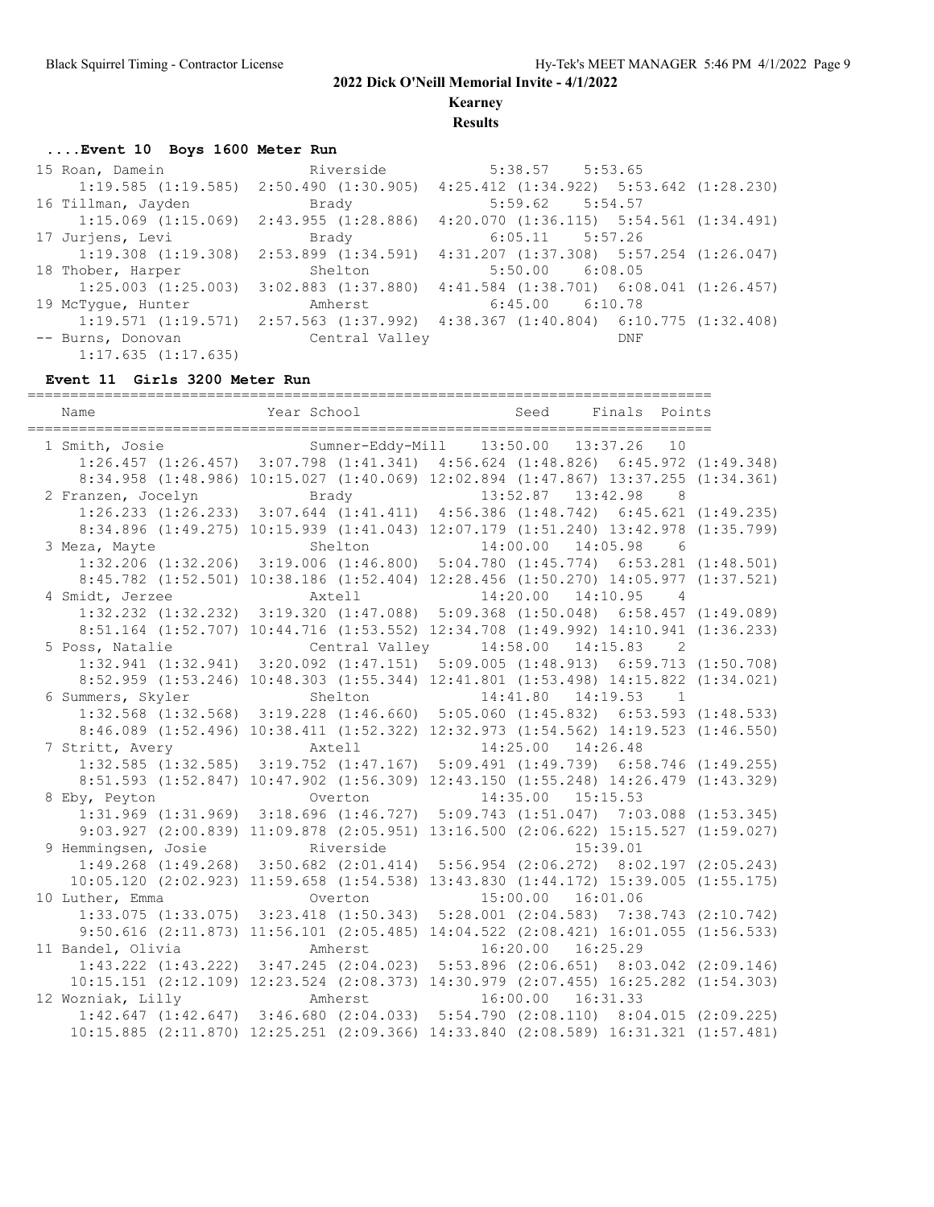**2022 Dick O'Neill Memorial Invite - 4/1/2022**

**Kearney**

**Results**

### ....Event 10  Boys 1600 Meter Run

```
 15 Roan, Damein               Riverside              5:38.57    5:53.65  
     1:19.585 (1:19.585)  2:50.490 (1:30.905)  4:25.412 (1:34.922)  5:53.642 (1:28.230)
 16 Tillman, Jayden            Brady                  5:59.62    5:54.57  
     1:15.069 (1:15.069)  2:43.955 (1:28.886)  4:20.070 (1:36.115)  5:54.561 (1:34.491)
 17 Jurjens, Levi              Brady                  6:05.11    5:57.26  
     1:19.308 (1:19.308)  2:53.899 (1:34.591)  4:31.207 (1:37.308)  5:57.254 (1:26.047)
 18 Thober, Harper             Shelton                5:50.00    6:08.05  
     1:25.003 (1:25.003)  3:02.883 (1:37.880)  4:41.584 (1:38.701)  6:08.041 (1:26.457)
 19 McTygue, Hunter            Amherst                6:45.00    6:10.78  
     1:19.571 (1:19.571)  2:57.563 (1:37.992)  4:38.367 (1:40.804)  6:10.775 (1:32.408)
 -- Burns, Donovan             Central Valley                        DNF  
     1:17.635 (1:17.635)
```

### Event 11  Girls 3200 Meter Run

```
=================================================================================
    Name                    Year School                  Seed     Finals  Points
=================================================================================
  1 Smith, Josie                 Sumner-Eddy-Mill    13:50.00   13:37.26   10  
     1:26.457 (1:26.457)  3:07.798 (1:41.341)  4:56.624 (1:48.826)  6:45.972 (1:49.348)
     8:34.958 (1:48.986) 10:15.027 (1:40.069) 12:02.894 (1:47.867) 13:37.255 (1:34.361)
  2 Franzen, Jocelyn             Brady               13:52.87   13:42.98    8  
     1:26.233 (1:26.233)  3:07.644 (1:41.411)  4:56.386 (1:48.742)  6:45.621 (1:49.235)
     8:34.896 (1:49.275) 10:15.939 (1:41.043) 12:07.179 (1:51.240) 13:42.978 (1:35.799)
  3 Meza, Mayte                  Shelton             14:00.00   14:05.98    6  
     1:32.206 (1:32.206)  3:19.006 (1:46.800)  5:04.780 (1:45.774)  6:53.281 (1:48.501)
     8:45.782 (1:52.501) 10:38.186 (1:52.404) 12:28.456 (1:50.270) 14:05.977 (1:37.521)
  4 Smidt, Jerzee                Axtell              14:20.00   14:10.95    4  
     1:32.232 (1:32.232)  3:19.320 (1:47.088)  5:09.368 (1:50.048)  6:58.457 (1:49.089)
     8:51.164 (1:52.707) 10:44.716 (1:53.552) 12:34.708 (1:49.992) 14:10.941 (1:36.233)
  5 Poss, Natalie                Central Valley      14:58.00   14:15.83    2  
     1:32.941 (1:32.941)  3:20.092 (1:47.151)  5:09.005 (1:48.913)  6:59.713 (1:50.708)
     8:52.959 (1:53.246) 10:48.303 (1:55.344) 12:41.801 (1:53.498) 14:15.822 (1:34.021)
  6 Summers, Skyler              Shelton             14:41.80   14:19.53    1  
     1:32.568 (1:32.568)  3:19.228 (1:46.660)  5:05.060 (1:45.832)  6:53.593 (1:48.533)
     8:46.089 (1:52.496) 10:38.411 (1:52.322) 12:32.973 (1:54.562) 14:19.523 (1:46.550)
  7 Stritt, Avery                Axtell              14:25.00   14:26.48  
     1:32.585 (1:32.585)  3:19.752 (1:47.167)  5:09.491 (1:49.739)  6:58.746 (1:49.255)
     8:51.593 (1:52.847) 10:47.902 (1:56.309) 12:43.150 (1:55.248) 14:26.479 (1:43.329)
  8 Eby, Peyton                  Overton             14:35.00   15:15.53  
     1:31.969 (1:31.969)  3:18.696 (1:46.727)  5:09.743 (1:51.047)  7:03.088 (1:53.345)
     9:03.927 (2:00.839) 11:09.878 (2:05.951) 13:16.500 (2:06.622) 15:15.527 (1:59.027)
  9 Hemmingsen, Josie            Riverside                      15:39.01  
     1:49.268 (1:49.268)  3:50.682 (2:01.414)  5:56.954 (2:06.272)  8:02.197 (2:05.243)
    10:05.120 (2:02.923) 11:59.658 (1:54.538) 13:43.830 (1:44.172) 15:39.005 (1:55.175)
 10 Luther, Emma                 Overton             15:00.00   16:01.06  
     1:33.075 (1:33.075)  3:23.418 (1:50.343)  5:28.001 (2:04.583)  7:38.743 (2:10.742)
     9:50.616 (2:11.873) 11:56.101 (2:05.485) 14:04.522 (2:08.421) 16:01.055 (1:56.533)
 11 Bandel, Olivia               Amherst             16:20.00   16:25.29  
     1:43.222 (1:43.222)  3:47.245 (2:04.023)  5:53.896 (2:06.651)  8:03.042 (2:09.146)
    10:15.151 (2:12.109) 12:23.524 (2:08.373) 14:30.979 (2:07.455) 16:25.282 (1:54.303)
 12 Wozniak, Lilly               Amherst             16:00.00   16:31.33  
     1:42.647 (1:42.647)  3:46.680 (2:04.033)  5:54.790 (2:08.110)  8:04.015 (2:09.225)
    10:15.885 (2:11.870) 12:25.251 (2:09.366) 14:33.840 (2:08.589) 16:31.321 (1:57.481)
```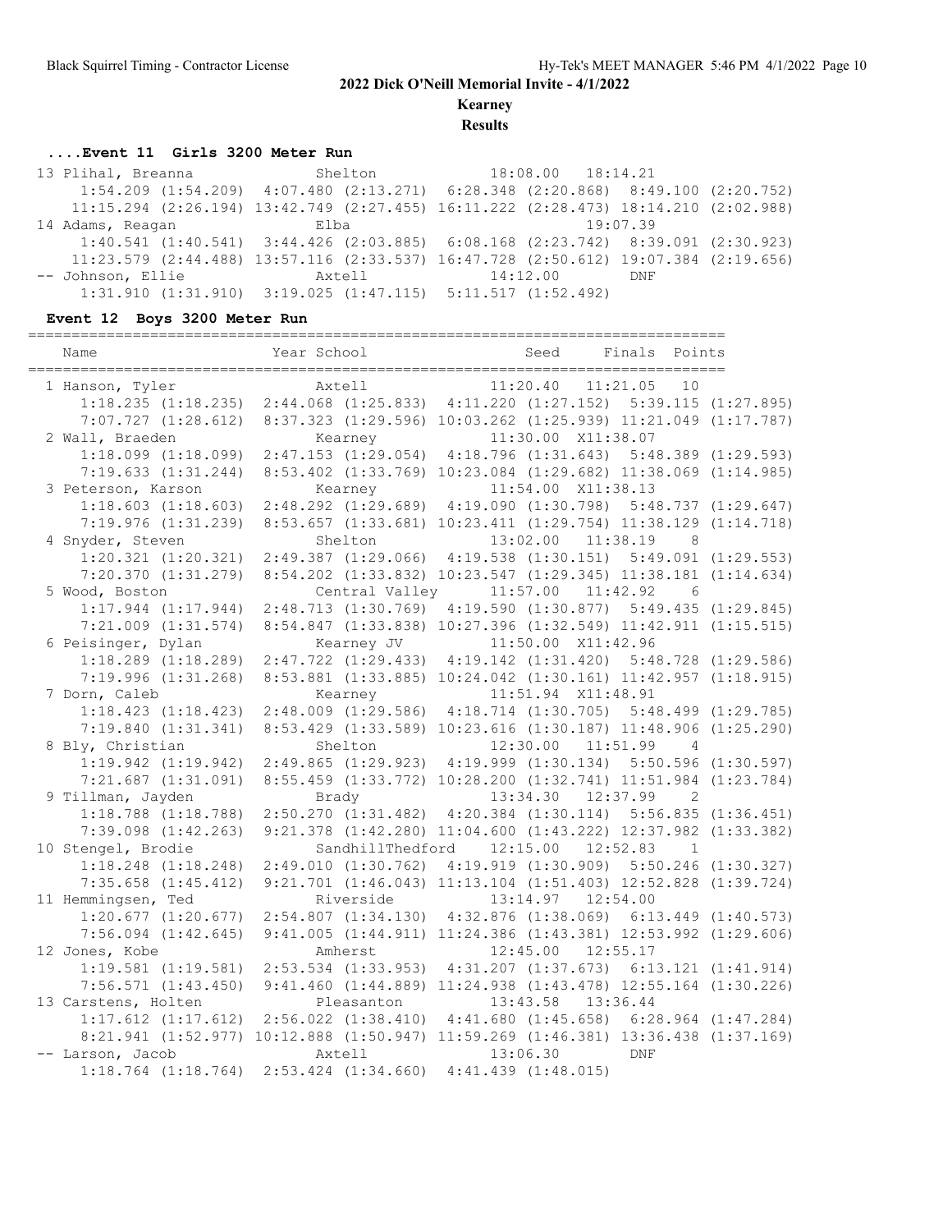# 2022 Dick O'Neill Memorial Invite - 4/1/2022

**Kearney**

**Results**

### ....Event 11 Girls 3200 Meter Run

```
 13 Plihal, Breanna            Shelton                18:08.00   18:14.21  
      1:54.209 (1:54.209)  4:07.480 (2:13.271)  6:28.348 (2:20.868)  8:49.100 (2:20.752)
     11:15.294 (2:26.194) 13:42.749 (2:27.455) 16:11.222 (2:28.473) 18:14.210 (2:02.988)
 14 Adams, Reagan              Elba                              19:07.39  
      1:40.541 (1:40.541)  3:44.426 (2:03.885)  6:08.168 (2:23.742)  8:39.091 (2:30.923)
     11:23.579 (2:44.488) 13:57.116 (2:33.537) 16:47.728 (2:50.612) 19:07.384 (2:19.656)
 -- Johnson, Ellie             Axtell                 14:12.00        DNF  
      1:31.910 (1:31.910)  3:19.025 (1:47.115)  5:11.517 (1:52.492)
```

### Event 12 Boys 3200 Meter Run

```
================================================================================
    Name                    Year School                  Seed     Finals  Points
================================================================================
  1 Hanson, Tyler              Axtell                 11:20.40   11:21.05   10  
      1:18.235 (1:18.235)  2:44.068 (1:25.833)  4:11.220 (1:27.152)  5:39.115 (1:27.895)
      7:07.727 (1:28.612)  8:37.323 (1:29.596) 10:03.262 (1:25.939) 11:21.049 (1:17.787)
  2 Wall, Braeden              Kearney                11:30.00  X11:38.07  
      1:18.099 (1:18.099)  2:47.153 (1:29.054)  4:18.796 (1:31.643)  5:48.389 (1:29.593)
      7:19.633 (1:31.244)  8:53.402 (1:33.769) 10:23.084 (1:29.682) 11:38.069 (1:14.985)
  3 Peterson, Karson           Kearney                11:54.00  X11:38.13  
      1:18.603 (1:18.603)  2:48.292 (1:29.689)  4:19.090 (1:30.798)  5:48.737 (1:29.647)
      7:19.976 (1:31.239)  8:53.657 (1:33.681) 10:23.411 (1:29.754) 11:38.129 (1:14.718)
  4 Snyder, Steven             Shelton                13:02.00   11:38.19    8  
      1:20.321 (1:20.321)  2:49.387 (1:29.066)  4:19.538 (1:30.151)  5:49.091 (1:29.553)
      7:20.370 (1:31.279)  8:54.202 (1:33.832) 10:23.547 (1:29.345) 11:38.181 (1:14.634)
  5 Wood, Boston               Central Valley         11:57.00   11:42.92    6  
      1:17.944 (1:17.944)  2:48.713 (1:30.769)  4:19.590 (1:30.877)  5:49.435 (1:29.845)
      7:21.009 (1:31.574)  8:54.847 (1:33.838) 10:27.396 (1:32.549) 11:42.911 (1:15.515)
  6 Peisinger, Dylan           Kearney JV             11:50.00  X11:42.96  
      1:18.289 (1:18.289)  2:47.722 (1:29.433)  4:19.142 (1:31.420)  5:48.728 (1:29.586)
      7:19.996 (1:31.268)  8:53.881 (1:33.885) 10:24.042 (1:30.161) 11:42.957 (1:18.915)
  7 Dorn, Caleb                Kearney                11:51.94  X11:48.91  
      1:18.423 (1:18.423)  2:48.009 (1:29.586)  4:18.714 (1:30.705)  5:48.499 (1:29.785)
      7:19.840 (1:31.341)  8:53.429 (1:33.589) 10:23.616 (1:30.187) 11:48.906 (1:25.290)
  8 Bly, Christian             Shelton                12:30.00   11:51.99    4  
      1:19.942 (1:19.942)  2:49.865 (1:29.923)  4:19.999 (1:30.134)  5:50.596 (1:30.597)
      7:21.687 (1:31.091)  8:55.459 (1:33.772) 10:28.200 (1:32.741) 11:51.984 (1:23.784)
  9 Tillman, Jayden            Brady                  13:34.30   12:37.99    2  
      1:18.788 (1:18.788)  2:50.270 (1:31.482)  4:20.384 (1:30.114)  5:56.835 (1:36.451)
      7:39.098 (1:42.263)  9:21.378 (1:42.280) 11:04.600 (1:43.222) 12:37.982 (1:33.382)
 10 Stengel, Brodie            SandhillThedford       12:15.00   12:52.83    1  
      1:18.248 (1:18.248)  2:49.010 (1:30.762)  4:19.919 (1:30.909)  5:50.246 (1:30.327)
      7:35.658 (1:45.412)  9:21.701 (1:46.043) 11:13.104 (1:51.403) 12:52.828 (1:39.724)
 11 Hemmingsen, Ted            Riverside              13:14.97   12:54.00  
      1:20.677 (1:20.677)  2:54.807 (1:34.130)  4:32.876 (1:38.069)  6:13.449 (1:40.573)
      7:56.094 (1:42.645)  9:41.005 (1:44.911) 11:24.386 (1:43.381) 12:53.992 (1:29.606)
 12 Jones, Kobe                Amherst                12:45.00   12:55.17  
      1:19.581 (1:19.581)  2:53.534 (1:33.953)  4:31.207 (1:37.673)  6:13.121 (1:41.914)
      7:56.571 (1:43.450)  9:41.460 (1:44.889) 11:24.938 (1:43.478) 12:55.164 (1:30.226)
 13 Carstens, Holten           Pleasanton             13:43.58   13:36.44  
      1:17.612 (1:17.612)  2:56.022 (1:38.410)  4:41.680 (1:45.658)  6:28.964 (1:47.284)
      8:21.941 (1:52.977) 10:12.888 (1:50.947) 11:59.269 (1:46.381) 13:36.438 (1:37.169)
 -- Larson, Jacob              Axtell                 13:06.30        DNF  
      1:18.764 (1:18.764)  2:53.424 (1:34.660)  4:41.439 (1:48.015)
```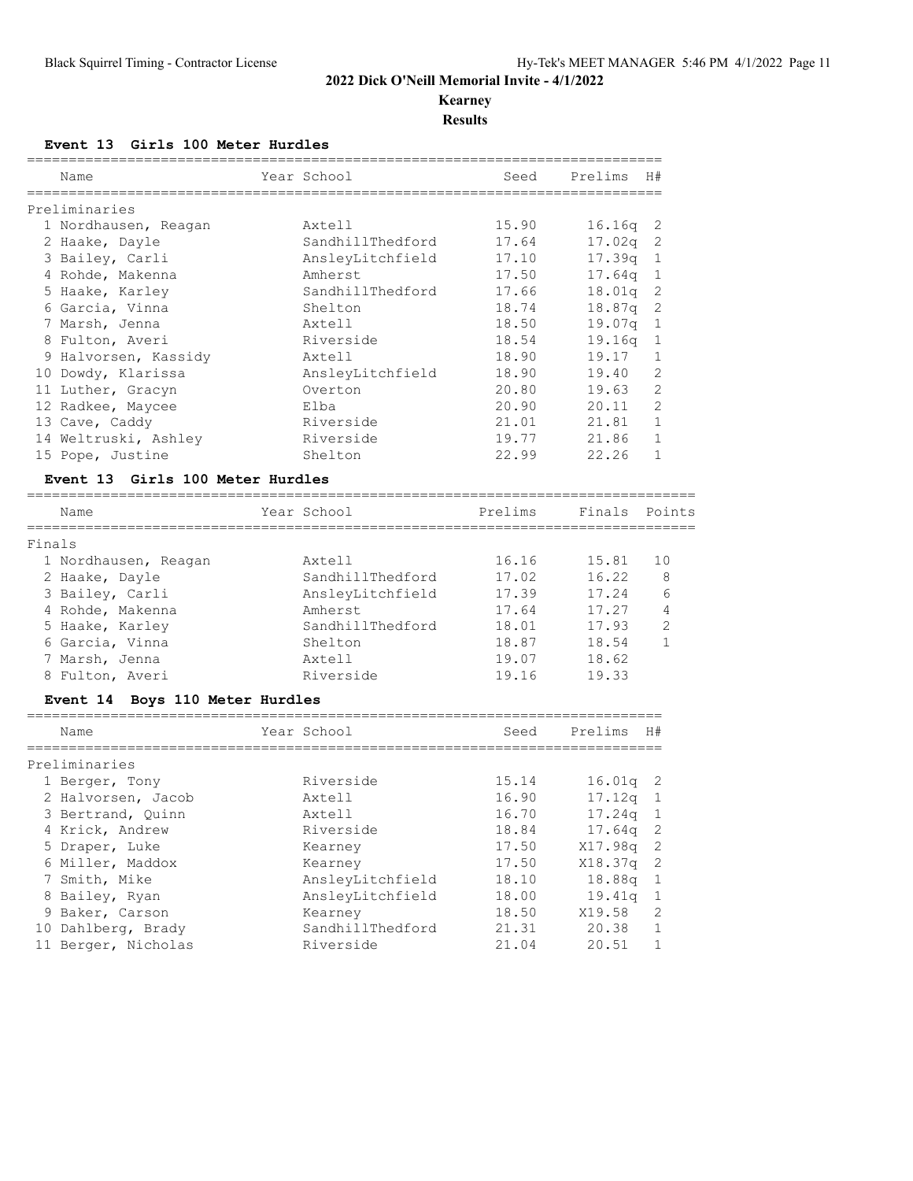## 2022 Dick O'Neill Memorial Invite - 4/1/2022

### Kearney

### Results

#### Event 13 Girls 100 Meter Hurdles

**Preliminaries**

| | Name | Year | School | Seed | Prelims | H# |
|---|---|---|---|---|---|---|
| 1 | Nordhausen, Reagan | | Axtell | 15.90 | 16.16q | 2 |
| 2 | Haake, Dayle | | SandhillThedford | 17.64 | 17.02q | 2 |
| 3 | Bailey, Carli | | AnsleyLitchfield | 17.10 | 17.39q | 1 |
| 4 | Rohde, Makenna | | Amherst | 17.50 | 17.64q | 1 |
| 5 | Haake, Karley | | SandhillThedford | 17.66 | 18.01q | 2 |
| 6 | Garcia, Vinna | | Shelton | 18.74 | 18.87q | 2 |
| 7 | Marsh, Jenna | | Axtell | 18.50 | 19.07q | 1 |
| 8 | Fulton, Averi | | Riverside | 18.54 | 19.16q | 1 |
| 9 | Halvorsen, Kassidy | | Axtell | 18.90 | 19.17 | 1 |
| 10 | Dowdy, Klarissa | | AnsleyLitchfield | 18.90 | 19.40 | 2 |
| 11 | Luther, Gracyn | | Overton | 20.80 | 19.63 | 2 |
| 12 | Radkee, Maycee | | Elba | 20.90 | 20.11 | 2 |
| 13 | Cave, Caddy | | Riverside | 21.01 | 21.81 | 1 |
| 14 | Weltruski, Ashley | | Riverside | 19.77 | 21.86 | 1 |
| 15 | Pope, Justine | | Shelton | 22.99 | 22.26 | 1 |

#### Event 13 Girls 100 Meter Hurdles

**Finals**

| | Name | Year | School | Prelims | Finals | Points |
|---|---|---|---|---|---|---|
| 1 | Nordhausen, Reagan | | Axtell | 16.16 | 15.81 | 10 |
| 2 | Haake, Dayle | | SandhillThedford | 17.02 | 16.22 | 8 |
| 3 | Bailey, Carli | | AnsleyLitchfield | 17.39 | 17.24 | 6 |
| 4 | Rohde, Makenna | | Amherst | 17.64 | 17.27 | 4 |
| 5 | Haake, Karley | | SandhillThedford | 18.01 | 17.93 | 2 |
| 6 | Garcia, Vinna | | Shelton | 18.87 | 18.54 | 1 |
| 7 | Marsh, Jenna | | Axtell | 19.07 | 18.62 | |
| 8 | Fulton, Averi | | Riverside | 19.16 | 19.33 | |

#### Event 14 Boys 110 Meter Hurdles

**Preliminaries**

| | Name | Year | School | Seed | Prelims | H# |
|---|---|---|---|---|---|---|
| 1 | Berger, Tony | | Riverside | 15.14 | 16.01q | 2 |
| 2 | Halvorsen, Jacob | | Axtell | 16.90 | 17.12q | 1 |
| 3 | Bertrand, Quinn | | Axtell | 16.70 | 17.24q | 1 |
| 4 | Krick, Andrew | | Riverside | 18.84 | 17.64q | 2 |
| 5 | Draper, Luke | | Kearney | 17.50 | X17.98q | 2 |
| 6 | Miller, Maddox | | Kearney | 17.50 | X18.37q | 2 |
| 7 | Smith, Mike | | AnsleyLitchfield | 18.10 | 18.88q | 1 |
| 8 | Bailey, Ryan | | AnsleyLitchfield | 18.00 | 19.41q | 1 |
| 9 | Baker, Carson | | Kearney | 18.50 | X19.58 | 2 |
| 10 | Dahlberg, Brady | | SandhillThedford | 21.31 | 20.38 | 1 |
| 11 | Berger, Nicholas | | Riverside | 21.04 | 20.51 | 1 |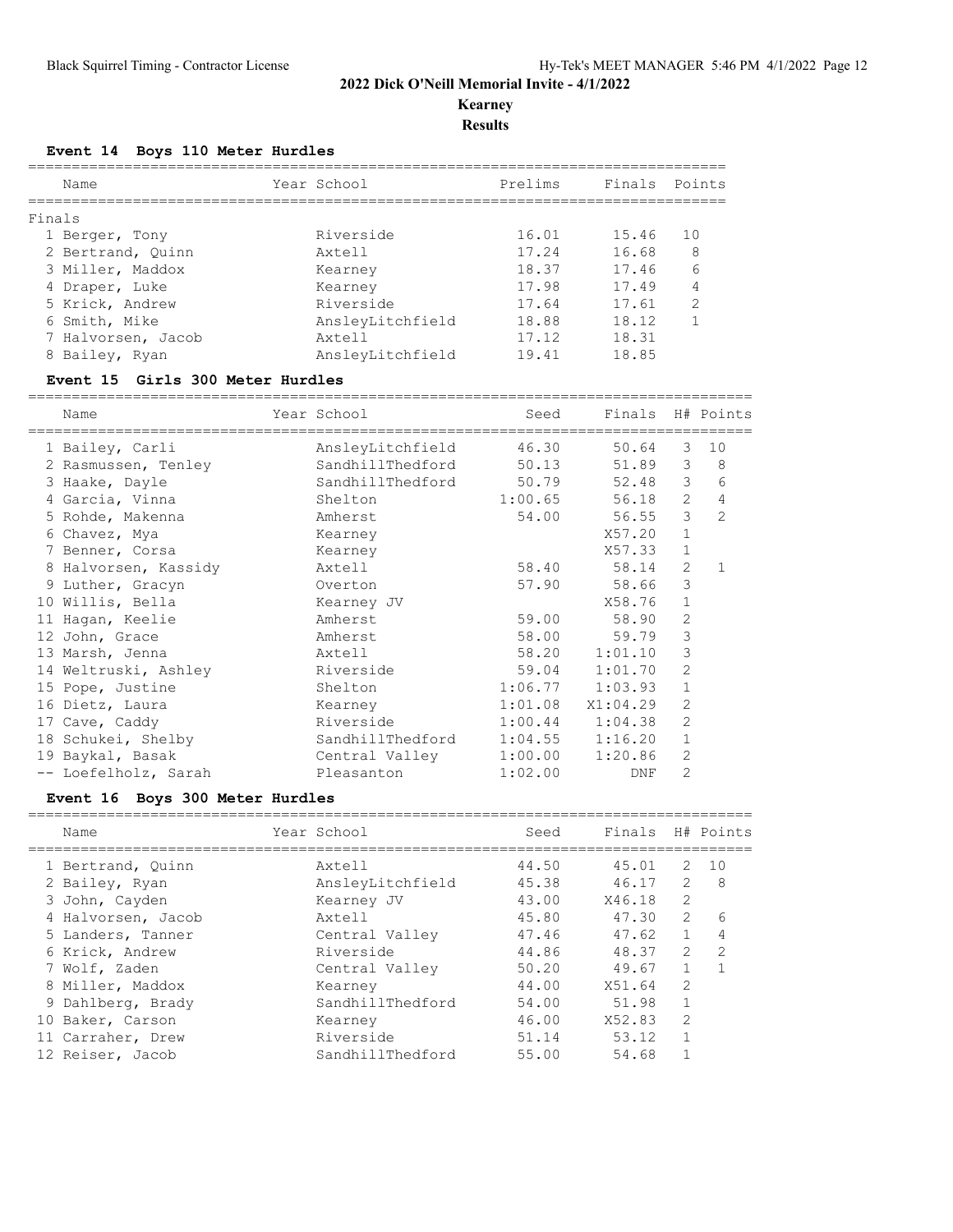## 2022 Dick O'Neill Memorial Invite - 4/1/2022

**Kearney**

**Results**

### Event 14 Boys 110 Meter Hurdles

Finals

| | Name | Year | School | Prelims | Finals | Points |
|---|---|---|---|---|---|---|
| 1 | Berger, Tony | | Riverside | 16.01 | 15.46 | 10 |
| 2 | Bertrand, Quinn | | Axtell | 17.24 | 16.68 | 8 |
| 3 | Miller, Maddox | | Kearney | 18.37 | 17.46 | 6 |
| 4 | Draper, Luke | | Kearney | 17.98 | 17.49 | 4 |
| 5 | Krick, Andrew | | Riverside | 17.64 | 17.61 | 2 |
| 6 | Smith, Mike | | AnsleyLitchfield | 18.88 | 18.12 | 1 |
| 7 | Halvorsen, Jacob | | Axtell | 17.12 | 18.31 | |
| 8 | Bailey, Ryan | | AnsleyLitchfield | 19.41 | 18.85 | |

### Event 15 Girls 300 Meter Hurdles

| | Name | Year | School | Seed | Finals | H# | Points |
|---|---|---|---|---|---|---|---|
| 1 | Bailey, Carli | | AnsleyLitchfield | 46.30 | 50.64 | 3 | 10 |
| 2 | Rasmussen, Tenley | | SandhillThedford | 50.13 | 51.89 | 3 | 8 |
| 3 | Haake, Dayle | | SandhillThedford | 50.79 | 52.48 | 3 | 6 |
| 4 | Garcia, Vinna | | Shelton | 1:00.65 | 56.18 | 2 | 4 |
| 5 | Rohde, Makenna | | Amherst | 54.00 | 56.55 | 3 | 2 |
| 6 | Chavez, Mya | | Kearney | | X57.20 | 1 | |
| 7 | Benner, Corsa | | Kearney | | X57.33 | 1 | |
| 8 | Halvorsen, Kassidy | | Axtell | 58.40 | 58.14 | 2 | 1 |
| 9 | Luther, Gracyn | | Overton | 57.90 | 58.66 | 3 | |
| 10 | Willis, Bella | | Kearney JV | | X58.76 | 1 | |
| 11 | Hagan, Keelie | | Amherst | 59.00 | 58.90 | 2 | |
| 12 | John, Grace | | Amherst | 58.00 | 59.79 | 3 | |
| 13 | Marsh, Jenna | | Axtell | 58.20 | 1:01.10 | 3 | |
| 14 | Weltruski, Ashley | | Riverside | 59.04 | 1:01.70 | 2 | |
| 15 | Pope, Justine | | Shelton | 1:06.77 | 1:03.93 | 1 | |
| 16 | Dietz, Laura | | Kearney | 1:01.08 | X1:04.29 | 2 | |
| 17 | Cave, Caddy | | Riverside | 1:00.44 | 1:04.38 | 2 | |
| 18 | Schukei, Shelby | | SandhillThedford | 1:04.55 | 1:16.20 | 1 | |
| 19 | Baykal, Basak | | Central Valley | 1:00.00 | 1:20.86 | 2 | |
| -- | Loefelholz, Sarah | | Pleasanton | 1:02.00 | DNF | 2 | |

### Event 16 Boys 300 Meter Hurdles

| | Name | Year | School | Seed | Finals | H# | Points |
|---|---|---|---|---|---|---|---|
| 1 | Bertrand, Quinn | | Axtell | 44.50 | 45.01 | 2 | 10 |
| 2 | Bailey, Ryan | | AnsleyLitchfield | 45.38 | 46.17 | 2 | 8 |
| 3 | John, Cayden | | Kearney JV | 43.00 | X46.18 | 2 | |
| 4 | Halvorsen, Jacob | | Axtell | 45.80 | 47.30 | 2 | 6 |
| 5 | Landers, Tanner | | Central Valley | 47.46 | 47.62 | 1 | 4 |
| 6 | Krick, Andrew | | Riverside | 44.86 | 48.37 | 2 | 2 |
| 7 | Wolf, Zaden | | Central Valley | 50.20 | 49.67 | 1 | 1 |
| 8 | Miller, Maddox | | Kearney | 44.00 | X51.64 | 2 | |
| 9 | Dahlberg, Brady | | SandhillThedford | 54.00 | 51.98 | 1 | |
| 10 | Baker, Carson | | Kearney | 46.00 | X52.83 | 2 | |
| 11 | Carraher, Drew | | Riverside | 51.14 | 53.12 | 1 | |
| 12 | Reiser, Jacob | | SandhillThedford | 55.00 | 54.68 | 1 | |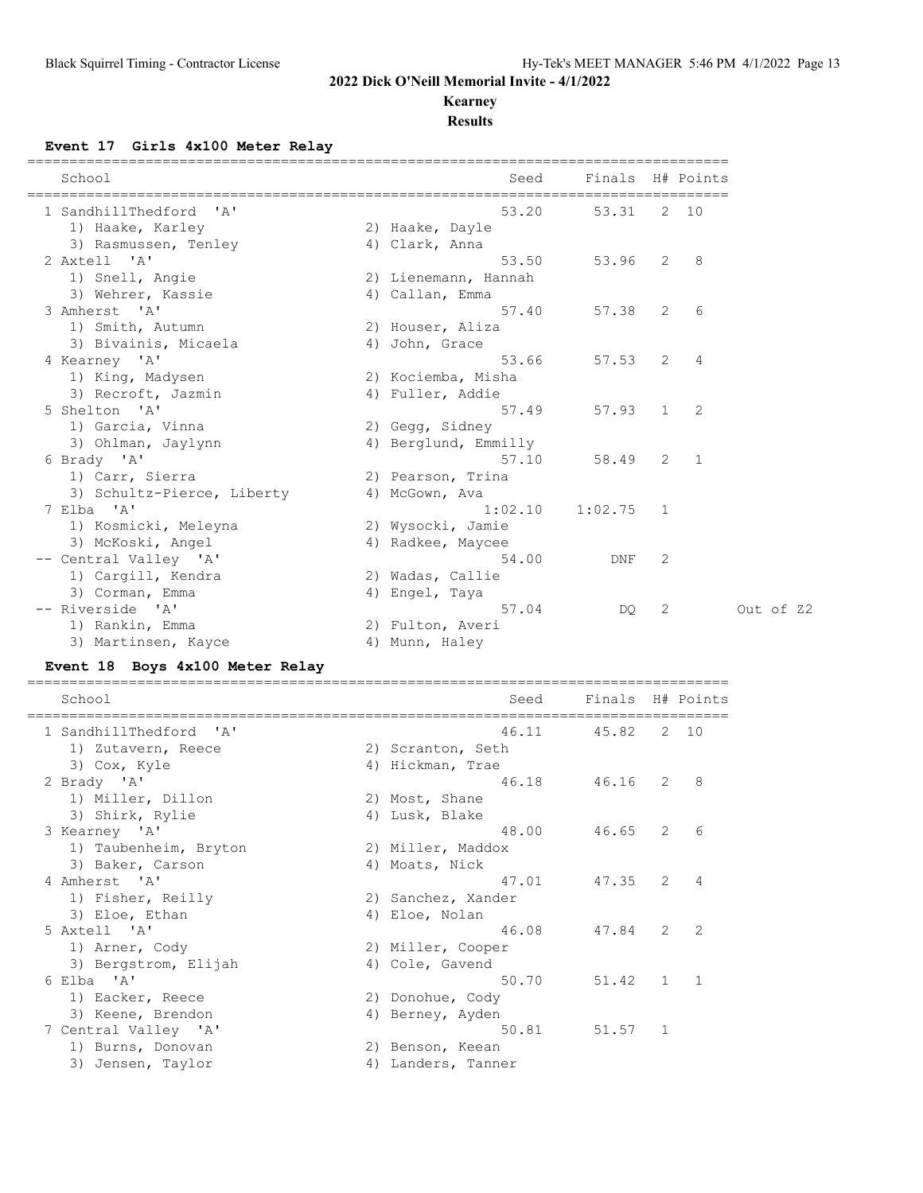## 2022 Dick O'Neill Memorial Invite - 4/1/2022

**Kearney**

**Results**

### Event 17 Girls 4x100 Meter Relay

| | School | Seed | Finals | H# | Points | |
|---|---|---|---|---|---|---|
| 1 | SandhillThedford 'A' | 53.20 | 53.31 | 2 | 10 | |
| | 1) Haake, Karley; 2) Haake, Dayle; 3) Rasmussen, Tenley; 4) Clark, Anna | | | | | |
| 2 | Axtell 'A' | 53.50 | 53.96 | 2 | 8 | |
| | 1) Snell, Angie; 2) Lienemann, Hannah; 3) Wehrer, Kassie; 4) Callan, Emma | | | | | |
| 3 | Amherst 'A' | 57.40 | 57.38 | 2 | 6 | |
| | 1) Smith, Autumn; 2) Houser, Aliza; 3) Bivainis, Micaela; 4) John, Grace | | | | | |
| 4 | Kearney 'A' | 53.66 | 57.53 | 2 | 4 | |
| | 1) King, Madysen; 2) Kociemba, Misha; 3) Recroft, Jazmin; 4) Fuller, Addie | | | | | |
| 5 | Shelton 'A' | 57.49 | 57.93 | 1 | 2 | |
| | 1) Garcia, Vinna; 2) Gegg, Sidney; 3) Ohlman, Jaylynn; 4) Berglund, Emmilly | | | | | |
| 6 | Brady 'A' | 57.10 | 58.49 | 2 | 1 | |
| | 1) Carr, Sierra; 2) Pearson, Trina; 3) Schultz-Pierce, Liberty; 4) McGown, Ava | | | | | |
| 7 | Elba 'A' | 1:02.10 | 1:02.75 | 1 | | |
| | 1) Kosmicki, Meleyna; 2) Wysocki, Jamie; 3) McKoski, Angel; 4) Radkee, Maycee | | | | | |
| -- | Central Valley 'A' | 54.00 | DNF | 2 | | |
| | 1) Cargill, Kendra; 2) Wadas, Callie; 3) Corman, Emma; 4) Engel, Taya | | | | | |
| -- | Riverside 'A' | 57.04 | DQ | 2 | | Out of Z2 |
| | 1) Rankin, Emma; 2) Fulton, Averi; 3) Martinsen, Kayce; 4) Munn, Haley | | | | | |

### Event 18 Boys 4x100 Meter Relay

| | School | Seed | Finals | H# | Points |
|---|---|---|---|---|---|
| 1 | SandhillThedford 'A' | 46.11 | 45.82 | 2 | 10 |
| | 1) Zutavern, Reece; 2) Scranton, Seth; 3) Cox, Kyle; 4) Hickman, Trae | | | | |
| 2 | Brady 'A' | 46.18 | 46.16 | 2 | 8 |
| | 1) Miller, Dillon; 2) Most, Shane; 3) Shirk, Rylie; 4) Lusk, Blake | | | | |
| 3 | Kearney 'A' | 48.00 | 46.65 | 2 | 6 |
| | 1) Taubenheim, Bryton; 2) Miller, Maddox; 3) Baker, Carson; 4) Moats, Nick | | | | |
| 4 | Amherst 'A' | 47.01 | 47.35 | 2 | 4 |
| | 1) Fisher, Reilly; 2) Sanchez, Xander; 3) Eloe, Ethan; 4) Eloe, Nolan | | | | |
| 5 | Axtell 'A' | 46.08 | 47.84 | 2 | 2 |
| | 1) Arner, Cody; 2) Miller, Cooper; 3) Bergstrom, Elijah; 4) Cole, Gavend | | | | |
| 6 | Elba 'A' | 50.70 | 51.42 | 1 | 1 |
| | 1) Eacker, Reece; 2) Donohue, Cody; 3) Keene, Brendon; 4) Berney, Ayden | | | | |
| 7 | Central Valley 'A' | 50.81 | 51.57 | 1 | |
| | 1) Burns, Donovan; 2) Benson, Keean; 3) Jensen, Taylor; 4) Landers, Tanner | | | | |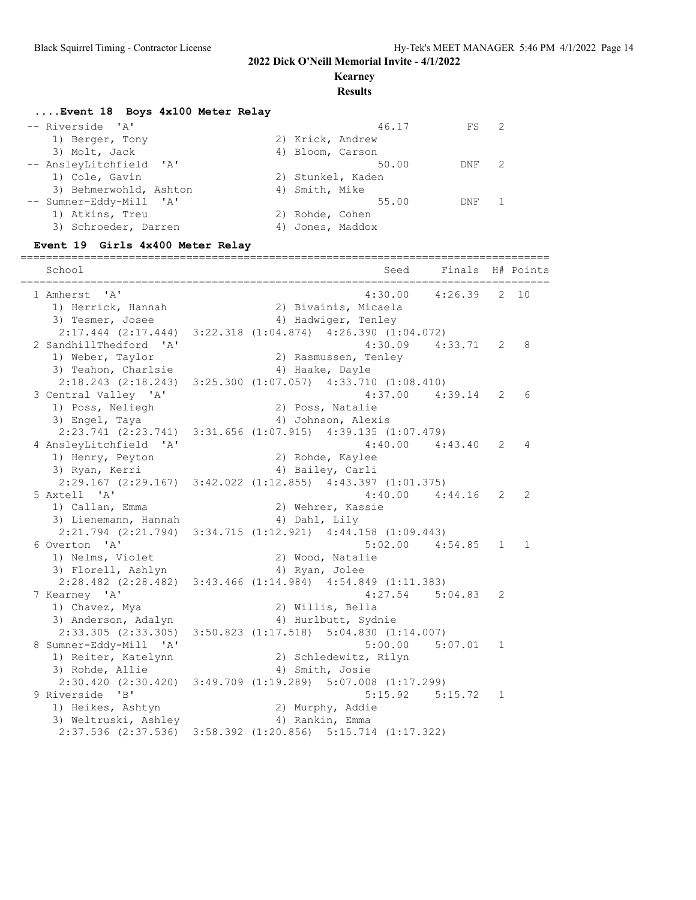## 2022 Dick O'Neill Memorial Invite - 4/1/2022

**Kearney**

**Results**

### ....Event 18 Boys 4x100 Meter Relay

| School | Seed | Finals | H# | Points |
|---|---|---|---|---|
| -- Riverside 'A' | 46.17 | FS | 2 | |
| 1) Berger, Tony; 2) Krick, Andrew; 3) Molt, Jack; 4) Bloom, Carson | | | | |
| -- AnsleyLitchfield 'A' | 50.00 | DNF | 2 | |
| 1) Cole, Gavin; 2) Stunkel, Kaden; 3) Behmerwohld, Ashton; 4) Smith, Mike | | | | |
| -- Sumner-Eddy-Mill 'A' | 55.00 | DNF | 1 | |
| 1) Atkins, Treu; 2) Rohde, Cohen; 3) Schroeder, Darren; 4) Jones, Maddox | | | | |

### Event 19 Girls 4x400 Meter Relay

| School | Seed | Finals | H# | Points |
|---|---|---|---|---|
| 1 Amherst 'A' | 4:30.00 | 4:26.39 | 2 | 10 |
| 1) Herrick, Hannah; 2) Bivainis, Micaela; 3) Tesmer, Josee; 4) Hadwiger, Tenley | | | | |
| 2:17.444 (2:17.444) 3:22.318 (1:04.874) 4:26.390 (1:04.072) | | | | |
| 2 SandhillThedford 'A' | 4:30.09 | 4:33.71 | 2 | 8 |
| 1) Weber, Taylor; 2) Rasmussen, Tenley; 3) Teahon, Charlsie; 4) Haake, Dayle | | | | |
| 2:18.243 (2:18.243) 3:25.300 (1:07.057) 4:33.710 (1:08.410) | | | | |
| 3 Central Valley 'A' | 4:37.00 | 4:39.14 | 2 | 6 |
| 1) Poss, Neliegh; 2) Poss, Natalie; 3) Engel, Taya; 4) Johnson, Alexis | | | | |
| 2:23.741 (2:23.741) 3:31.656 (1:07.915) 4:39.135 (1:07.479) | | | | |
| 4 AnsleyLitchfield 'A' | 4:40.00 | 4:43.40 | 2 | 4 |
| 1) Henry, Peyton; 2) Rohde, Kaylee; 3) Ryan, Kerri; 4) Bailey, Carli | | | | |
| 2:29.167 (2:29.167) 3:42.022 (1:12.855) 4:43.397 (1:01.375) | | | | |
| 5 Axtell 'A' | 4:40.00 | 4:44.16 | 2 | 2 |
| 1) Callan, Emma; 2) Wehrer, Kassie; 3) Lienemann, Hannah; 4) Dahl, Lily | | | | |
| 2:21.794 (2:21.794) 3:34.715 (1:12.921) 4:44.158 (1:09.443) | | | | |
| 6 Overton 'A' | 5:02.00 | 4:54.85 | 1 | 1 |
| 1) Nelms, Violet; 2) Wood, Natalie; 3) Florell, Ashlyn; 4) Ryan, Jolee | | | | |
| 2:28.482 (2:28.482) 3:43.466 (1:14.984) 4:54.849 (1:11.383) | | | | |
| 7 Kearney 'A' | 4:27.54 | 5:04.83 | 2 | |
| 1) Chavez, Mya; 2) Willis, Bella; 3) Anderson, Adalyn; 4) Hurlbutt, Sydnie | | | | |
| 2:33.305 (2:33.305) 3:50.823 (1:17.518) 5:04.830 (1:14.007) | | | | |
| 8 Sumner-Eddy-Mill 'A' | 5:00.00 | 5:07.01 | 1 | |
| 1) Reiter, Katelynn; 2) Schledewitz, Rilyn; 3) Rohde, Allie; 4) Smith, Josie | | | | |
| 2:30.420 (2:30.420) 3:49.709 (1:19.289) 5:07.008 (1:17.299) | | | | |
| 9 Riverside 'B' | 5:15.92 | 5:15.72 | 1 | |
| 1) Heikes, Ashtyn; 2) Murphy, Addie; 3) Weltruski, Ashley; 4) Rankin, Emma | | | | |
| 2:37.536 (2:37.536) 3:58.392 (1:20.856) 5:15.714 (1:17.322) | | | | |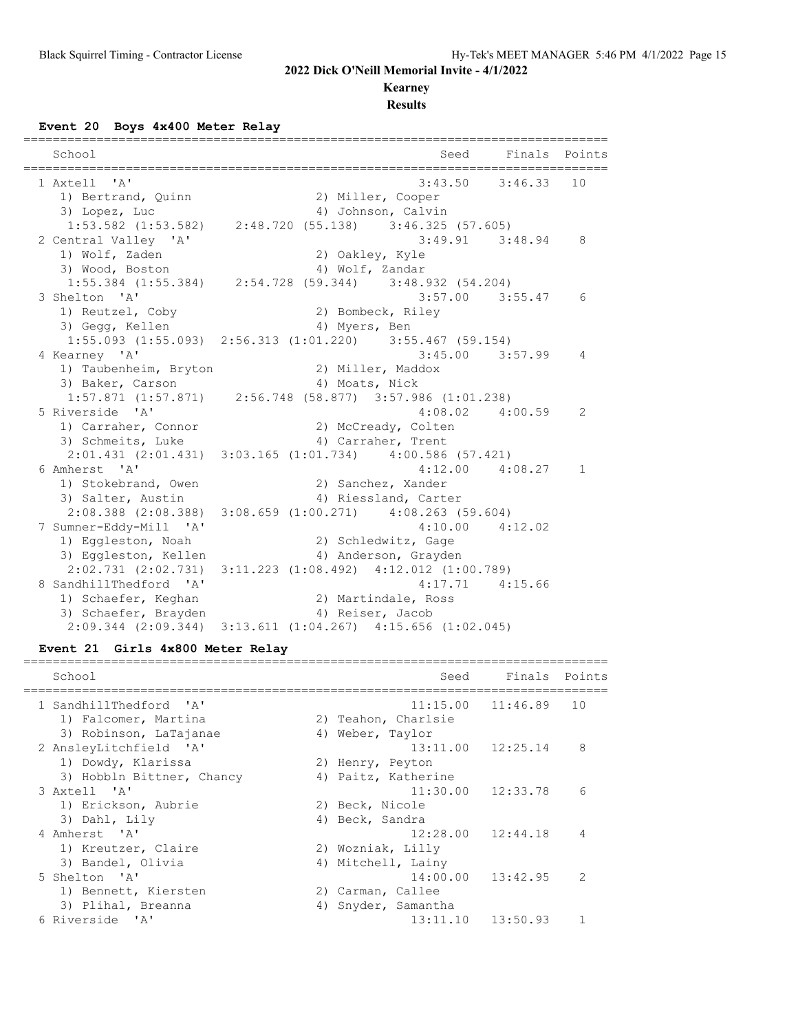## 2022 Dick O'Neill Memorial Invite - 4/1/2022

### Kearney

### Results

#### Event 20 Boys 4x400 Meter Relay

| School | Seed | Finals | Points |
|---|---|---|---|
| 1 Axtell 'A' | 3:43.50 | 3:46.33 | 10 |
| 1) Bertrand, Quinn; 2) Miller, Cooper; 3) Lopez, Luc; 4) Johnson, Calvin | | | |
| 1:53.582 (1:53.582) 2:48.720 (55.138) 3:46.325 (57.605) | | | |
| 2 Central Valley 'A' | 3:49.91 | 3:48.94 | 8 |
| 1) Wolf, Zaden; 2) Oakley, Kyle; 3) Wood, Boston; 4) Wolf, Zandar | | | |
| 1:55.384 (1:55.384) 2:54.728 (59.344) 3:48.932 (54.204) | | | |
| 3 Shelton 'A' | 3:57.00 | 3:55.47 | 6 |
| 1) Reutzel, Coby; 2) Bombeck, Riley; 3) Gegg, Kellen; 4) Myers, Ben | | | |
| 1:55.093 (1:55.093) 2:56.313 (1:01.220) 3:55.467 (59.154) | | | |
| 4 Kearney 'A' | 3:45.00 | 3:57.99 | 4 |
| 1) Taubenheim, Bryton; 2) Miller, Maddox; 3) Baker, Carson; 4) Moats, Nick | | | |
| 1:57.871 (1:57.871) 2:56.748 (58.877) 3:57.986 (1:01.238) | | | |
| 5 Riverside 'A' | 4:08.02 | 4:00.59 | 2 |
| 1) Carraher, Connor; 2) McCready, Colten; 3) Schmeits, Luke; 4) Carraher, Trent | | | |
| 2:01.431 (2:01.431) 3:03.165 (1:01.734) 4:00.586 (57.421) | | | |
| 6 Amherst 'A' | 4:12.00 | 4:08.27 | 1 |
| 1) Stokebrand, Owen; 2) Sanchez, Xander; 3) Salter, Austin; 4) Riessland, Carter | | | |
| 2:08.388 (2:08.388) 3:08.659 (1:00.271) 4:08.263 (59.604) | | | |
| 7 Sumner-Eddy-Mill 'A' | 4:10.00 | 4:12.02 | |
| 1) Eggleston, Noah; 2) Schledwitz, Gage; 3) Eggleston, Kellen; 4) Anderson, Grayden | | | |
| 2:02.731 (2:02.731) 3:11.223 (1:08.492) 4:12.012 (1:00.789) | | | |
| 8 SandhillThedford 'A' | 4:17.71 | 4:15.66 | |
| 1) Schaefer, Keghan; 2) Martindale, Ross; 3) Schaefer, Brayden; 4) Reiser, Jacob | | | |
| 2:09.344 (2:09.344) 3:13.611 (1:04.267) 4:15.656 (1:02.045) | | | |

#### Event 21 Girls 4x800 Meter Relay

| School | Seed | Finals | Points |
|---|---|---|---|
| 1 SandhillThedford 'A' | 11:15.00 | 11:46.89 | 10 |
| 1) Falcomer, Martina; 2) Teahon, Charlsie; 3) Robinson, LaTajanae; 4) Weber, Taylor | | | |
| 2 AnsleyLitchfield 'A' | 13:11.00 | 12:25.14 | 8 |
| 1) Dowdy, Klarissa; 2) Henry, Peyton; 3) Hobbln Bittner, Chancy; 4) Paitz, Katherine | | | |
| 3 Axtell 'A' | 11:30.00 | 12:33.78 | 6 |
| 1) Erickson, Aubrie; 2) Beck, Nicole; 3) Dahl, Lily; 4) Beck, Sandra | | | |
| 4 Amherst 'A' | 12:28.00 | 12:44.18 | 4 |
| 1) Kreutzer, Claire; 2) Wozniak, Lilly; 3) Bandel, Olivia; 4) Mitchell, Lainy | | | |
| 5 Shelton 'A' | 14:00.00 | 13:42.95 | 2 |
| 1) Bennett, Kiersten; 2) Carman, Callee; 3) Plihal, Breanna; 4) Snyder, Samantha | | | |
| 6 Riverside 'A' | 13:11.10 | 13:50.93 | 1 |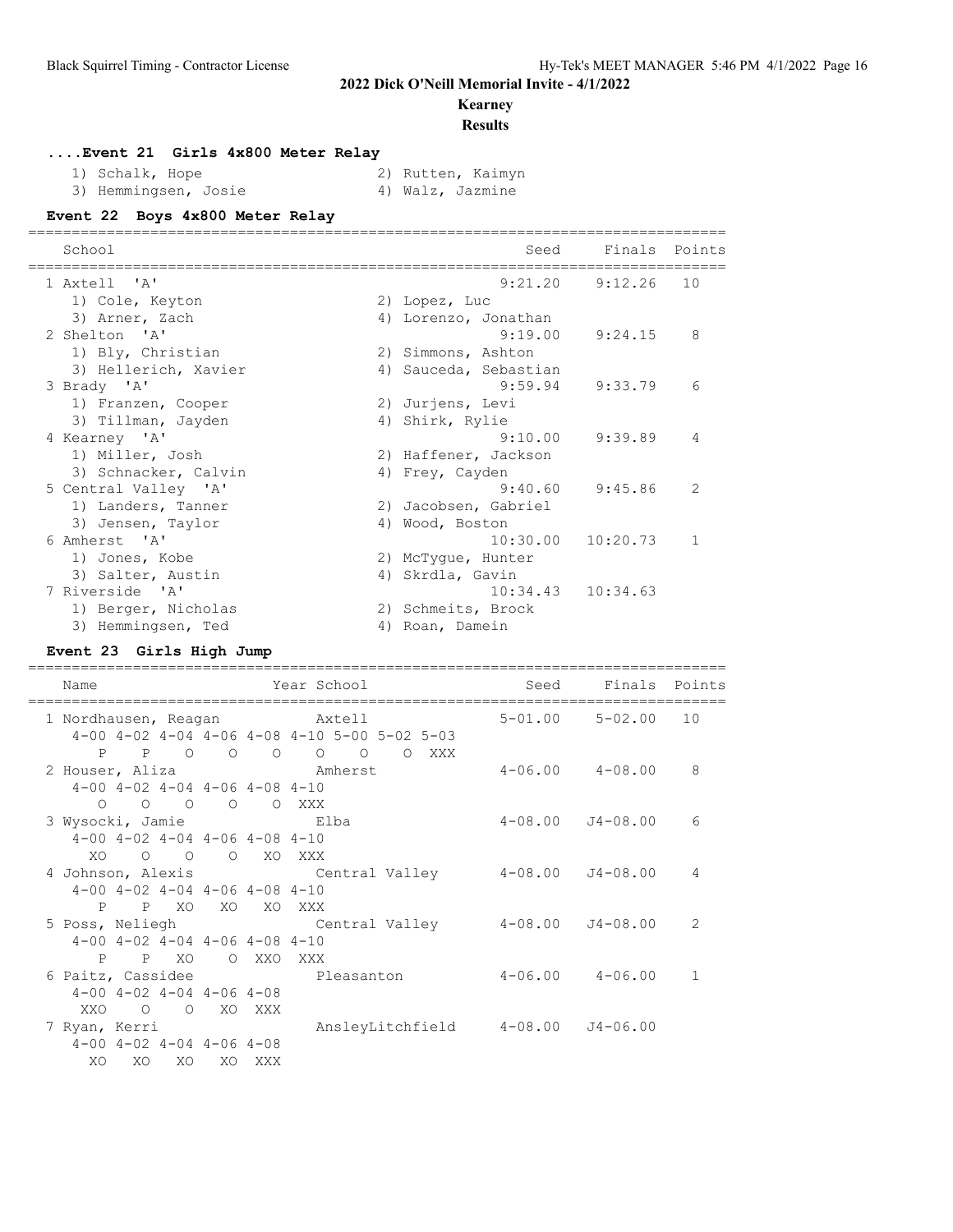## 2022 Dick O'Neill Memorial Invite - 4/1/2022

### Kearney

### Results

#### ....Event 21 Girls 4x800 Meter Relay

1) Schalk, Hope 2) Rutten, Kaimyn
3) Hemmingsen, Josie 4) Walz, Jazmine

#### Event 22 Boys 4x800 Meter Relay

| School | Seed | Finals | Points |
|---|---|---|---|
| 1 Axtell 'A' | 9:21.20 | 9:12.26 | 10 |
| 1) Cole, Keyton 2) Lopez, Luc 3) Arner, Zach 4) Lorenzo, Jonathan | | | |
| 2 Shelton 'A' | 9:19.00 | 9:24.15 | 8 |
| 1) Bly, Christian 2) Simmons, Ashton 3) Hellerich, Xavier 4) Sauceda, Sebastian | | | |
| 3 Brady 'A' | 9:59.94 | 9:33.79 | 6 |
| 1) Franzen, Cooper 2) Jurjens, Levi 3) Tillman, Jayden 4) Shirk, Rylie | | | |
| 4 Kearney 'A' | 9:10.00 | 9:39.89 | 4 |
| 1) Miller, Josh 2) Haffener, Jackson 3) Schnacker, Calvin 4) Frey, Cayden | | | |
| 5 Central Valley 'A' | 9:40.60 | 9:45.86 | 2 |
| 1) Landers, Tanner 2) Jacobsen, Gabriel 3) Jensen, Taylor 4) Wood, Boston | | | |
| 6 Amherst 'A' | 10:30.00 | 10:20.73 | 1 |
| 1) Jones, Kobe 2) McTygue, Hunter 3) Salter, Austin 4) Skrdla, Gavin | | | |
| 7 Riverside 'A' | 10:34.43 | 10:34.63 | |
| 1) Berger, Nicholas 2) Schmeits, Brock 3) Hemmingsen, Ted 4) Roan, Damein | | | |

#### Event 23 Girls High Jump

| Name | Year | School | Seed | Finals | Points |
|---|---|---|---|---|---|
| 1 Nordhausen, Reagan | | Axtell | 5-01.00 | 5-02.00 | 10 |
| 4-00 P, 4-02 P, 4-04 O, 4-06 O, 4-08 O, 4-10 O, 5-00 O, 5-02 O, 5-03 XXX | | | | | |
| 2 Houser, Aliza | | Amherst | 4-06.00 | 4-08.00 | 8 |
| 4-00 O, 4-02 O, 4-04 O, 4-06 O, 4-08 O, 4-10 XXX | | | | | |
| 3 Wysocki, Jamie | | Elba | 4-08.00 | J4-08.00 | 6 |
| 4-00 XO, 4-02 O, 4-04 O, 4-06 O, 4-08 XO, 4-10 XXX | | | | | |
| 4 Johnson, Alexis | | Central Valley | 4-08.00 | J4-08.00 | 4 |
| 4-00 P, 4-02 P, 4-04 XO, 4-06 XO, 4-08 XO, 4-10 XXX | | | | | |
| 5 Poss, Neliegh | | Central Valley | 4-08.00 | J4-08.00 | 2 |
| 4-00 P, 4-02 P, 4-04 XO, 4-06 O, 4-08 XXO, 4-10 XXX | | | | | |
| 6 Paitz, Cassidee | | Pleasanton | 4-06.00 | 4-06.00 | 1 |
| 4-00 XXO, 4-02 O, 4-04 O, 4-06 XO, 4-08 XXX | | | | | |
| 7 Ryan, Kerri | | AnsleyLitchfield | 4-08.00 | J4-06.00 | |
| 4-00 XO, 4-02 XO, 4-04 XO, 4-06 XO, 4-08 XXX | | | | | |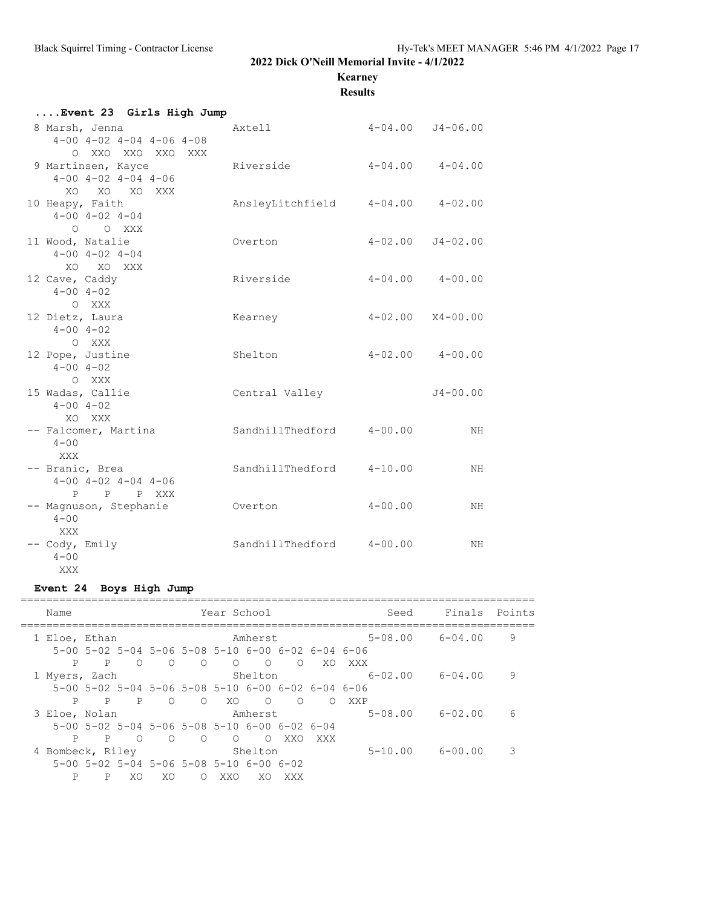**2022 Dick O'Neill Memorial Invite - 4/1/2022**

**Kearney**

**Results**

### ....Event 23 Girls High Jump

```
 8 Marsh, Jenna                 Axtell                  4-04.00   J4-06.00
    4-00 4-02 4-04 4-06 4-08
       O  XXO  XXO  XXO  XXX
 9 Martinsen, Kayce             Riverside               4-04.00    4-04.00
    4-00 4-02 4-04 4-06
      XO   XO   XO  XXX
10 Heapy, Faith                 AnsleyLitchfield        4-04.00    4-02.00
    4-00 4-02 4-04
       O    O  XXX
11 Wood, Natalie                Overton                 4-02.00   J4-02.00
    4-00 4-02 4-04
      XO   XO  XXX
12 Cave, Caddy                  Riverside               4-04.00    4-00.00
    4-00 4-02
       O  XXX
12 Dietz, Laura                 Kearney                 4-02.00   X4-00.00
    4-00 4-02
       O  XXX
12 Pope, Justine                Shelton                 4-02.00    4-00.00
    4-00 4-02
       O  XXX
15 Wadas, Callie                Central Valley                    J4-00.00
    4-00 4-02
      XO  XXX
-- Falcomer, Martina            SandhillThedford        4-00.00         NH
    4-00
     XXX
-- Branic, Brea                 SandhillThedford        4-10.00         NH
    4-00 4-02 4-04 4-06
       P    P    P  XXX
-- Magnuson, Stephanie          Overton                 4-00.00         NH
    4-00
     XXX
-- Cody, Emily                  SandhillThedford        4-00.00         NH
    4-00
     XXX
```

### Event 24 Boys High Jump

```
================================================================================
    Name                    Year School                 Seed     Finals  Points
================================================================================
  1 Eloe, Ethan                  Amherst                5-08.00    6-04.00    9
     5-00 5-02 5-04 5-06 5-08 5-10 6-00 6-02 6-04 6-06
        P    P    O    O    O    O    O    O   XO  XXX
  1 Myers, Zach                  Shelton                6-02.00    6-04.00    9
     5-00 5-02 5-04 5-06 5-08 5-10 6-00 6-02 6-04 6-06
        P    P    P    O    O   XO    O    O    O  XXP
  3 Eloe, Nolan                  Amherst                5-08.00    6-02.00    6
     5-00 5-02 5-04 5-06 5-08 5-10 6-00 6-02 6-04
        P    P    O    O    O    O    O  XXO  XXX
  4 Bombeck, Riley               Shelton                5-10.00    6-00.00    3
     5-00 5-02 5-04 5-06 5-08 5-10 6-00 6-02
        P    P   XO   XO    O  XXO   XO  XXX
```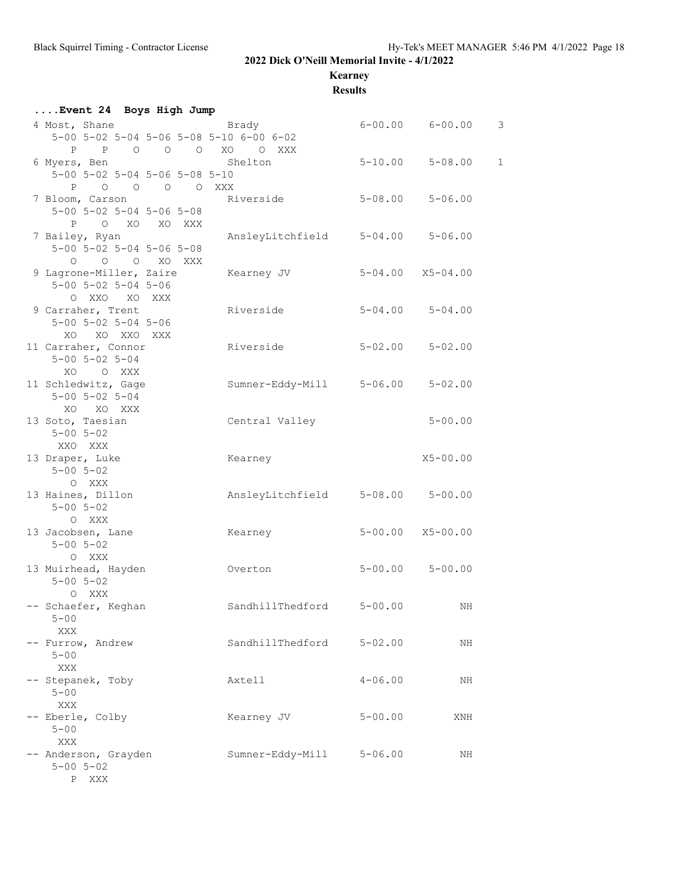## 2022 Dick O'Neill Memorial Invite - 4/1/2022

### Kearney

### Results

**....Event 24 Boys High Jump**

```
 4 Most, Shane                 Brady                 6-00.00    6-00.00    3
    5-00 5-02 5-04 5-06 5-08 5-10 6-00 6-02
       P    P    O    O    O   XO    O  XXX
 6 Myers, Ben                  Shelton               5-10.00    5-08.00    1
    5-00 5-02 5-04 5-06 5-08 5-10
       P    O    O    O    O  XXX
 7 Bloom, Carson               Riverside             5-08.00    5-06.00
    5-00 5-02 5-04 5-06 5-08
       P    O   XO   XO  XXX
 7 Bailey, Ryan                AnsleyLitchfield      5-04.00    5-06.00
    5-00 5-02 5-04 5-06 5-08
       O    O    O   XO  XXX
 9 Lagrone-Miller, Zaire       Kearney JV            5-04.00   X5-04.00
    5-00 5-02 5-04 5-06
       O  XXO   XO  XXX
 9 Carraher, Trent             Riverside             5-04.00    5-04.00
    5-00 5-02 5-04 5-06
      XO   XO  XXO  XXX
11 Carraher, Connor            Riverside             5-02.00    5-02.00
    5-00 5-02 5-04
      XO    O  XXX
11 Schledwitz, Gage            Sumner-Eddy-Mill      5-06.00    5-02.00
    5-00 5-02 5-04
      XO   XO  XXX
13 Soto, Taesian               Central Valley                   5-00.00
    5-00 5-02
     XXO  XXX
13 Draper, Luke                Kearney                         X5-00.00
    5-00 5-02
       O  XXX
13 Haines, Dillon              AnsleyLitchfield      5-08.00    5-00.00
    5-00 5-02
       O  XXX
13 Jacobsen, Lane              Kearney               5-00.00   X5-00.00
    5-00 5-02
       O  XXX
13 Muirhead, Hayden            Overton               5-00.00    5-00.00
    5-00 5-02
       O  XXX
-- Schaefer, Keghan            SandhillThedford      5-00.00         NH
    5-00
     XXX
-- Furrow, Andrew              SandhillThedford      5-02.00         NH
    5-00
     XXX
-- Stepanek, Toby              Axtell                4-06.00         NH
    5-00
     XXX
-- Eberle, Colby               Kearney JV            5-00.00        XNH
    5-00
     XXX
-- Anderson, Grayden           Sumner-Eddy-Mill      5-06.00         NH
    5-00 5-02
       P  XXX
```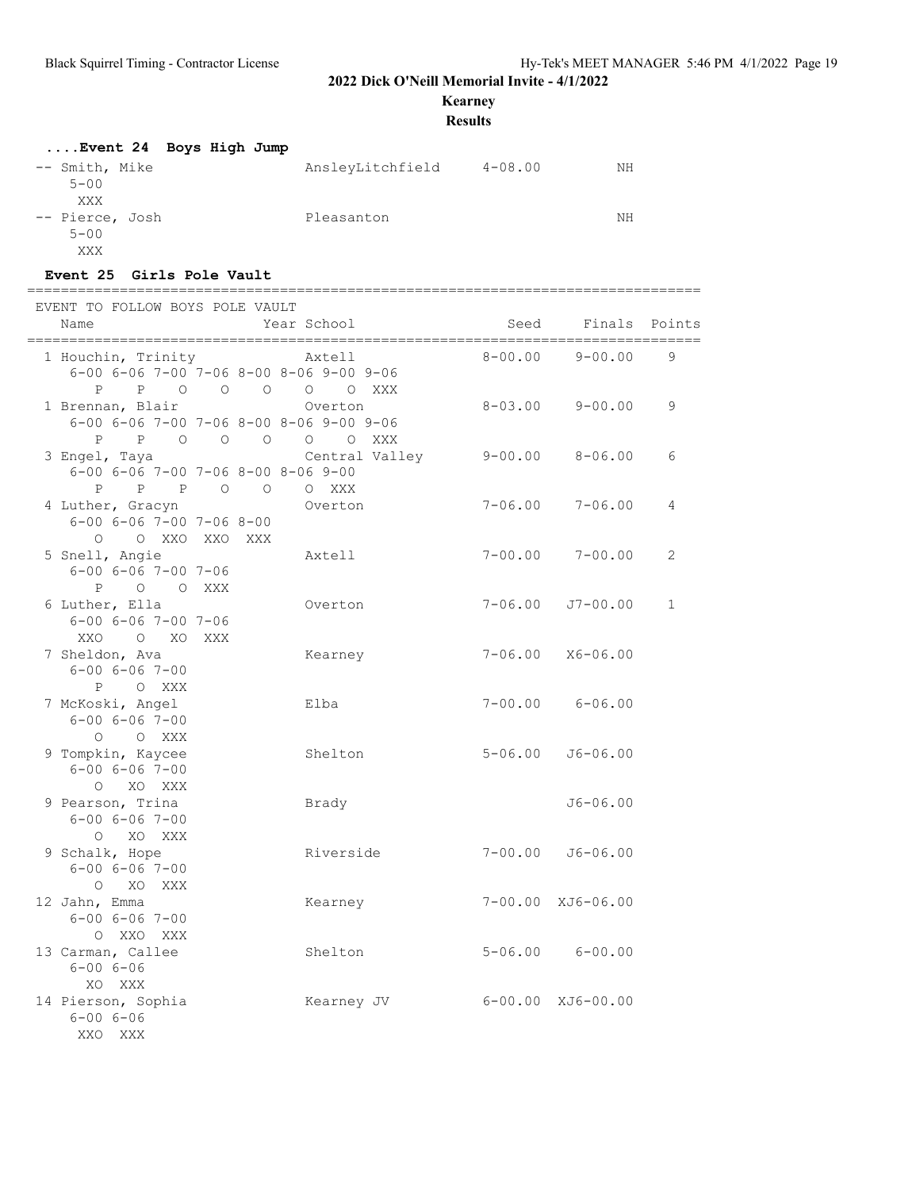## 2022 Dick O'Neill Memorial Invite - 4/1/2022

**Kearney**

**Results**

### ....Event 24 Boys High Jump

```
-- Smith, Mike                  AnsleyLitchfield     4-08.00          NH
     5-00
      XXX
-- Pierce, Josh                 Pleasanton                            NH
     5-00
      XXX
```

### Event 25 Girls Pole Vault

```
================================================================================
 EVENT TO FOLLOW BOYS POLE VAULT
    Name                    Year School                 Seed     Finals  Points
================================================================================
  1 Houchin, Trinity             Axtell                 8-00.00    9-00.00    9
      6-00 6-06 7-00 7-06 8-00 8-06 9-00 9-06
         P    P    O    O    O    O    O  XXX
  1 Brennan, Blair               Overton                8-03.00    9-00.00    9
      6-00 6-06 7-00 7-06 8-00 8-06 9-00 9-06
         P    P    O    O    O    O    O  XXX
  3 Engel, Taya                  Central Valley         9-00.00    8-06.00    6
      6-00 6-06 7-00 7-06 8-00 8-06 9-00
         P    P    P    O    O    O  XXX
  4 Luther, Gracyn               Overton                7-06.00    7-06.00    4
      6-00 6-06 7-00 7-06 8-00
         O    O  XXO  XXO  XXX
  5 Snell, Angie                 Axtell                 7-00.00    7-00.00    2
      6-00 6-06 7-00 7-06
         P    O    O  XXX
  6 Luther, Ella                 Overton                7-06.00   J7-00.00    1
      6-00 6-06 7-00 7-06
       XXO    O   XO  XXX
  7 Sheldon, Ava                 Kearney                7-06.00   X6-06.00
      6-00 6-06 7-00
         P    O  XXX
  7 McKoski, Angel               Elba                   7-00.00    6-06.00
      6-00 6-06 7-00
         O    O  XXX
  9 Tompkin, Kaycee              Shelton                5-06.00   J6-06.00
      6-00 6-06 7-00
         O   XO  XXX
  9 Pearson, Trina               Brady                            J6-06.00
      6-00 6-06 7-00
         O   XO  XXX
  9 Schalk, Hope                 Riverside              7-00.00   J6-06.00
      6-00 6-06 7-00
         O   XO  XXX
 12 Jahn, Emma                   Kearney                7-00.00  XJ6-06.00
      6-00 6-06 7-00
         O  XXO  XXX
 13 Carman, Callee               Shelton                5-06.00    6-00.00
      6-00 6-06
        XO  XXX
 14 Pierson, Sophia              Kearney JV             6-00.00  XJ6-00.00
      6-00 6-06
       XXO  XXX
```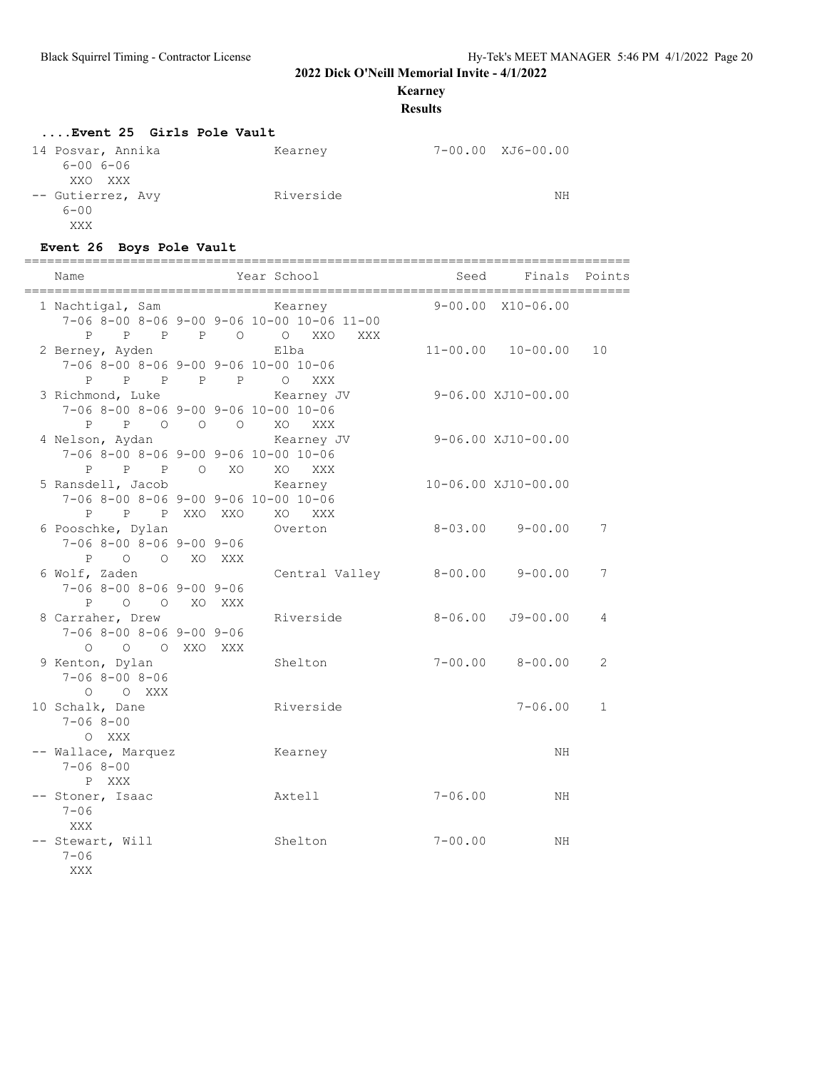**2022 Dick O'Neill Memorial Invite - 4/1/2022**

**Kearney**

**Results**

### ....Event 25 Girls Pole Vault

```
 14 Posvar, Annika              Kearney                 7-00.00  XJ6-00.00
     6-00 6-06
      XXO  XXX
 -- Gutierrez, Avy              Riverside                               NH
     6-00
      XXX
```

### Event 26 Boys Pole Vault

```
================================================================================
    Name                    Year School                 Seed     Finals  Points
================================================================================
  1 Nachtigal, Sam              Kearney                 9-00.00  X10-06.00
     7-06 8-00 8-06 9-00 9-06 10-00 10-06 11-00
        P    P    P    P    O     O   XXO   XXX
  2 Berney, Ayden               Elba                   11-00.00   10-00.00   10
     7-06 8-00 8-06 9-00 9-06 10-00 10-06
        P    P    P    P    P     O   XXX
  3 Richmond, Luke              Kearney JV              9-06.00 XJ10-00.00
     7-06 8-00 8-06 9-00 9-06 10-00 10-06
        P    P    O    O    O    XO   XXX
  4 Nelson, Aydan               Kearney JV              9-06.00 XJ10-00.00
     7-06 8-00 8-06 9-00 9-06 10-00 10-06
        P    P    P    O   XO    XO   XXX
  5 Ransdell, Jacob             Kearney                10-06.00 XJ10-00.00
     7-06 8-00 8-06 9-00 9-06 10-00 10-06
        P    P    P  XXO  XXO    XO   XXX
  6 Pooschke, Dylan             Overton                 8-03.00    9-00.00    7
     7-06 8-00 8-06 9-00 9-06
        P    O    O   XO  XXX
  6 Wolf, Zaden                 Central Valley          8-00.00    9-00.00    7
     7-06 8-00 8-06 9-00 9-06
        P    O    O   XO  XXX
  8 Carraher, Drew              Riverside               8-06.00   J9-00.00    4
     7-06 8-00 8-06 9-00 9-06
        O    O    O  XXO  XXX
  9 Kenton, Dylan               Shelton                 7-00.00    8-00.00    2
     7-06 8-00 8-06
        O    O  XXX
 10 Schalk, Dane                Riverside                          7-06.00    1
     7-06 8-00
        O  XXX
 -- Wallace, Marquez            Kearney                                 NH
     7-06 8-00
        P  XXX
 -- Stoner, Isaac               Axtell                  7-06.00         NH
     7-06
      XXX
 -- Stewart, Will               Shelton                 7-00.00         NH
     7-06
      XXX
```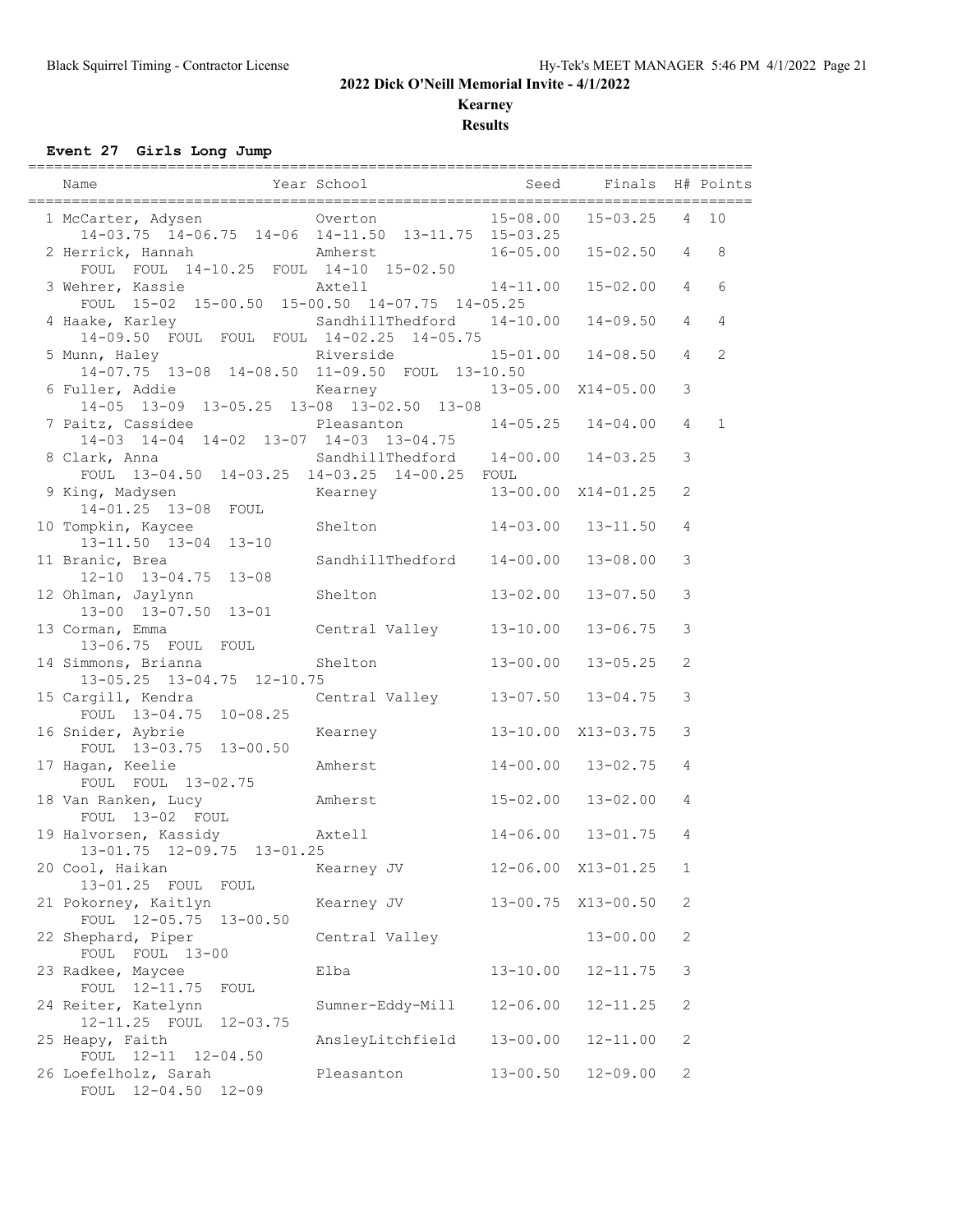## 2022 Dick O'Neill Memorial Invite - 4/1/2022

**Kearney**

**Results**

### Event 27 Girls Long Jump

| Place | Name | Year | School | Seed | Finals | H# | Points |
|---|---|---|---|---|---|---|---|
| 1 | McCarter, Adysen | | Overton | 15-08.00 | 15-03.25 | 4 | 10 |
| | 14-03.75 14-06.75 14-06 14-11.50 13-11.75 15-03.25 | | | | | | |
| 2 | Herrick, Hannah | | Amherst | 16-05.00 | 15-02.50 | 4 | 8 |
| | FOUL FOUL 14-10.25 FOUL 14-10 15-02.50 | | | | | | |
| 3 | Wehrer, Kassie | | Axtell | 14-11.00 | 15-02.00 | 4 | 6 |
| | FOUL 15-02 15-00.50 15-00.50 14-07.75 14-05.25 | | | | | | |
| 4 | Haake, Karley | | SandhillThedford | 14-10.00 | 14-09.50 | 4 | 4 |
| | 14-09.50 FOUL FOUL FOUL 14-02.25 14-05.75 | | | | | | |
| 5 | Munn, Haley | | Riverside | 15-01.00 | 14-08.50 | 4 | 2 |
| | 14-07.75 13-08 14-08.50 11-09.50 FOUL 13-10.50 | | | | | | |
| 6 | Fuller, Addie | | Kearney | 13-05.00 | X14-05.00 | 3 | |
| | 14-05 13-09 13-05.25 13-08 13-02.50 13-08 | | | | | | |
| 7 | Paitz, Cassidee | | Pleasanton | 14-05.25 | 14-04.00 | 4 | 1 |
| | 14-03 14-04 14-02 13-07 14-03 13-04.75 | | | | | | |
| 8 | Clark, Anna | | SandhillThedford | 14-00.00 | 14-03.25 | 3 | |
| | FOUL 13-04.50 14-03.25 14-03.25 14-00.25 FOUL | | | | | | |
| 9 | King, Madysen | | Kearney | 13-00.00 | X14-01.25 | 2 | |
| | 14-01.25 13-08 FOUL | | | | | | |
| 10 | Tompkin, Kaycee | | Shelton | 14-03.00 | 13-11.50 | 4 | |
| | 13-11.50 13-04 13-10 | | | | | | |
| 11 | Branic, Brea | | SandhillThedford | 14-00.00 | 13-08.00 | 3 | |
| | 12-10 13-04.75 13-08 | | | | | | |
| 12 | Ohlman, Jaylynn | | Shelton | 13-02.00 | 13-07.50 | 3 | |
| | 13-00 13-07.50 13-01 | | | | | | |
| 13 | Corman, Emma | | Central Valley | 13-10.00 | 13-06.75 | 3 | |
| | 13-06.75 FOUL FOUL | | | | | | |
| 14 | Simmons, Brianna | | Shelton | 13-00.00 | 13-05.25 | 2 | |
| | 13-05.25 13-04.75 12-10.75 | | | | | | |
| 15 | Cargill, Kendra | | Central Valley | 13-07.50 | 13-04.75 | 3 | |
| | FOUL 13-04.75 10-08.25 | | | | | | |
| 16 | Snider, Aybrie | | Kearney | 13-10.00 | X13-03.75 | 3 | |
| | FOUL 13-03.75 13-00.50 | | | | | | |
| 17 | Hagan, Keelie | | Amherst | 14-00.00 | 13-02.75 | 4 | |
| | FOUL FOUL 13-02.75 | | | | | | |
| 18 | Van Ranken, Lucy | | Amherst | 15-02.00 | 13-02.00 | 4 | |
| | FOUL 13-02 FOUL | | | | | | |
| 19 | Halvorsen, Kassidy | | Axtell | 14-06.00 | 13-01.75 | 4 | |
| | 13-01.75 12-09.75 13-01.25 | | | | | | |
| 20 | Cool, Haikan | | Kearney JV | 12-06.00 | X13-01.25 | 1 | |
| | 13-01.25 FOUL FOUL | | | | | | |
| 21 | Pokorney, Kaitlyn | | Kearney JV | 13-00.75 | X13-00.50 | 2 | |
| | FOUL 12-05.75 13-00.50 | | | | | | |
| 22 | Shephard, Piper | | Central Valley | | 13-00.00 | 2 | |
| | FOUL FOUL 13-00 | | | | | | |
| 23 | Radkee, Maycee | | Elba | 13-10.00 | 12-11.75 | 3 | |
| | FOUL 12-11.75 FOUL | | | | | | |
| 24 | Reiter, Katelynn | | Sumner-Eddy-Mill | 12-06.00 | 12-11.25 | 2 | |
| | 12-11.25 FOUL 12-03.75 | | | | | | |
| 25 | Heapy, Faith | | AnsleyLitchfield | 13-00.00 | 12-11.00 | 2 | |
| | FOUL 12-11 12-04.50 | | | | | | |
| 26 | Loefelholz, Sarah | | Pleasanton | 13-00.50 | 12-09.00 | 2 | |
| | FOUL 12-04.50 12-09 | | | | | | |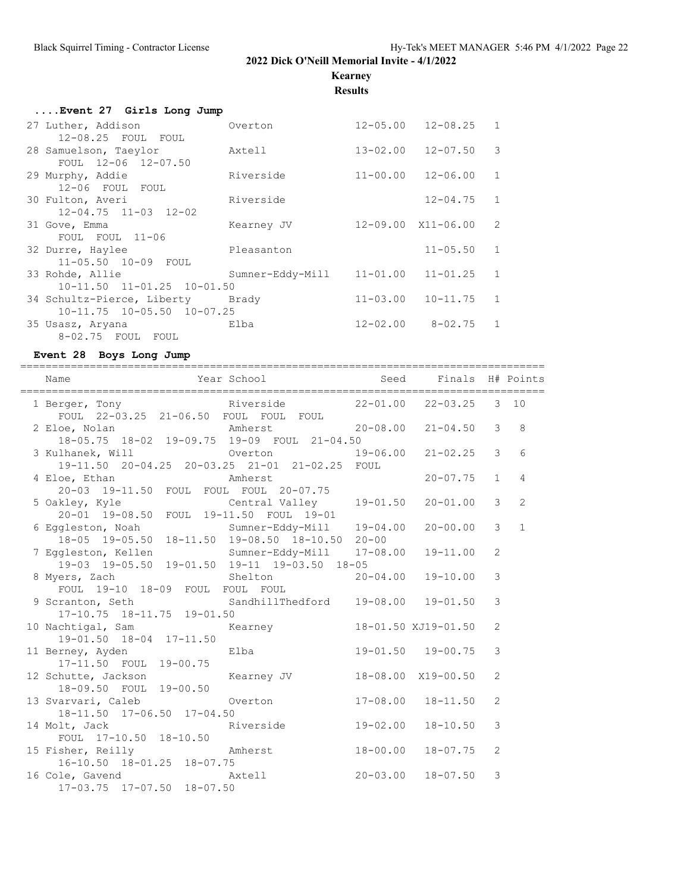## 2022 Dick O'Neill Memorial Invite - 4/1/2022

### Kearney

### Results

#### ....Event 27 Girls Long Jump

```
 27 Luther, Addison              Overton             12-05.00   12-08.25   1
      12-08.25  FOUL  FOUL
 28 Samuelson, Taeylor           Axtell              13-02.00   12-07.50   3
      FOUL  12-06  12-07.50
 29 Murphy, Addie                Riverside           11-00.00   12-06.00   1
      12-06  FOUL  FOUL
 30 Fulton, Averi                Riverside                      12-04.75   1
      12-04.75  11-03  12-02
 31 Gove, Emma                   Kearney JV          12-09.00  X11-06.00   2
      FOUL  FOUL  11-06
 32 Durre, Haylee                Pleasanton                     11-05.50   1
      11-05.50  10-09  FOUL
 33 Rohde, Allie                 Sumner-Eddy-Mill    11-01.00   11-01.25   1
      10-11.50  11-01.25  10-01.50
 34 Schultz-Pierce, Liberty      Brady               11-03.00   10-11.75   1
      10-11.75  10-05.50  10-07.25
 35 Usasz, Aryana                Elba                12-02.00    8-02.75   1
      8-02.75  FOUL  FOUL
```

#### Event 28 Boys Long Jump

```
==================================================================================
   Name                    Year School                 Seed     Finals  H# Points
==================================================================================
  1 Berger, Tony                 Riverside           22-01.00   22-03.25   3  10
      FOUL  22-03.25  21-06.50  FOUL  FOUL  FOUL
  2 Eloe, Nolan                  Amherst             20-08.00   21-04.50   3   8
      18-05.75  18-02  19-09.75  19-09  FOUL  21-04.50
  3 Kulhanek, Will               Overton             19-06.00   21-02.25   3   6
      19-11.50  20-04.25  20-03.25  21-01  21-02.25  FOUL
  4 Eloe, Ethan                  Amherst                        20-07.75   1   4
      20-03  19-11.50  FOUL  FOUL  FOUL  20-07.75
  5 Oakley, Kyle                 Central Valley      19-01.50   20-01.00   3   2
      20-01  19-08.50  FOUL  19-11.50  FOUL  19-01
  6 Eggleston, Noah              Sumner-Eddy-Mill    19-04.00   20-00.00   3   1
      18-05  19-05.50  18-11.50  19-08.50  18-10.50  20-00
  7 Eggleston, Kellen            Sumner-Eddy-Mill    17-08.00   19-11.00   2
      19-03  19-05.50  19-01.50  19-11  19-03.50  18-05
  8 Myers, Zach                  Shelton             20-04.00   19-10.00   3
      FOUL  19-10  18-09  FOUL  FOUL  FOUL
  9 Scranton, Seth               SandhillThedford    19-08.00   19-01.50   3
      17-10.75  18-11.75  19-01.50
 10 Nachtigal, Sam               Kearney             18-01.50 XJ19-01.50   2
      19-01.50  18-04  17-11.50
 11 Berney, Ayden                Elba                19-01.50   19-00.75   3
      17-11.50  FOUL  19-00.75
 12 Schutte, Jackson             Kearney JV          18-08.00  X19-00.50   2
      18-09.50  FOUL  19-00.50
 13 Svarvari, Caleb              Overton             17-08.00   18-11.50   2
      18-11.50  17-06.50  17-04.50
 14 Molt, Jack                   Riverside           19-02.00   18-10.50   3
      FOUL  17-10.50  18-10.50
 15 Fisher, Reilly               Amherst             18-00.00   18-07.75   2
      16-10.50  18-01.25  18-07.75
 16 Cole, Gavend                 Axtell              20-03.00   18-07.50   3
      17-03.75  17-07.50  18-07.50
```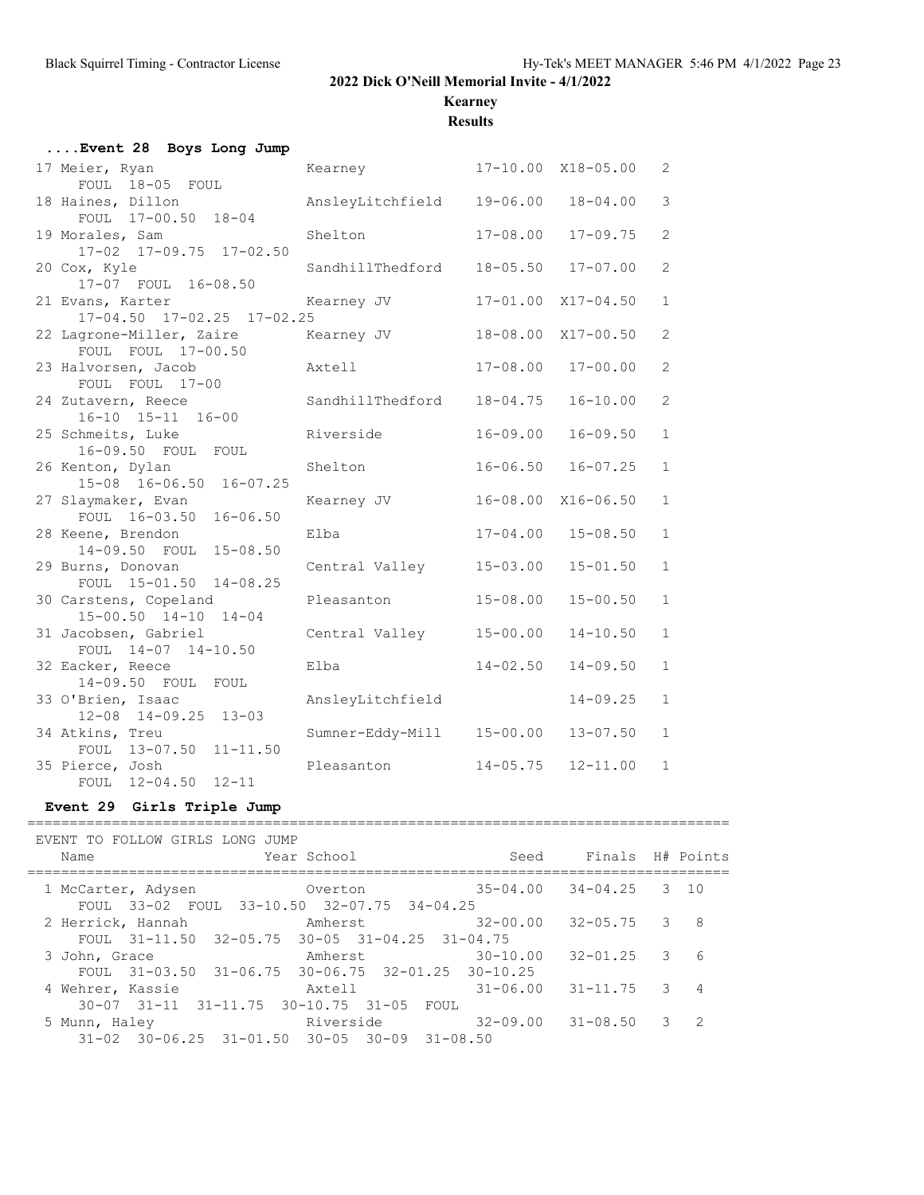## 2022 Dick O'Neill Memorial Invite - 4/1/2022

**Kearney**

**Results**

### ....Event 28 Boys Long Jump

| Place | Name | School | Seed | Finals | H# |
|---|---|---|---|---|---|
| 17 | Meier, Ryan | Kearney | 17-10.00 | X18-05.00 | 2 |
| | FOUL 18-05 FOUL | | | | |
| 18 | Haines, Dillon | AnsleyLitchfield | 19-06.00 | 18-04.00 | 3 |
| | FOUL 17-00.50 18-04 | | | | |
| 19 | Morales, Sam | Shelton | 17-08.00 | 17-09.75 | 2 |
| | 17-02 17-09.75 17-02.50 | | | | |
| 20 | Cox, Kyle | SandhillThedford | 18-05.50 | 17-07.00 | 2 |
| | 17-07 FOUL 16-08.50 | | | | |
| 21 | Evans, Karter | Kearney JV | 17-01.00 | X17-04.50 | 1 |
| | 17-04.50 17-02.25 17-02.25 | | | | |
| 22 | Lagrone-Miller, Zaire | Kearney JV | 18-08.00 | X17-00.50 | 2 |
| | FOUL FOUL 17-00.50 | | | | |
| 23 | Halvorsen, Jacob | Axtell | 17-08.00 | 17-00.00 | 2 |
| | FOUL FOUL 17-00 | | | | |
| 24 | Zutavern, Reece | SandhillThedford | 18-04.75 | 16-10.00 | 2 |
| | 16-10 15-11 16-00 | | | | |
| 25 | Schmeits, Luke | Riverside | 16-09.00 | 16-09.50 | 1 |
| | 16-09.50 FOUL FOUL | | | | |
| 26 | Kenton, Dylan | Shelton | 16-06.50 | 16-07.25 | 1 |
| | 15-08 16-06.50 16-07.25 | | | | |
| 27 | Slaymaker, Evan | Kearney JV | 16-08.00 | X16-06.50 | 1 |
| | FOUL 16-03.50 16-06.50 | | | | |
| 28 | Keene, Brendon | Elba | 17-04.00 | 15-08.50 | 1 |
| | 14-09.50 FOUL 15-08.50 | | | | |
| 29 | Burns, Donovan | Central Valley | 15-03.00 | 15-01.50 | 1 |
| | FOUL 15-01.50 14-08.25 | | | | |
| 30 | Carstens, Copeland | Pleasanton | 15-08.00 | 15-00.50 | 1 |
| | 15-00.50 14-10 14-04 | | | | |
| 31 | Jacobsen, Gabriel | Central Valley | 15-00.00 | 14-10.50 | 1 |
| | FOUL 14-07 14-10.50 | | | | |
| 32 | Eacker, Reece | Elba | 14-02.50 | 14-09.50 | 1 |
| | 14-09.50 FOUL FOUL | | | | |
| 33 | O'Brien, Isaac | AnsleyLitchfield | | 14-09.25 | 1 |
| | 12-08 14-09.25 13-03 | | | | |
| 34 | Atkins, Treu | Sumner-Eddy-Mill | 15-00.00 | 13-07.50 | 1 |
| | FOUL 13-07.50 11-11.50 | | | | |
| 35 | Pierce, Josh | Pleasanton | 14-05.75 | 12-11.00 | 1 |
| | FOUL 12-04.50 12-11 | | | | |

### Event 29 Girls Triple Jump

EVENT TO FOLLOW GIRLS LONG JUMP

| Place | Name | Year School | Seed | Finals | H# | Points |
|---|---|---|---|---|---|---|
| 1 | McCarter, Adysen | Overton | 35-04.00 | 34-04.25 | 3 | 10 |
| | FOUL 33-02 FOUL 33-10.50 32-07.75 34-04.25 | | | | | |
| 2 | Herrick, Hannah | Amherst | 32-00.00 | 32-05.75 | 3 | 8 |
| | FOUL 31-11.50 32-05.75 30-05 31-04.25 31-04.75 | | | | | |
| 3 | John, Grace | Amherst | 30-10.00 | 32-01.25 | 3 | 6 |
| | FOUL 31-03.50 31-06.75 30-06.75 32-01.25 30-10.25 | | | | | |
| 4 | Wehrer, Kassie | Axtell | 31-06.00 | 31-11.75 | 3 | 4 |
| | 30-07 31-11 31-11.75 30-10.75 31-05 FOUL | | | | | |
| 5 | Munn, Haley | Riverside | 32-09.00 | 31-08.50 | 3 | 2 |
| | 31-02 30-06.25 31-01.50 30-05 30-09 31-08.50 | | | | | |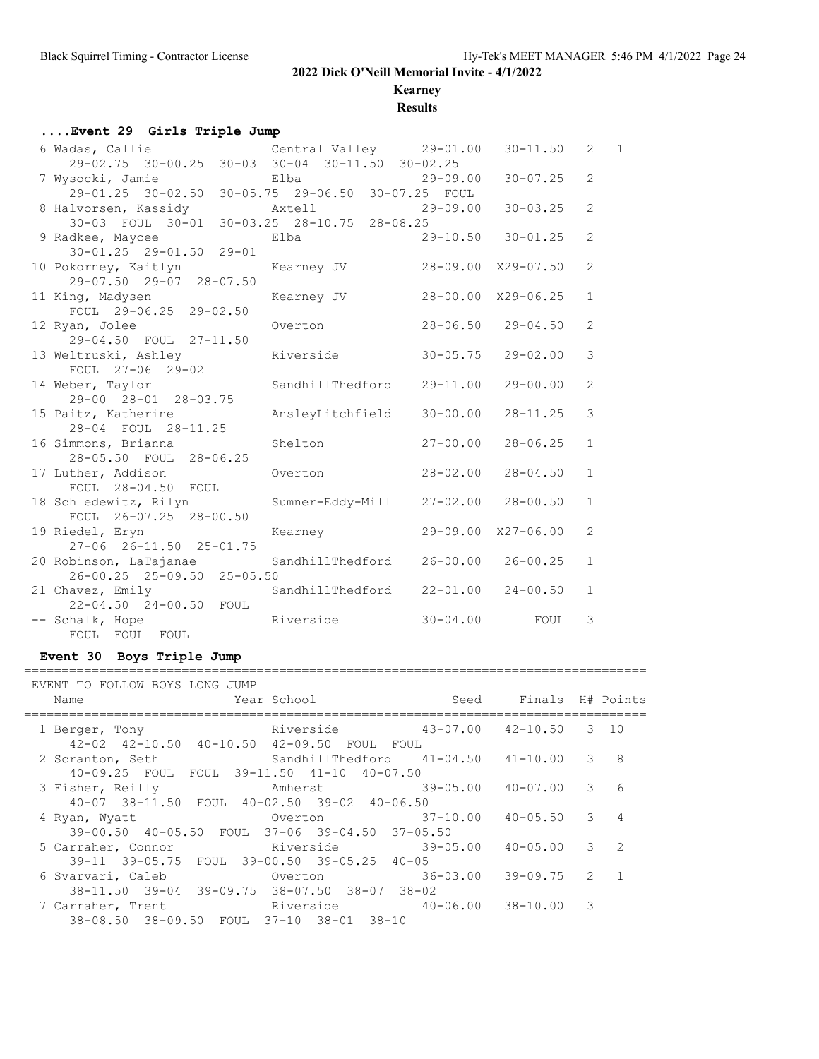## 2022 Dick O'Neill Memorial Invite - 4/1/2022

### Kearney

### Results

### ....Event 29 Girls Triple Jump

| Place | Name | School | Seed | Finals | H# | Points |
|---|---|---|---|---|---|---|
| 6 | Wadas, Callie | Central Valley | 29-01.00 | 30-11.50 | 2 | 1 |
| | 29-02.75 30-00.25 30-03 30-04 30-11.50 30-02.25 | | | | | |
| 7 | Wysocki, Jamie | Elba | 29-09.00 | 30-07.25 | 2 | |
| | 29-01.25 30-02.50 30-05.75 29-06.50 30-07.25 FOUL | | | | | |
| 8 | Halvorsen, Kassidy | Axtell | 29-09.00 | 30-03.25 | 2 | |
| | 30-03 FOUL 30-01 30-03.25 28-10.75 28-08.25 | | | | | |
| 9 | Radkee, Maycee | Elba | 29-10.50 | 30-01.25 | 2 | |
| | 30-01.25 29-01.50 29-01 | | | | | |
| 10 | Pokorney, Kaitlyn | Kearney JV | 28-09.00 | X29-07.50 | 2 | |
| | 29-07.50 29-07 28-07.50 | | | | | |
| 11 | King, Madysen | Kearney JV | 28-00.00 | X29-06.25 | 1 | |
| | FOUL 29-06.25 29-02.50 | | | | | |
| 12 | Ryan, Jolee | Overton | 28-06.50 | 29-04.50 | 2 | |
| | 29-04.50 FOUL 27-11.50 | | | | | |
| 13 | Weltruski, Ashley | Riverside | 30-05.75 | 29-02.00 | 3 | |
| | FOUL 27-06 29-02 | | | | | |
| 14 | Weber, Taylor | SandhillThedford | 29-11.00 | 29-00.00 | 2 | |
| | 29-00 28-01 28-03.75 | | | | | |
| 15 | Paitz, Katherine | AnsleyLitchfield | 30-00.00 | 28-11.25 | 3 | |
| | 28-04 FOUL 28-11.25 | | | | | |
| 16 | Simmons, Brianna | Shelton | 27-00.00 | 28-06.25 | 1 | |
| | 28-05.50 FOUL 28-06.25 | | | | | |
| 17 | Luther, Addison | Overton | 28-02.00 | 28-04.50 | 1 | |
| | FOUL 28-04.50 FOUL | | | | | |
| 18 | Schledewitz, Rilyn | Sumner-Eddy-Mill | 27-02.00 | 28-00.50 | 1 | |
| | FOUL 26-07.25 28-00.50 | | | | | |
| 19 | Riedel, Eryn | Kearney | 29-09.00 | X27-06.00 | 2 | |
| | 27-06 26-11.50 25-01.75 | | | | | |
| 20 | Robinson, LaTajanae | SandhillThedford | 26-00.00 | 26-00.25 | 1 | |
| | 26-00.25 25-09.50 25-05.50 | | | | | |
| 21 | Chavez, Emily | SandhillThedford | 22-01.00 | 24-00.50 | 1 | |
| | 22-04.50 24-00.50 FOUL | | | | | |
| -- | Schalk, Hope | Riverside | 30-04.00 | FOUL | 3 | |
| | FOUL FOUL FOUL | | | | | |

### Event 30 Boys Triple Jump

EVENT TO FOLLOW BOYS LONG JUMP

| Place | Name | Year | School | Seed | Finals | H# | Points |
|---|---|---|---|---|---|---|---|
| 1 | Berger, Tony | | Riverside | 43-07.00 | 42-10.50 | 3 | 10 |
| | 42-02 42-10.50 40-10.50 42-09.50 FOUL FOUL | | | | | | |
| 2 | Scranton, Seth | | SandhillThedford | 41-04.50 | 41-10.00 | 3 | 8 |
| | 40-09.25 FOUL FOUL 39-11.50 41-10 40-07.50 | | | | | | |
| 3 | Fisher, Reilly | | Amherst | 39-05.00 | 40-07.00 | 3 | 6 |
| | 40-07 38-11.50 FOUL 40-02.50 39-02 40-06.50 | | | | | | |
| 4 | Ryan, Wyatt | | Overton | 37-10.00 | 40-05.50 | 3 | 4 |
| | 39-00.50 40-05.50 FOUL 37-06 39-04.50 37-05.50 | | | | | | |
| 5 | Carraher, Connor | | Riverside | 39-05.00 | 40-05.00 | 3 | 2 |
| | 39-11 39-05.75 FOUL 39-00.50 39-05.25 40-05 | | | | | | |
| 6 | Svarvari, Caleb | | Overton | 36-03.00 | 39-09.75 | 2 | 1 |
| | 38-11.50 39-04 39-09.75 38-07.50 38-07 38-02 | | | | | | |
| 7 | Carraher, Trent | | Riverside | 40-06.00 | 38-10.00 | 3 | |
| | 38-08.50 38-09.50 FOUL 37-10 38-01 38-10 | | | | | | |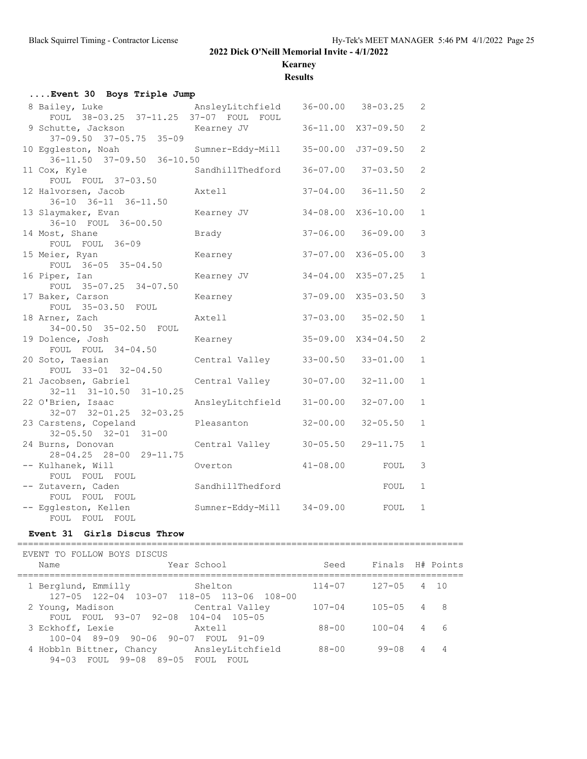## 2022 Dick O'Neill Memorial Invite - 4/1/2022

### Kearney

### Results

#### ....Event 30 Boys Triple Jump

```
  8 Bailey, Luke               AnsleyLitchfield    36-00.00   38-03.25   2
     FOUL  38-03.25  37-11.25  37-07  FOUL  FOUL
  9 Schutte, Jackson           Kearney JV          36-11.00  X37-09.50   2
     37-09.50  37-05.75  35-09
 10 Eggleston, Noah            Sumner-Eddy-Mill    35-00.00  J37-09.50   2
     36-11.50  37-09.50  36-10.50
 11 Cox, Kyle                  SandhillThedford    36-07.00   37-03.50   2
     FOUL  FOUL  37-03.50
 12 Halvorsen, Jacob           Axtell              37-04.00   36-11.50   2
     36-10  36-11  36-11.50
 13 Slaymaker, Evan            Kearney JV          34-08.00  X36-10.00   1
     36-10  FOUL  36-00.50
 14 Most, Shane                Brady               37-06.00   36-09.00   3
     FOUL  FOUL  36-09
 15 Meier, Ryan                Kearney             37-07.00  X36-05.00   3
     FOUL  36-05  35-04.50
 16 Piper, Ian                 Kearney JV          34-04.00  X35-07.25   1
     FOUL  35-07.25  34-07.50
 17 Baker, Carson              Kearney             37-09.00  X35-03.50   3
     FOUL  35-03.50  FOUL
 18 Arner, Zach                Axtell              37-03.00   35-02.50   1
     34-00.50  35-02.50  FOUL
 19 Dolence, Josh              Kearney             35-09.00  X34-04.50   2
     FOUL  FOUL  34-04.50
 20 Soto, Taesian              Central Valley      33-00.50   33-01.00   1
     FOUL  33-01  32-04.50
 21 Jacobsen, Gabriel          Central Valley      30-07.00   32-11.00   1
     32-11  31-10.50  31-10.25
 22 O'Brien, Isaac             AnsleyLitchfield    31-00.00   32-07.00   1
     32-07  32-01.25  32-03.25
 23 Carstens, Copeland         Pleasanton          32-00.00   32-05.50   1
     32-05.50  32-01  31-00
 24 Burns, Donovan             Central Valley      30-05.50   29-11.75   1
     28-04.25  28-00  29-11.75
 -- Kulhanek, Will             Overton             41-08.00       FOUL   3
     FOUL  FOUL  FOUL
 -- Zutavern, Caden            SandhillThedford                   FOUL   1
     FOUL  FOUL  FOUL
 -- Eggleston, Kellen          Sumner-Eddy-Mill    34-09.00       FOUL   1
     FOUL  FOUL  FOUL
```

#### Event 31 Girls Discus Throw

```
=================================================================================
 EVENT TO FOLLOW BOYS DISCUS
    Name                    Year School                 Seed     Finals  H# Points
=================================================================================
  1 Berglund, Emmilly            Shelton               114-07     127-05   4  10
     127-05  122-04  103-07  118-05  113-06  108-00
  2 Young, Madison               Central Valley        107-04     105-05   4   8
     FOUL  FOUL  93-07  92-08  104-04  105-05
  3 Eckhoff, Lexie               Axtell                 88-00     100-04   4   6
     100-04  89-09  90-06  90-07  FOUL  91-09
  4 Hobbln Bittner, Chancy       AnsleyLitchfield       88-00      99-08   4   4
     94-03  FOUL  99-08  89-05  FOUL  FOUL
```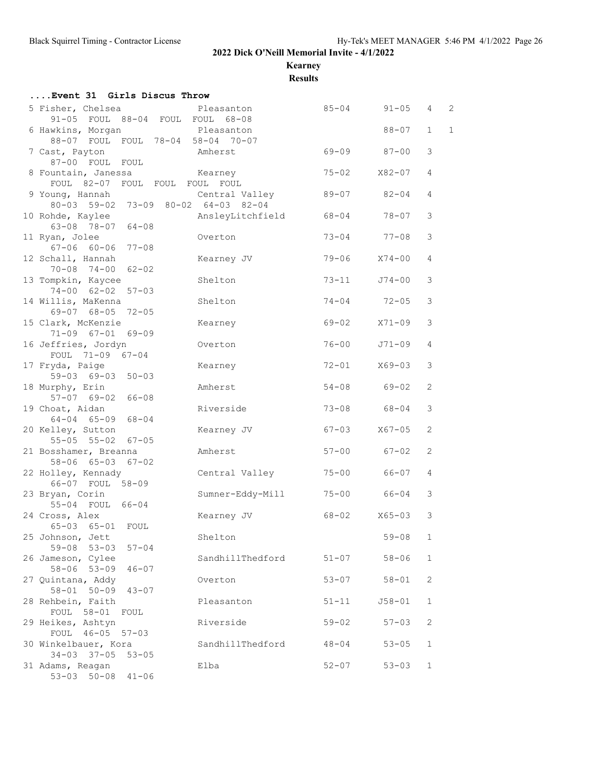## 2022 Dick O'Neill Memorial Invite - 4/1/2022

**Kearney**

**Results**

### ....Event 31 Girls Discus Throw

| Place | Name | School | Seed | Finals | H# | Points |
|---|---|---|---|---|---|---|
| 5 | Fisher, Chelsea | Pleasanton | 85-04 | 91-05 | 4 | 2 |
| | 91-05 FOUL 88-04 FOUL FOUL 68-08 | | | | | |
| 6 | Hawkins, Morgan | Pleasanton | | 88-07 | 1 | 1 |
| | 88-07 FOUL FOUL 78-04 58-04 70-07 | | | | | |
| 7 | Cast, Payton | Amherst | 69-09 | 87-00 | 3 | |
| | 87-00 FOUL FOUL | | | | | |
| 8 | Fountain, Janessa | Kearney | 75-02 | X82-07 | 4 | |
| | FOUL 82-07 FOUL FOUL FOUL FOUL | | | | | |
| 9 | Young, Hannah | Central Valley | 89-07 | 82-04 | 4 | |
| | 80-03 59-02 73-09 80-02 64-03 82-04 | | | | | |
| 10 | Rohde, Kaylee | AnsleyLitchfield | 68-04 | 78-07 | 3 | |
| | 63-08 78-07 64-08 | | | | | |
| 11 | Ryan, Jolee | Overton | 73-04 | 77-08 | 3 | |
| | 67-06 60-06 77-08 | | | | | |
| 12 | Schall, Hannah | Kearney JV | 79-06 | X74-00 | 4 | |
| | 70-08 74-00 62-02 | | | | | |
| 13 | Tompkin, Kaycee | Shelton | 73-11 | J74-00 | 3 | |
| | 74-00 62-02 57-03 | | | | | |
| 14 | Willis, MaKenna | Shelton | 74-04 | 72-05 | 3 | |
| | 69-07 68-05 72-05 | | | | | |
| 15 | Clark, McKenzie | Kearney | 69-02 | X71-09 | 3 | |
| | 71-09 67-01 69-09 | | | | | |
| 16 | Jeffries, Jordyn | Overton | 76-00 | J71-09 | 4 | |
| | FOUL 71-09 67-04 | | | | | |
| 17 | Fryda, Paige | Kearney | 72-01 | X69-03 | 3 | |
| | 59-03 69-03 50-03 | | | | | |
| 18 | Murphy, Erin | Amherst | 54-08 | 69-02 | 2 | |
| | 57-07 69-02 66-08 | | | | | |
| 19 | Choat, Aidan | Riverside | 73-08 | 68-04 | 3 | |
| | 64-04 65-09 68-04 | | | | | |
| 20 | Kelley, Sutton | Kearney JV | 67-03 | X67-05 | 2 | |
| | 55-05 55-02 67-05 | | | | | |
| 21 | Bosshamer, Breanna | Amherst | 57-00 | 67-02 | 2 | |
| | 58-06 65-03 67-02 | | | | | |
| 22 | Holley, Kennady | Central Valley | 75-00 | 66-07 | 4 | |
| | 66-07 FOUL 58-09 | | | | | |
| 23 | Bryan, Corin | Sumner-Eddy-Mill | 75-00 | 66-04 | 3 | |
| | 55-04 FOUL 66-04 | | | | | |
| 24 | Cross, Alex | Kearney JV | 68-02 | X65-03 | 3 | |
| | 65-03 65-01 FOUL | | | | | |
| 25 | Johnson, Jett | Shelton | | 59-08 | 1 | |
| | 59-08 53-03 57-04 | | | | | |
| 26 | Jameson, Cylee | SandhillThedford | 51-07 | 58-06 | 1 | |
| | 58-06 53-09 46-07 | | | | | |
| 27 | Quintana, Addy | Overton | 53-07 | 58-01 | 2 | |
| | 58-01 50-09 43-07 | | | | | |
| 28 | Rehbein, Faith | Pleasanton | 51-11 | J58-01 | 1 | |
| | FOUL 58-01 FOUL | | | | | |
| 29 | Heikes, Ashtyn | Riverside | 59-02 | 57-03 | 2 | |
| | FOUL 46-05 57-03 | | | | | |
| 30 | Winkelbauer, Kora | SandhillThedford | 48-04 | 53-05 | 1 | |
| | 34-03 37-05 53-05 | | | | | |
| 31 | Adams, Reagan | Elba | 52-07 | 53-03 | 1 | |
| | 53-03 50-08 41-06 | | | | | |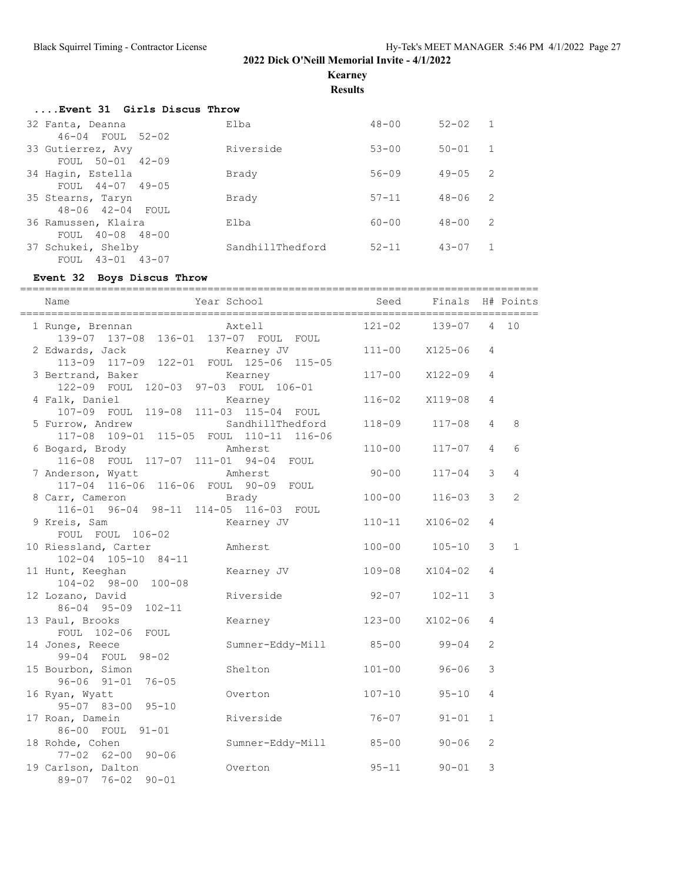# 2022 Dick O'Neill Memorial Invite - 4/1/2022

**Kearney**

**Results**

### ....Event 31 Girls Discus Throw

| Name | Year School | Seed | Finals | H# | Points |
|---|---|---|---|---|---|
| 32 Fanta, Deanna | Elba | 48-00 | 52-02 | 1 | |
| 46-04 FOUL 52-02 | | | | | |
| 33 Gutierrez, Avy | Riverside | 53-00 | 50-01 | 1 | |
| FOUL 50-01 42-09 | | | | | |
| 34 Hagin, Estella | Brady | 56-09 | 49-05 | 2 | |
| FOUL 44-07 49-05 | | | | | |
| 35 Stearns, Taryn | Brady | 57-11 | 48-06 | 2 | |
| 48-06 42-04 FOUL | | | | | |
| 36 Ramussen, Klaira | Elba | 60-00 | 48-00 | 2 | |
| FOUL 40-08 48-00 | | | | | |
| 37 Schukei, Shelby | SandhillThedford | 52-11 | 43-07 | 1 | |
| FOUL 43-01 43-07 | | | | | |

### Event 32 Boys Discus Throw

| Name | Year School | Seed | Finals | H# | Points |
|---|---|---|---|---|---|
| 1 Runge, Brennan | Axtell | 121-02 | 139-07 | 4 | 10 |
| 139-07 137-08 136-01 137-07 FOUL FOUL | | | | | |
| 2 Edwards, Jack | Kearney JV | 111-00 | X125-06 | 4 | |
| 113-09 117-09 122-01 FOUL 125-06 115-05 | | | | | |
| 3 Bertrand, Baker | Kearney | 117-00 | X122-09 | 4 | |
| 122-09 FOUL 120-03 97-03 FOUL 106-01 | | | | | |
| 4 Falk, Daniel | Kearney | 116-02 | X119-08 | 4 | |
| 107-09 FOUL 119-08 111-03 115-04 FOUL | | | | | |
| 5 Furrow, Andrew | SandhillThedford | 118-09 | 117-08 | 4 | 8 |
| 117-08 109-01 115-05 FOUL 110-11 116-06 | | | | | |
| 6 Bogard, Brody | Amherst | 110-00 | 117-07 | 4 | 6 |
| 116-08 FOUL 117-07 111-01 94-04 FOUL | | | | | |
| 7 Anderson, Wyatt | Amherst | 90-00 | 117-04 | 3 | 4 |
| 117-04 116-06 116-06 FOUL 90-09 FOUL | | | | | |
| 8 Carr, Cameron | Brady | 100-00 | 116-03 | 3 | 2 |
| 116-01 96-04 98-11 114-05 116-03 FOUL | | | | | |
| 9 Kreis, Sam | Kearney JV | 110-11 | X106-02 | 4 | |
| FOUL FOUL 106-02 | | | | | |
| 10 Riessland, Carter | Amherst | 100-00 | 105-10 | 3 | 1 |
| 102-04 105-10 84-11 | | | | | |
| 11 Hunt, Keeghan | Kearney JV | 109-08 | X104-02 | 4 | |
| 104-02 98-00 100-08 | | | | | |
| 12 Lozano, David | Riverside | 92-07 | 102-11 | 3 | |
| 86-04 95-09 102-11 | | | | | |
| 13 Paul, Brooks | Kearney | 123-00 | X102-06 | 4 | |
| FOUL 102-06 FOUL | | | | | |
| 14 Jones, Reece | Sumner-Eddy-Mill | 85-00 | 99-04 | 2 | |
| 99-04 FOUL 98-02 | | | | | |
| 15 Bourbon, Simon | Shelton | 101-00 | 96-06 | 3 | |
| 96-06 91-01 76-05 | | | | | |
| 16 Ryan, Wyatt | Overton | 107-10 | 95-10 | 4 | |
| 95-07 83-00 95-10 | | | | | |
| 17 Roan, Damein | Riverside | 76-07 | 91-01 | 1 | |
| 86-00 FOUL 91-01 | | | | | |
| 18 Rohde, Cohen | Sumner-Eddy-Mill | 85-00 | 90-06 | 2 | |
| 77-02 62-00 90-06 | | | | | |
| 19 Carlson, Dalton | Overton | 95-11 | 90-01 | 3 | |
| 89-07 76-02 90-01 | | | | | |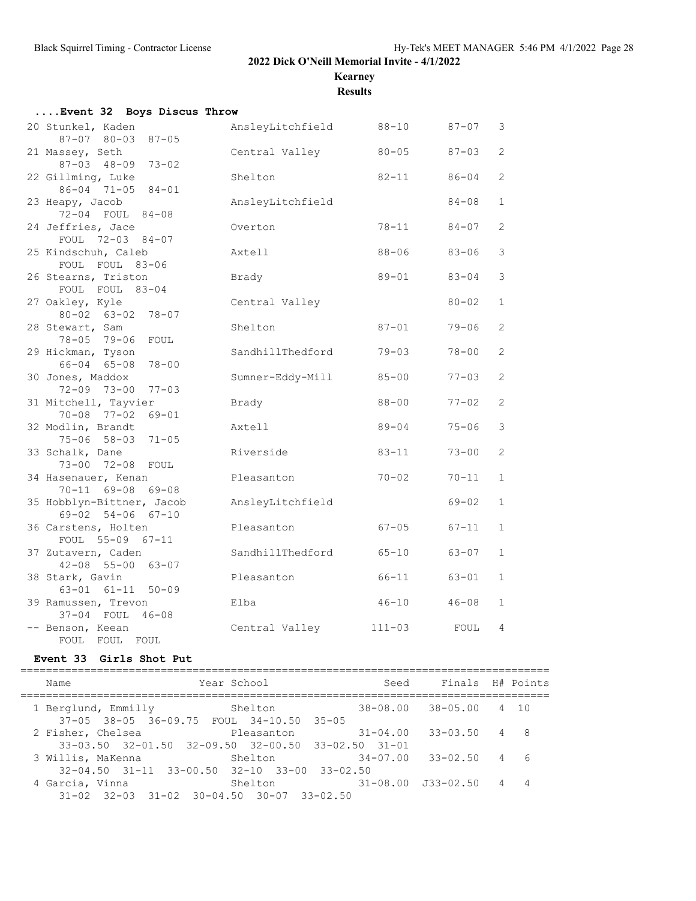## 2022 Dick O'Neill Memorial Invite - 4/1/2022

**Kearney**

**Results**

### ....Event 32 Boys Discus Throw

| Place | Name | School | Seed | Finals | H# |
|---|---|---|---|---|---|
| 20 | Stunkel, Kaden | AnsleyLitchfield | 88-10 | 87-07 | 3 |
| | 87-07 80-03 87-05 | | | | |
| 21 | Massey, Seth | Central Valley | 80-05 | 87-03 | 2 |
| | 87-03 48-09 73-02 | | | | |
| 22 | Gillming, Luke | Shelton | 82-11 | 86-04 | 2 |
| | 86-04 71-05 84-01 | | | | |
| 23 | Heapy, Jacob | AnsleyLitchfield | | 84-08 | 1 |
| | 72-04 FOUL 84-08 | | | | |
| 24 | Jeffries, Jace | Overton | 78-11 | 84-07 | 2 |
| | FOUL 72-03 84-07 | | | | |
| 25 | Kindschuh, Caleb | Axtell | 88-06 | 83-06 | 3 |
| | FOUL FOUL 83-06 | | | | |
| 26 | Stearns, Triston | Brady | 89-01 | 83-04 | 3 |
| | FOUL FOUL 83-04 | | | | |
| 27 | Oakley, Kyle | Central Valley | | 80-02 | 1 |
| | 80-02 63-02 78-07 | | | | |
| 28 | Stewart, Sam | Shelton | 87-01 | 79-06 | 2 |
| | 78-05 79-06 FOUL | | | | |
| 29 | Hickman, Tyson | SandhillThedford | 79-03 | 78-00 | 2 |
| | 66-04 65-08 78-00 | | | | |
| 30 | Jones, Maddox | Sumner-Eddy-Mill | 85-00 | 77-03 | 2 |
| | 72-09 73-00 77-03 | | | | |
| 31 | Mitchell, Tayvier | Brady | 88-00 | 77-02 | 2 |
| | 70-08 77-02 69-01 | | | | |
| 32 | Modlin, Brandt | Axtell | 89-04 | 75-06 | 3 |
| | 75-06 58-03 71-05 | | | | |
| 33 | Schalk, Dane | Riverside | 83-11 | 73-00 | 2 |
| | 73-00 72-08 FOUL | | | | |
| 34 | Hasenauer, Kenan | Pleasanton | 70-02 | 70-11 | 1 |
| | 70-11 69-08 69-08 | | | | |
| 35 | Hobblyn-Bittner, Jacob | AnsleyLitchfield | | 69-02 | 1 |
| | 69-02 54-06 67-10 | | | | |
| 36 | Carstens, Holten | Pleasanton | 67-05 | 67-11 | 1 |
| | FOUL 55-09 67-11 | | | | |
| 37 | Zutavern, Caden | SandhillThedford | 65-10 | 63-07 | 1 |
| | 42-08 55-00 63-07 | | | | |
| 38 | Stark, Gavin | Pleasanton | 66-11 | 63-01 | 1 |
| | 63-01 61-11 50-09 | | | | |
| 39 | Ramussen, Trevon | Elba | 46-10 | 46-08 | 1 |
| | 37-04 FOUL 46-08 | | | | |
| -- | Benson, Keean | Central Valley | 111-03 | FOUL | 4 |
| | FOUL FOUL FOUL | | | | |

### Event 33 Girls Shot Put

| Place | Name | Year | School | Seed | Finals | H# | Points |
|---|---|---|---|---|---|---|---|
| 1 | Berglund, Emmilly | | Shelton | 38-08.00 | 38-05.00 | 4 | 10 |
| | 37-05 38-05 36-09.75 FOUL 34-10.50 35-05 | | | | | | |
| 2 | Fisher, Chelsea | | Pleasanton | 31-04.00 | 33-03.50 | 4 | 8 |
| | 33-03.50 32-01.50 32-09.50 32-00.50 33-02.50 31-01 | | | | | | |
| 3 | Willis, MaKenna | | Shelton | 34-07.00 | 33-02.50 | 4 | 6 |
| | 32-04.50 31-11 33-00.50 32-10 33-00 33-02.50 | | | | | | |
| 4 | Garcia, Vinna | | Shelton | 31-08.00 | J33-02.50 | 4 | 4 |
| | 31-02 32-03 31-02 30-04.50 30-07 33-02.50 | | | | | | |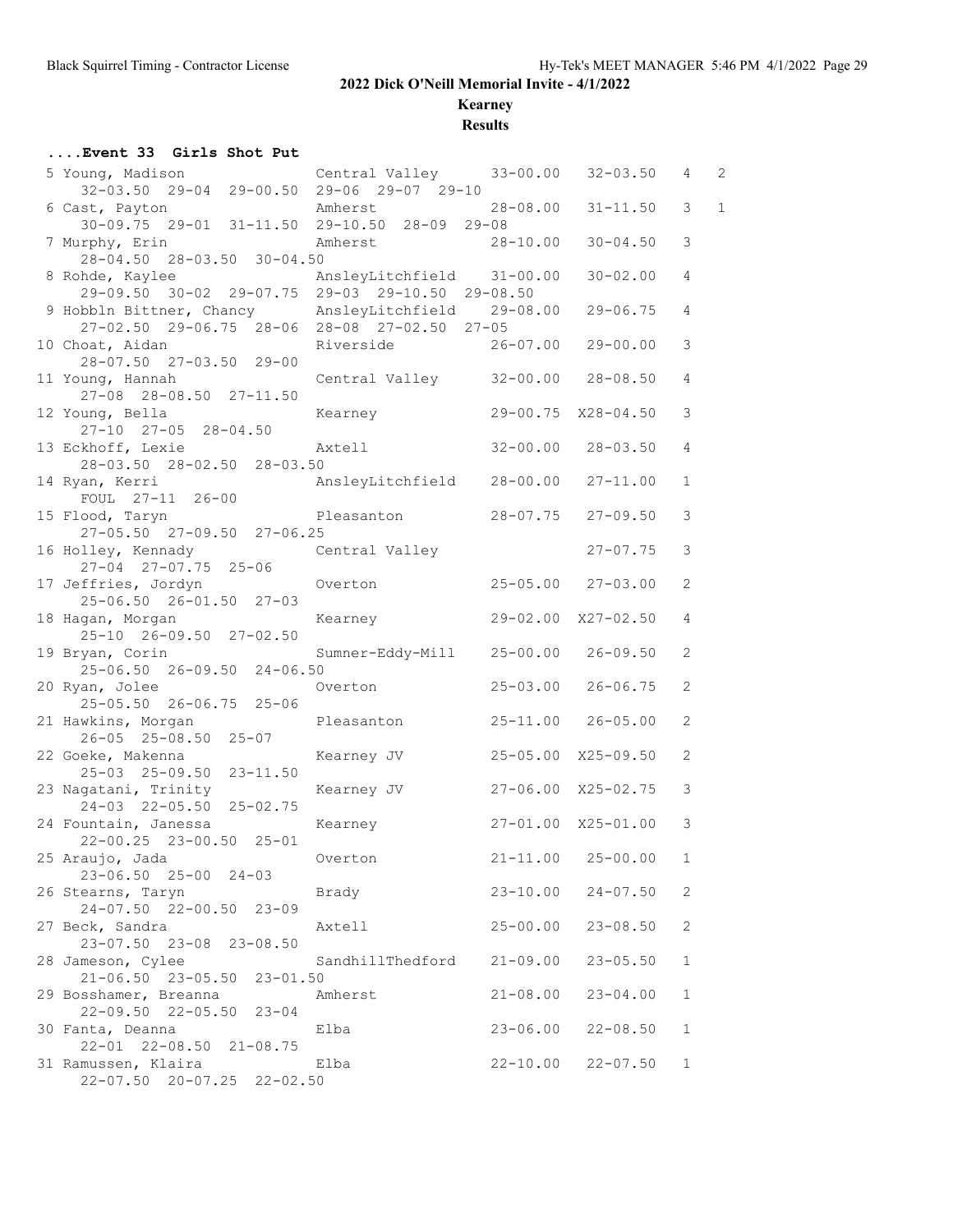## 2022 Dick O'Neill Memorial Invite - 4/1/2022

### Kearney

### Results

**....Event 33 Girls Shot Put**

| Place | Name | School | Seed | Finals | Flight | Points |
|---|---|---|---|---|---|---|
| 5 | Young, Madison | Central Valley | 33-00.00 | 32-03.50 | 4 | 2 |
| | 32-03.50 29-04 29-00.50 29-06 29-07 29-10 | | | | | |
| 6 | Cast, Payton | Amherst | 28-08.00 | 31-11.50 | 3 | 1 |
| | 30-09.75 29-01 31-11.50 29-10.50 28-09 29-08 | | | | | |
| 7 | Murphy, Erin | Amherst | 28-10.00 | 30-04.50 | 3 | |
| | 28-04.50 28-03.50 30-04.50 | | | | | |
| 8 | Rohde, Kaylee | AnsleyLitchfield | 31-00.00 | 30-02.00 | 4 | |
| | 29-09.50 30-02 29-07.75 29-03 29-10.50 29-08.50 | | | | | |
| 9 | Hobbln Bittner, Chancy | AnsleyLitchfield | 29-08.00 | 29-06.75 | 4 | |
| | 27-02.50 29-06.75 28-06 28-08 27-02.50 27-05 | | | | | |
| 10 | Choat, Aidan | Riverside | 26-07.00 | 29-00.00 | 3 | |
| | 28-07.50 27-03.50 29-00 | | | | | |
| 11 | Young, Hannah | Central Valley | 32-00.00 | 28-08.50 | 4 | |
| | 27-08 28-08.50 27-11.50 | | | | | |
| 12 | Young, Bella | Kearney | 29-00.75 | X28-04.50 | 3 | |
| | 27-10 27-05 28-04.50 | | | | | |
| 13 | Eckhoff, Lexie | Axtell | 32-00.00 | 28-03.50 | 4 | |
| | 28-03.50 28-02.50 28-03.50 | | | | | |
| 14 | Ryan, Kerri | AnsleyLitchfield | 28-00.00 | 27-11.00 | 1 | |
| | FOUL 27-11 26-00 | | | | | |
| 15 | Flood, Taryn | Pleasanton | 28-07.75 | 27-09.50 | 3 | |
| | 27-05.50 27-09.50 27-06.25 | | | | | |
| 16 | Holley, Kennady | Central Valley | | 27-07.75 | 3 | |
| | 27-04 27-07.75 25-06 | | | | | |
| 17 | Jeffries, Jordyn | Overton | 25-05.00 | 27-03.00 | 2 | |
| | 25-06.50 26-01.50 27-03 | | | | | |
| 18 | Hagan, Morgan | Kearney | 29-02.00 | X27-02.50 | 4 | |
| | 25-10 26-09.50 27-02.50 | | | | | |
| 19 | Bryan, Corin | Sumner-Eddy-Mill | 25-00.00 | 26-09.50 | 2 | |
| | 25-06.50 26-09.50 24-06.50 | | | | | |
| 20 | Ryan, Jolee | Overton | 25-03.00 | 26-06.75 | 2 | |
| | 25-05.50 26-06.75 25-06 | | | | | |
| 21 | Hawkins, Morgan | Pleasanton | 25-11.00 | 26-05.00 | 2 | |
| | 26-05 25-08.50 25-07 | | | | | |
| 22 | Goeke, Makenna | Kearney JV | 25-05.00 | X25-09.50 | 2 | |
| | 25-03 25-09.50 23-11.50 | | | | | |
| 23 | Nagatani, Trinity | Kearney JV | 27-06.00 | X25-02.75 | 3 | |
| | 24-03 22-05.50 25-02.75 | | | | | |
| 24 | Fountain, Janessa | Kearney | 27-01.00 | X25-01.00 | 3 | |
| | 22-00.25 23-00.50 25-01 | | | | | |
| 25 | Araujo, Jada | Overton | 21-11.00 | 25-00.00 | 1 | |
| | 23-06.50 25-00 24-03 | | | | | |
| 26 | Stearns, Taryn | Brady | 23-10.00 | 24-07.50 | 2 | |
| | 24-07.50 22-00.50 23-09 | | | | | |
| 27 | Beck, Sandra | Axtell | 25-00.00 | 23-08.50 | 2 | |
| | 23-07.50 23-08 23-08.50 | | | | | |
| 28 | Jameson, Cylee | SandhillThedford | 21-09.00 | 23-05.50 | 1 | |
| | 21-06.50 23-05.50 23-01.50 | | | | | |
| 29 | Bosshamer, Breanna | Amherst | 21-08.00 | 23-04.00 | 1 | |
| | 22-09.50 22-05.50 23-04 | | | | | |
| 30 | Fanta, Deanna | Elba | 23-06.00 | 22-08.50 | 1 | |
| | 22-01 22-08.50 21-08.75 | | | | | |
| 31 | Ramussen, Klaira | Elba | 22-10.00 | 22-07.50 | 1 | |
| | 22-07.50 20-07.25 22-02.50 | | | | | |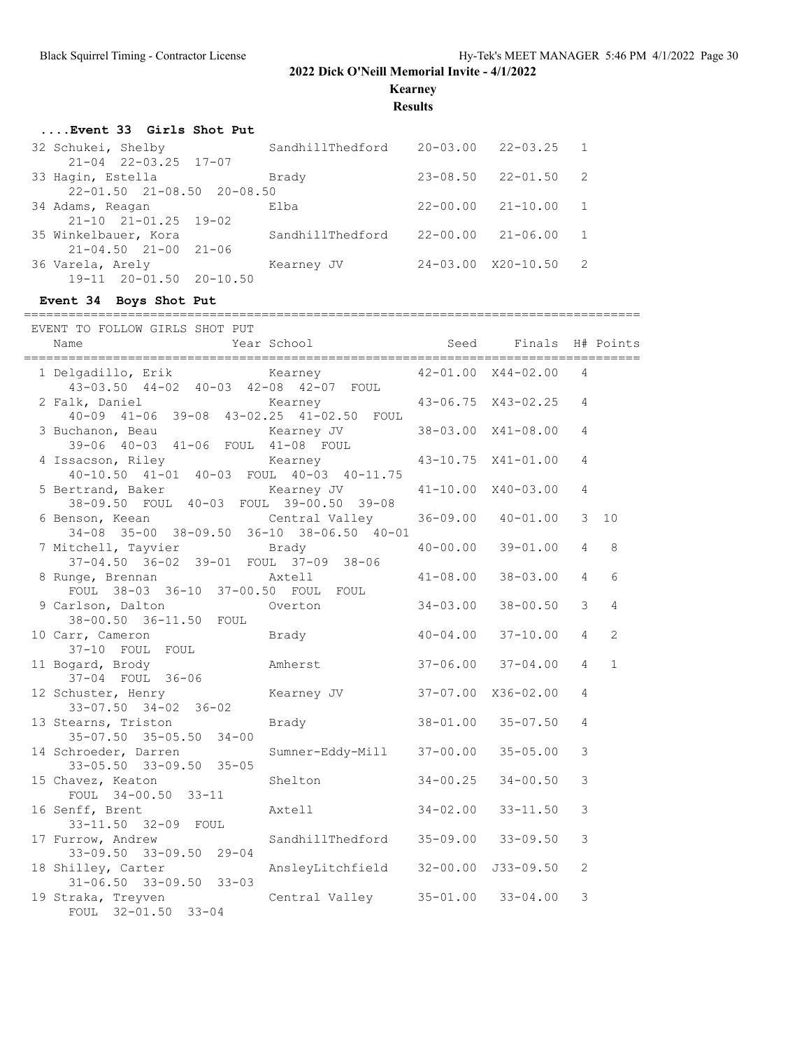**2022 Dick O'Neill Memorial Invite - 4/1/2022**

**Kearney**

**Results**

### ....Event 33 Girls Shot Put

| Place | Name | School | Seed | Finals | H# |
|---|---|---|---|---|---|
| 32 | Schukei, Shelby | SandhillThedford | 20-03.00 | 22-03.25 | 1 |
| | 21-04 22-03.25 17-07 | | | | |
| 33 | Hagin, Estella | Brady | 23-08.50 | 22-01.50 | 2 |
| | 22-01.50 21-08.50 20-08.50 | | | | |
| 34 | Adams, Reagan | Elba | 22-00.00 | 21-10.00 | 1 |
| | 21-10 21-01.25 19-02 | | | | |
| 35 | Winkelbauer, Kora | SandhillThedford | 22-00.00 | 21-06.00 | 1 |
| | 21-04.50 21-00 21-06 | | | | |
| 36 | Varela, Arely | Kearney JV | 24-03.00 | X20-10.50 | 2 |
| | 19-11 20-01.50 20-10.50 | | | | |

### Event 34 Boys Shot Put

EVENT TO FOLLOW GIRLS SHOT PUT

| Place | Name | Year | School | Seed | Finals | H# | Points |
|---|---|---|---|---|---|---|---|
| 1 | Delgadillo, Erik | | Kearney | 42-01.00 | X44-02.00 | 4 | |
| | 43-03.50 44-02 40-03 42-08 42-07 FOUL | | | | | | |
| 2 | Falk, Daniel | | Kearney | 43-06.75 | X43-02.25 | 4 | |
| | 40-09 41-06 39-08 43-02.25 41-02.50 FOUL | | | | | | |
| 3 | Buchanon, Beau | | Kearney JV | 38-03.00 | X41-08.00 | 4 | |
| | 39-06 40-03 41-06 FOUL 41-08 FOUL | | | | | | |
| 4 | Issacson, Riley | | Kearney | 43-10.75 | X41-01.00 | 4 | |
| | 40-10.50 41-01 40-03 FOUL 40-03 40-11.75 | | | | | | |
| 5 | Bertrand, Baker | | Kearney JV | 41-10.00 | X40-03.00 | 4 | |
| | 38-09.50 FOUL 40-03 FOUL 39-00.50 39-08 | | | | | | |
| 6 | Benson, Keean | | Central Valley | 36-09.00 | 40-01.00 | 3 | 10 |
| | 34-08 35-00 38-09.50 36-10 38-06.50 40-01 | | | | | | |
| 7 | Mitchell, Tayvier | | Brady | 40-00.00 | 39-01.00 | 4 | 8 |
| | 37-04.50 36-02 39-01 FOUL 37-09 38-06 | | | | | | |
| 8 | Runge, Brennan | | Axtell | 41-08.00 | 38-03.00 | 4 | 6 |
| | FOUL 38-03 36-10 37-00.50 FOUL FOUL | | | | | | |
| 9 | Carlson, Dalton | | Overton | 34-03.00 | 38-00.50 | 3 | 4 |
| | 38-00.50 36-11.50 FOUL | | | | | | |
| 10 | Carr, Cameron | | Brady | 40-04.00 | 37-10.00 | 4 | 2 |
| | 37-10 FOUL FOUL | | | | | | |
| 11 | Bogard, Brody | | Amherst | 37-06.00 | 37-04.00 | 4 | 1 |
| | 37-04 FOUL 36-06 | | | | | | |
| 12 | Schuster, Henry | | Kearney JV | 37-07.00 | X36-02.00 | 4 | |
| | 33-07.50 34-02 36-02 | | | | | | |
| 13 | Stearns, Triston | | Brady | 38-01.00 | 35-07.50 | 4 | |
| | 35-07.50 35-05.50 34-00 | | | | | | |
| 14 | Schroeder, Darren | | Sumner-Eddy-Mill | 37-00.00 | 35-05.00 | 3 | |
| | 33-05.50 33-09.50 35-05 | | | | | | |
| 15 | Chavez, Keaton | | Shelton | 34-00.25 | 34-00.50 | 3 | |
| | FOUL 34-00.50 33-11 | | | | | | |
| 16 | Senff, Brent | | Axtell | 34-02.00 | 33-11.50 | 3 | |
| | 33-11.50 32-09 FOUL | | | | | | |
| 17 | Furrow, Andrew | | SandhillThedford | 35-09.00 | 33-09.50 | 3 | |
| | 33-09.50 33-09.50 29-04 | | | | | | |
| 18 | Shilley, Carter | | AnsleyLitchfield | 32-00.00 | J33-09.50 | 2 | |
| | 31-06.50 33-09.50 33-03 | | | | | | |
| 19 | Straka, Treyven | | Central Valley | 35-01.00 | 33-04.00 | 3 | |
| | FOUL 32-01.50 33-04 | | | | | | |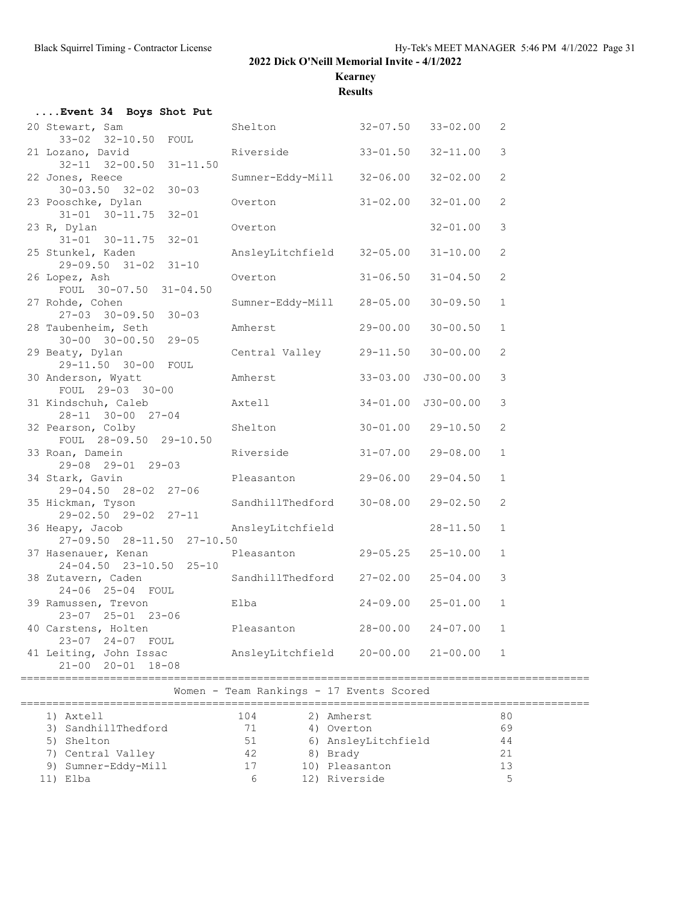## 2022 Dick O'Neill Memorial Invite - 4/1/2022

**Kearney**

**Results**

### ....Event 34 Boys Shot Put

| Place | Name | School | Seed | Finals | Points |
|---|---|---|---|---|---|
| 20 | Stewart, Sam | Shelton | 32-07.50 | 33-02.00 | 2 |
| | 33-02 32-10.50 FOUL | | | | |
| 21 | Lozano, David | Riverside | 33-01.50 | 32-11.00 | 3 |
| | 32-11 32-00.50 31-11.50 | | | | |
| 22 | Jones, Reece | Sumner-Eddy-Mill | 32-06.00 | 32-02.00 | 2 |
| | 30-03.50 32-02 30-03 | | | | |
| 23 | Pooschke, Dylan | Overton | 31-02.00 | 32-01.00 | 2 |
| | 31-01 30-11.75 32-01 | | | | |
| 23 | R, Dylan | Overton | | 32-01.00 | 3 |
| | 31-01 30-11.75 32-01 | | | | |
| 25 | Stunkel, Kaden | AnsleyLitchfield | 32-05.00 | 31-10.00 | 2 |
| | 29-09.50 31-02 31-10 | | | | |
| 26 | Lopez, Ash | Overton | 31-06.50 | 31-04.50 | 2 |
| | FOUL 30-07.50 31-04.50 | | | | |
| 27 | Rohde, Cohen | Sumner-Eddy-Mill | 28-05.00 | 30-09.50 | 1 |
| | 27-03 30-09.50 30-03 | | | | |
| 28 | Taubenheim, Seth | Amherst | 29-00.00 | 30-00.50 | 1 |
| | 30-00 30-00.50 29-05 | | | | |
| 29 | Beaty, Dylan | Central Valley | 29-11.50 | 30-00.00 | 2 |
| | 29-11.50 30-00 FOUL | | | | |
| 30 | Anderson, Wyatt | Amherst | 33-03.00 | J30-00.00 | 3 |
| | FOUL 29-03 30-00 | | | | |
| 31 | Kindschuh, Caleb | Axtell | 34-01.00 | J30-00.00 | 3 |
| | 28-11 30-00 27-04 | | | | |
| 32 | Pearson, Colby | Shelton | 30-01.00 | 29-10.50 | 2 |
| | FOUL 28-09.50 29-10.50 | | | | |
| 33 | Roan, Damein | Riverside | 31-07.00 | 29-08.00 | 1 |
| | 29-08 29-01 29-03 | | | | |
| 34 | Stark, Gavin | Pleasanton | 29-06.00 | 29-04.50 | 1 |
| | 29-04.50 28-02 27-06 | | | | |
| 35 | Hickman, Tyson | SandhillThedford | 30-08.00 | 29-02.50 | 2 |
| | 29-02.50 29-02 27-11 | | | | |
| 36 | Heapy, Jacob | AnsleyLitchfield | | 28-11.50 | 1 |
| | 27-09.50 28-11.50 27-10.50 | | | | |
| 37 | Hasenauer, Kenan | Pleasanton | 29-05.25 | 25-10.00 | 1 |
| | 24-04.50 23-10.50 25-10 | | | | |
| 38 | Zutavern, Caden | SandhillThedford | 27-02.00 | 25-04.00 | 3 |
| | 24-06 25-04 FOUL | | | | |
| 39 | Ramussen, Trevon | Elba | 24-09.00 | 25-01.00 | 1 |
| | 23-07 25-01 23-06 | | | | |
| 40 | Carstens, Holten | Pleasanton | 28-00.00 | 24-07.00 | 1 |
| | 23-07 24-07 FOUL | | | | |
| 41 | Leiting, John Issac | AnsleyLitchfield | 20-00.00 | 21-00.00 | 1 |
| | 21-00 20-01 18-08 | | | | |

### Women - Team Rankings - 17 Events Scored

| Rank | Team | Points | Rank | Team | Points |
|---|---|---|---|---|---|
| 1) | Axtell | 104 | 2) | Amherst | 80 |
| 3) | SandhillThedford | 71 | 4) | Overton | 69 |
| 5) | Shelton | 51 | 6) | AnsleyLitchfield | 44 |
| 7) | Central Valley | 42 | 8) | Brady | 21 |
| 9) | Sumner-Eddy-Mill | 17 | 10) | Pleasanton | 13 |
| 11) | Elba | 6 | 12) | Riverside | 5 |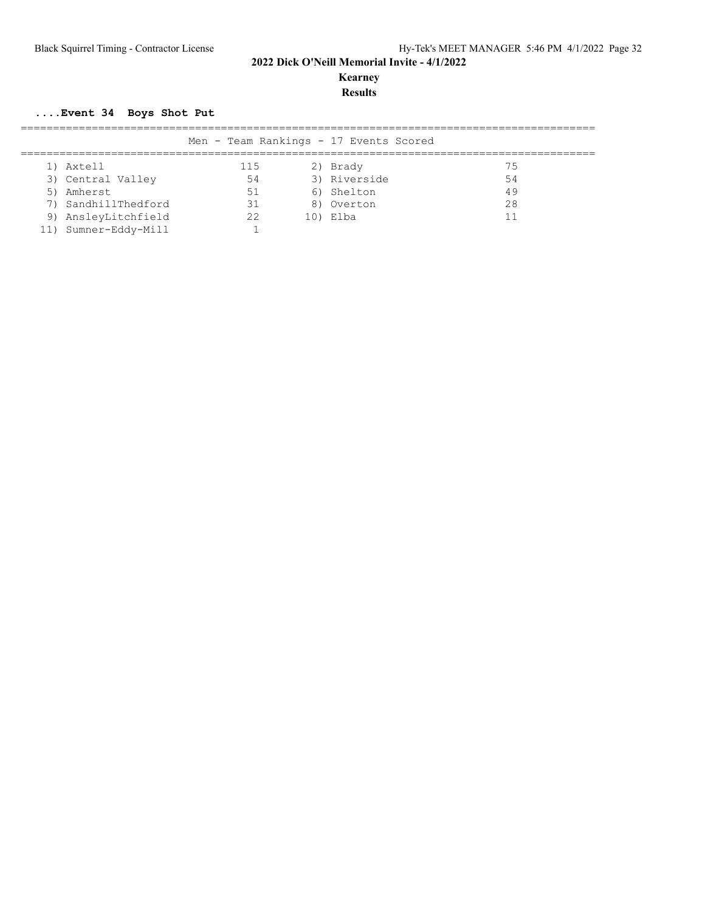## 2022 Dick O'Neill Memorial Invite - 4/1/2022

### Kearney

### Results

**....Event 34 Boys Shot Put**

Men - Team Rankings - 17 Events Scored

| | | | | | |
|---|---|---|---|---|---|
| 1) | Axtell | 115 | 2) | Brady | 75 |
| 3) | Central Valley | 54 | 3) | Riverside | 54 |
| 5) | Amherst | 51 | 6) | Shelton | 49 |
| 7) | SandhillThedford | 31 | 8) | Overton | 28 |
| 9) | AnsleyLitchfield | 22 | 10) | Elba | 11 |
| 11) | Sumner-Eddy-Mill | 1 | | | |